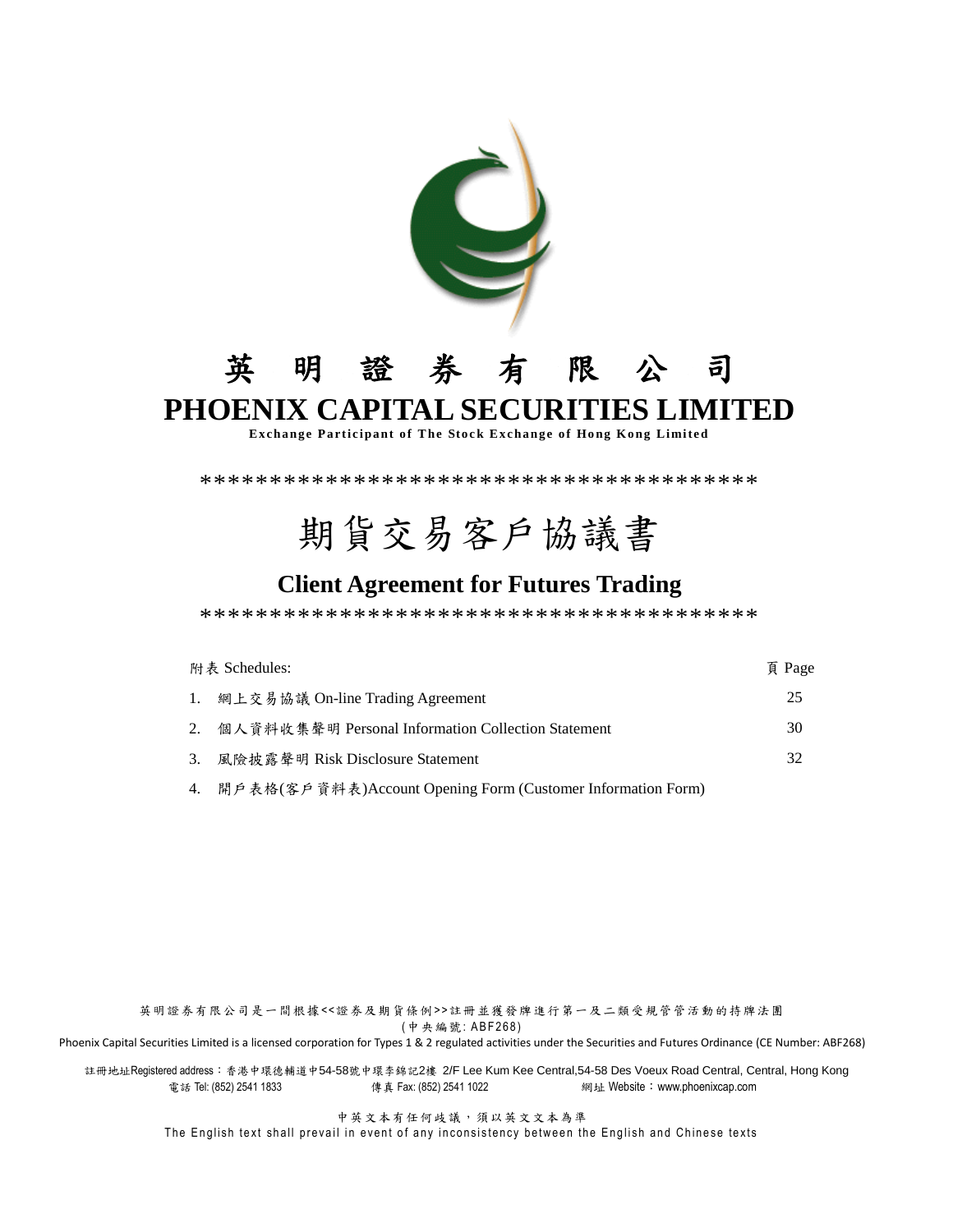# 英 明 證 券 有 限 公 司

# PHOENIX CAPITAL SECURITIES LIMITED

**Exchange Participant of The Stock Exchange of Hong Kong Limited**

****************************************

# 期貨交易客戶協議書

## Client Agreement for Futures Trading

****************************************

| 附表 Schedules: | 頁 Page |
|---|---|
| 1. 網上交易協議 On-line Trading Agreement | 25 |
| 2. 個人資料收集聲明 Personal Information Collection Statement | 30 |
| 3. 風險披露聲明 Risk Disclosure Statement | 32 |
| 4. 開戶表格(客戶資料表)Account Opening Form (Customer Information Form) | |

英明證券有限公司是一間根據<<證券及期貨條例>>註冊並獲發牌進行第一及二類受規管管活動的持牌法團
(中央編號: ABF268)

Phoenix Capital Securities Limited is a licensed corporation for Types 1 & 2 regulated activities under the Securities and Futures Ordinance (CE Number: ABF268)

註冊地址Registered address：香港中環德輔道中54-58號中環李錦記2樓 2/F Lee Kum Kee Central,54-58 Des Voeux Road Central, Central, Hong Kong
電話 Tel: (852) 2541 1833　　傳真 Fax: (852) 2541 1022　　網址 Website：www.phoenixcap.com

中英文本有任何歧議，須以英文文本為準
The English text shall prevail in event of any inconsistency between the English and Chinese texts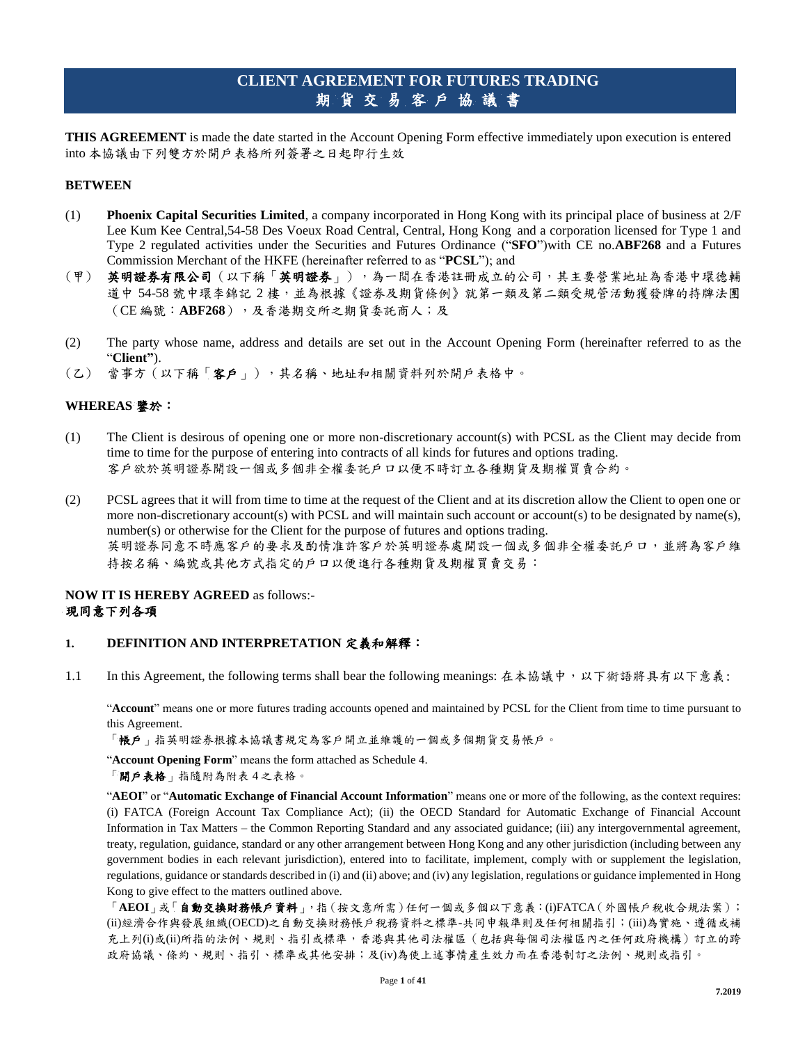# CLIENT AGREEMENT FOR FUTURES TRADING
# 期貨交易客戶協議書

**THIS AGREEMENT** is made the date started in the Account Opening Form effective immediately upon execution is entered into 本協議由下列雙方於開戶表格所列簽署之日起即行生效

**BETWEEN**

(1) **Phoenix Capital Securities Limited**, a company incorporated in Hong Kong with its principal place of business at 2/F Lee Kum Kee Central,54-58 Des Voeux Road Central, Central, Hong Kong and a corporation licensed for Type 1 and Type 2 regulated activities under the Securities and Futures Ordinance ("**SFO**")with CE no.**ABF268** and a Futures Commission Merchant of the HKFE (hereinafter referred to as "**PCSL**"); and

(甲) **英明證券有限公司**（以下稱「**英明證券**」），為一間在香港註冊成立的公司，其主要營業地址為香港中環德輔道中 54-58 號中環李錦記 2 樓，並為根據《證券及期貨條例》就第一類及第二類受規管活動獲發牌的持牌法團（CE 編號：**ABF268**），及香港期交所之期貨委託商人；及

(2) The party whose name, address and details are set out in the Account Opening Form (hereinafter referred to as the "**Client"**).

(乙) 當事方（以下稱「**客戶**」），其名稱、地址和相關資料列於開戶表格中。

**WHEREAS 鑒於：**

(1) The Client is desirous of opening one or more non-discretionary account(s) with PCSL as the Client may decide from time to time for the purpose of entering into contracts of all kinds for futures and options trading.
客戶欲於英明證券開設一個或多個非全權委託戶口以便不時訂立各種期貨及期權買賣合約。

(2) PCSL agrees that it will from time to time at the request of the Client and at its discretion allow the Client to open one or more non-discretionary account(s) with PCSL and will maintain such account or account(s) to be designated by name(s), number(s) or otherwise for the Client for the purpose of futures and options trading.
英明證券同意不時應客戶的要求及酌情准許客戶於英明證券處開設一個或多個非全權委託戶口，並將為客戶維持按名稱、編號或其他方式指定的戶口以便進行各種期貨及期權買賣交易：

**NOW IT IS HEREBY AGREED** as follows:-
**現同意下列各項**

## 1. DEFINITION AND INTERPRETATION 定義和解釋：

1.1 In this Agreement, the following terms shall bear the following meanings: 在本協議中，以下術語將具有以下意義：

"**Account**" means one or more futures trading accounts opened and maintained by PCSL for the Client from time to time pursuant to this Agreement.

「**帳戶**」指英明證券根據本協議書規定為客戶開立並維護的一個或多個期貨交易帳戶。

"**Account Opening Form**" means the form attached as Schedule 4.

「**開戶表格**」指隨附為附表 4 之表格。

"**AEOI**" or "**Automatic Exchange of Financial Account Information**" means one or more of the following, as the context requires: (i) FATCA (Foreign Account Tax Compliance Act); (ii) the OECD Standard for Automatic Exchange of Financial Account Information in Tax Matters – the Common Reporting Standard and any associated guidance; (iii) any intergovernmental agreement, treaty, regulation, guidance, standard or any other arrangement between Hong Kong and any other jurisdiction (including between any government bodies in each relevant jurisdiction), entered into to facilitate, implement, comply with or supplement the legislation, regulations, guidance or standards described in (i) and (ii) above; and (iv) any legislation, regulations or guidance implemented in Hong Kong to give effect to the matters outlined above.

「**AEOI**」或「**自動交換財務帳戶資料**」，指（按文意所需）任何一個或多個以下意義：(i)FATCA（外國帳戶稅收合規法案）；(ii)經濟合作與發展組織(OECD)之自動交換財務帳戶稅務資料之標準-共同申報準則及任何相關指引；(iii)為實施、遵循或補充上列(i)或(ii)所指的法例、規則、指引或標準，香港與其他司法權區（包括與每個司法權區內之任何政府機構）訂立的跨政府協議、條約、規則、指引、標準或其他安排；及(iv)為使上述事情產生效力而在香港制訂之法例、規則或指引。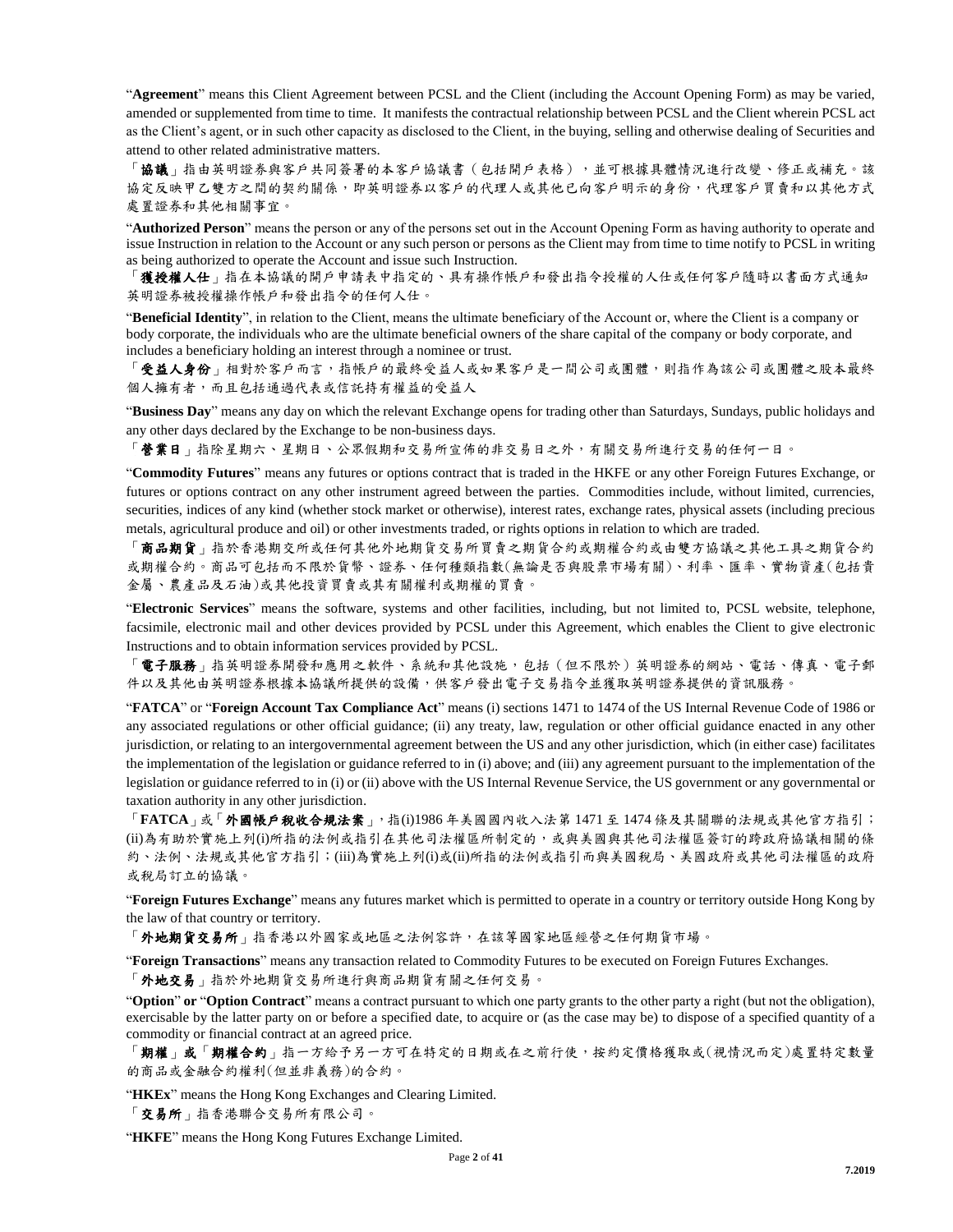"**Agreement**" means this Client Agreement between PCSL and the Client (including the Account Opening Form) as may be varied, amended or supplemented from time to time. It manifests the contractual relationship between PCSL and the Client wherein PCSL act as the Client's agent, or in such other capacity as disclosed to the Client, in the buying, selling and otherwise dealing of Securities and attend to other related administrative matters.

「**協議**」指由英明證券與客戶共同簽署的本客戶協議書（包括開戶表格），並可根據具體情況進行改變、修正或補充。該協定反映甲乙雙方之間的契約關係，即英明證券以客戶的代理人或其他已向客戶明示的身份，代理客戶買賣和以其他方式處置證券和其他相關事宜。

"**Authorized Person**" means the person or any of the persons set out in the Account Opening Form as having authority to operate and issue Instruction in relation to the Account or any such person or persons as the Client may from time to time notify to PCSL in writing as being authorized to operate the Account and issue such Instruction.

「**獲授權人仕**」指在本協議的開戶申請表中指定的、具有操作帳戶和發出指令授權的人仕或任何客戶隨時以書面方式通知英明證券被授權操作帳戶和發出指令的任何人仕。

"**Beneficial Identity**", in relation to the Client, means the ultimate beneficiary of the Account or, where the Client is a company or body corporate, the individuals who are the ultimate beneficial owners of the share capital of the company or body corporate, and includes a beneficiary holding an interest through a nominee or trust.

「**受益人身份**」相對於客戶而言，指帳戶的最終受益人或如果客戶是一間公司或團體，則指作為該公司或團體之股本最終個人擁有者，而且包括通過代表或信託持有權益的受益人

"**Business Day**" means any day on which the relevant Exchange opens for trading other than Saturdays, Sundays, public holidays and any other days declared by the Exchange to be non-business days.

「**營業日**」指除星期六、星期日、公眾假期和交易所宣佈的非交易日之外，有關交易所進行交易的任何一日。

"**Commodity Futures**" means any futures or options contract that is traded in the HKFE or any other Foreign Futures Exchange, or futures or options contract on any other instrument agreed between the parties. Commodities include, without limited, currencies, securities, indices of any kind (whether stock market or otherwise), interest rates, exchange rates, physical assets (including precious metals, agricultural produce and oil) or other investments traded, or rights options in relation to which are traded.

「**商品期貨**」指於香港期交所或任何其他外地期貨交易所買賣之期貨合約或期權合約或由雙方協議之其他工具之期貨合約或期權合約。商品可包括而不限於貨幣、證券、任何種類指數(無論是否與股票市場有關)、利率、匯率、實物資產(包括貴金屬、農產品及石油)或其他投資買賣或其有關權利或期權的買賣。

"**Electronic Services**" means the software, systems and other facilities, including, but not limited to, PCSL website, telephone, facsimile, electronic mail and other devices provided by PCSL under this Agreement, which enables the Client to give electronic Instructions and to obtain information services provided by PCSL.

「**電子服務**」指英明證券開發和應用之軟件、系統和其他設施，包括（但不限於）英明證券的網站、電話、傳真、電子郵件以及其他由英明證券根據本協議所提供的設備，供客戶發出電子交易指令並獲取英明證券提供的資訊服務。

"**FATCA**" or "**Foreign Account Tax Compliance Act**" means (i) sections 1471 to 1474 of the US Internal Revenue Code of 1986 or any associated regulations or other official guidance; (ii) any treaty, law, regulation or other official guidance enacted in any other jurisdiction, or relating to an intergovernmental agreement between the US and any other jurisdiction, which (in either case) facilitates the implementation of the legislation or guidance referred to in (i) above; and (iii) any agreement pursuant to the implementation of the legislation or guidance referred to in (i) or (ii) above with the US Internal Revenue Service, the US government or any governmental or taxation authority in any other jurisdiction.

「**FATCA**」或「**外國帳戶稅收合規法案**」，指(i)1986 年美國國內收入法第 1471 至 1474 條及其關聯的法規或其他官方指引；(ii)為有助於實施上列(i)所指的法例或指引在其他司法權區所制定的，或與美國與其他司法權區簽訂的跨政府協議相關的條約、法例、法規或其他官方指引；(iii)為實施上列(i)或(ii)所指的法例或指引而與美國稅局、美國政府或其他司法權區的政府或稅局訂立的協議。

"**Foreign Futures Exchange**" means any futures market which is permitted to operate in a country or territory outside Hong Kong by the law of that country or territory.

「**外地期貨交易所**」指香港以外國家或地區之法例容許，在該等國家地區經營之任何期貨市場。

"**Foreign Transactions**" means any transaction related to Commodity Futures to be executed on Foreign Futures Exchanges.

「**外地交易**」指於外地期貨交易所進行與商品期貨有關之任何交易。

"**Option**" **or** "**Option Contract**" means a contract pursuant to which one party grants to the other party a right (but not the obligation), exercisable by the latter party on or before a specified date, to acquire or (as the case may be) to dispose of a specified quantity of a commodity or financial contract at an agreed price.

「**期權**」或「**期權合約**」指一方給予另一方可在特定的日期或在之前行使，按約定價格獲取或(視情況而定)處置特定數量的商品或金融合約權利(但並非義務)的合約。

"**HKEx**" means the Hong Kong Exchanges and Clearing Limited.

「**交易所**」指香港聯合交易所有限公司。

"**HKFE**" means the Hong Kong Futures Exchange Limited.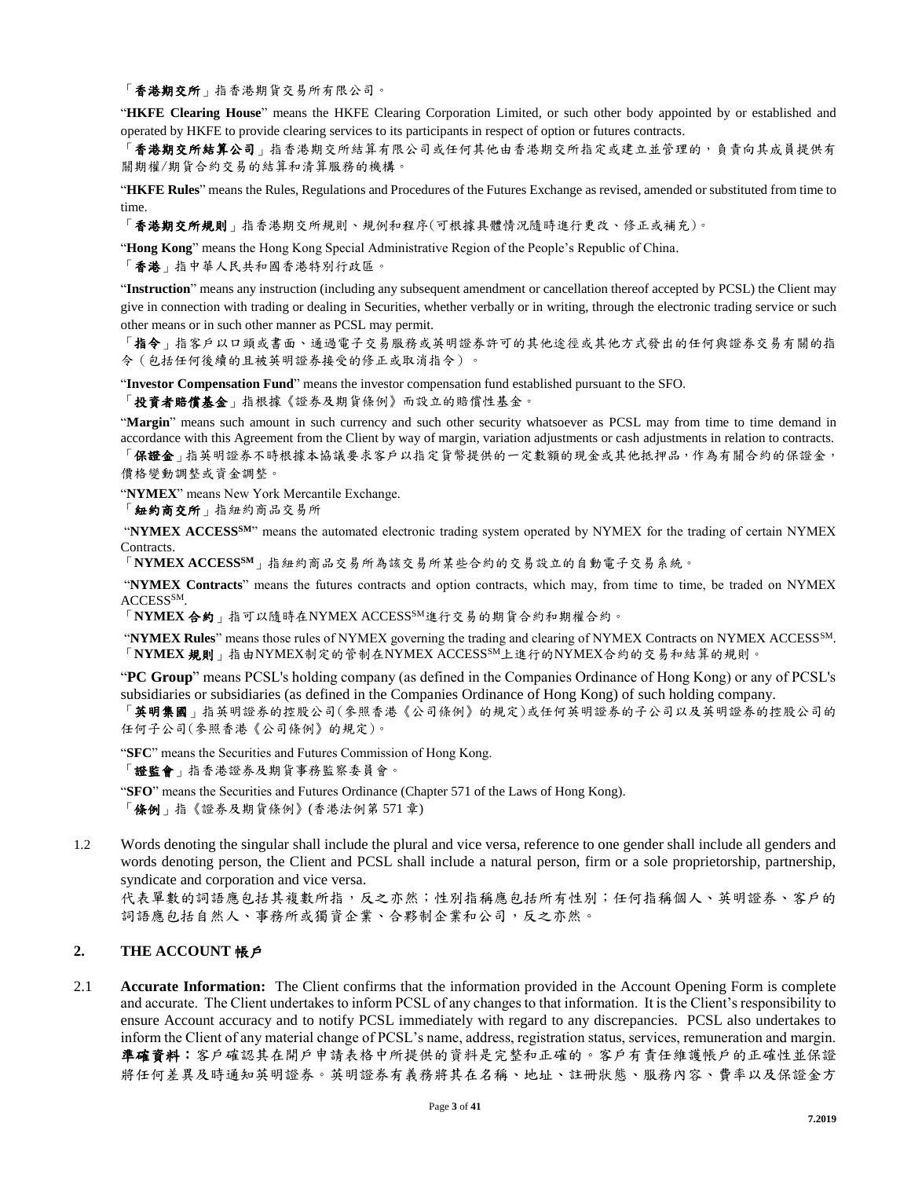「**香港期交所**」指香港期貨交易所有限公司。

"**HKFE Clearing House**" means the HKFE Clearing Corporation Limited, or such other body appointed by or established and operated by HKFE to provide clearing services to its participants in respect of option or futures contracts.

「**香港期交所結算公司**」指香港期交所結算有限公司或任何其他由香港期交所指定或建立並管理的，負責向其成員提供有關期權/期貨合約交易的結算和清算服務的機構。

"**HKFE Rules**" means the Rules, Regulations and Procedures of the Futures Exchange as revised, amended or substituted from time to time.

「**香港期交所規則**」指香港期交所規則、規例和程序(可根據具體情況隨時進行更改、修正或補充)。

"**Hong Kong**" means the Hong Kong Special Administrative Region of the People's Republic of China.

「**香港**」指中華人民共和國香港特別行政區。

"**Instruction**" means any instruction (including any subsequent amendment or cancellation thereof accepted by PCSL) the Client may give in connection with trading or dealing in Securities, whether verbally or in writing, through the electronic trading service or such other means or in such other manner as PCSL may permit.

「**指令**」指客戶以口頭或書面、通過電子交易服務或英明證券許可的其他途徑或其他方式發出的任何與證券交易有關的指令（包括任何後續的且被英明證券接受的修正或取消指令）。

"**Investor Compensation Fund**" means the investor compensation fund established pursuant to the SFO.

「**投資者賠償基金**」指根據《證券及期貨條例》而設立的賠償性基金。

"**Margin**" means such amount in such currency and such other security whatsoever as PCSL may from time to time demand in accordance with this Agreement from the Client by way of margin, variation adjustments or cash adjustments in relation to contracts.

「**保證金**」指英明證券不時根據本協議要求客戶以指定貨幣提供的一定數額的現金或其他抵押品，作為有關合約的保證金，價格變動調整或資金調整。

"**NYMEX**" means New York Mercantile Exchange.

「**紐約商交所**」指紐約商品交易所

"**NYMEX ACCESS**SM" means the automated electronic trading system operated by NYMEX for the trading of certain NYMEX Contracts.

「**NYMEX ACCESS**SM」指紐約商品交易所為該交易所某些合約的交易設立的自動電子交易系統。

"**NYMEX Contracts**" means the futures contracts and option contracts, which may, from time to time, be traded on NYMEX ACCESSSM.

「**NYMEX 合約**」指可以隨時在NYMEX ACCESSSM進行交易的期貨合約和期權合約。

"**NYMEX Rules**" means those rules of NYMEX governing the trading and clearing of NYMEX Contracts on NYMEX ACCESSSM.

「**NYMEX 規則**」指由NYMEX制定的管制在NYMEX ACCESSSM上進行的NYMEX合約的交易和結算的規則。

"**PC Group**" means PCSL's holding company (as defined in the Companies Ordinance of Hong Kong) or any of PCSL's subsidiaries or subsidiaries (as defined in the Companies Ordinance of Hong Kong) of such holding company.

「**英明集團**」指英明證券的控股公司(參照香港《公司條例》的規定)或任何英明證券的子公司以及英明證券的控股公司的任何子公司(參照香港《公司條例》的規定)。

"**SFC**" means the Securities and Futures Commission of Hong Kong.

「**證監會**」指香港證券及期貨事務監察委員會。

"**SFO**" means the Securities and Futures Ordinance (Chapter 571 of the Laws of Hong Kong).

「**條例**」指《證券及期貨條例》(香港法例第 571 章)

1.2 Words denoting the singular shall include the plural and vice versa, reference to one gender shall include all genders and words denoting person, the Client and PCSL shall include a natural person, firm or a sole proprietorship, partnership, syndicate and corporation and vice versa.

代表單數的詞語應包括其複數所指，反之亦然；性別指稱應包括所有性別；任何指稱個人、英明證券、客戶的詞語應包括自然人、事務所或獨資企業、合夥制企業和公司，反之亦然。

## 2. THE ACCOUNT 帳戶

2.1 **Accurate Information:** The Client confirms that the information provided in the Account Opening Form is complete and accurate. The Client undertakes to inform PCSL of any changes to that information. It is the Client's responsibility to ensure Account accuracy and to notify PCSL immediately with regard to any discrepancies. PCSL also undertakes to inform the Client of any material change of PCSL's name, address, registration status, services, remuneration and margin.

**準確資料：**客戶確認其在開戶申請表格中所提供的資料是完整和正確的。客戶有責任維護帳戶的正確性並保證將任何差異及時通知英明證券。英明證券有義務將其在名稱、地址、註冊狀態、服務內容、費率以及保證金方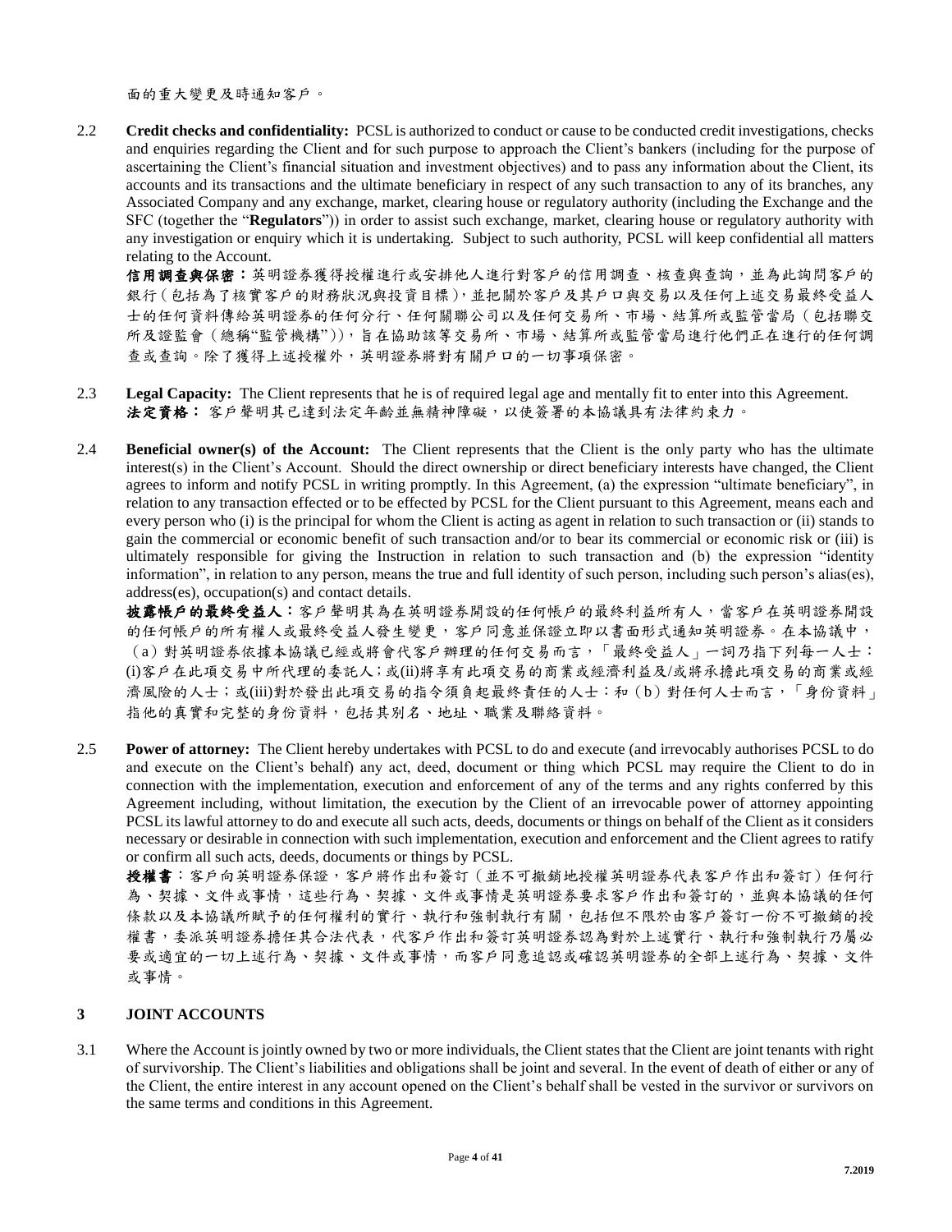面的重大變更及時通知客戶。

2.2 **Credit checks and confidentiality:** PCSL is authorized to conduct or cause to be conducted credit investigations, checks and enquiries regarding the Client and for such purpose to approach the Client's bankers (including for the purpose of ascertaining the Client's financial situation and investment objectives) and to pass any information about the Client, its accounts and its transactions and the ultimate beneficiary in respect of any such transaction to any of its branches, any Associated Company and any exchange, market, clearing house or regulatory authority (including the Exchange and the SFC (together the "**Regulators**")) in order to assist such exchange, market, clearing house or regulatory authority with any investigation or enquiry which it is undertaking. Subject to such authority, PCSL will keep confidential all matters relating to the Account.

**信用調查與保密：**英明證券獲得授權進行或安排他人進行對客戶的信用調查、核查與查詢，並為此詢問客戶的銀行（包括為了核實客戶的財務狀況與投資目標），並把關於客戶及其戶口與交易以及任何上述交易最終受益人士的任何資料傳給英明證券的任何分行、任何關聯公司以及任何交易所、市場、結算所或監管當局（包括聯交所及證監會（總稱"監管機構"）），旨在協助該等交易所、市場、結算所或監管當局進行他們正在進行的任何調查或查詢。除了獲得上述授權外，英明證券將對有關戶口的一切事項保密。

2.3 **Legal Capacity:** The Client represents that he is of required legal age and mentally fit to enter into this Agreement.
**法定資格：** 客戶聲明其已達到法定年齡並無精神障礙，以使簽署的本協議具有法律約束力。

2.4 **Beneficial owner(s) of the Account:** The Client represents that the Client is the only party who has the ultimate interest(s) in the Client's Account. Should the direct ownership or direct beneficiary interests have changed, the Client agrees to inform and notify PCSL in writing promptly. In this Agreement, (a) the expression "ultimate beneficiary", in relation to any transaction effected or to be effected by PCSL for the Client pursuant to this Agreement, means each and every person who (i) is the principal for whom the Client is acting as agent in relation to such transaction or (ii) stands to gain the commercial or economic benefit of such transaction and/or to bear its commercial or economic risk or (iii) is ultimately responsible for giving the Instruction in relation to such transaction and (b) the expression "identity information", in relation to any person, means the true and full identity of such person, including such person's alias(es), address(es), occupation(s) and contact details.

**披露帳戶的最終受益人：**客戶聲明其為在英明證券開設的任何帳戶的最終利益所有人，當客戶在英明證券開設的任何帳戶的所有權人或最終受益人發生變更，客戶同意並保證立即以書面形式通知英明證券。在本協議中，（a）對英明證券依據本協議已經或將會代客戶辦理的任何交易而言，「最終受益人」一詞乃指下列每一人士：(i)客戶在此項交易中所代理的委託人；或(ii)將享有此項交易的商業或經濟利益及/或將承擔此項交易的商業或經濟風險的人士；或(iii)對於發出此項交易的指令須負起最終責任的人士：和（b）對任何人士而言，「身份資料」指他的真實和完整的身份資料，包括其別名、地址、職業及聯絡資料。

2.5 **Power of attorney:** The Client hereby undertakes with PCSL to do and execute (and irrevocably authorises PCSL to do and execute on the Client's behalf) any act, deed, document or thing which PCSL may require the Client to do in connection with the implementation, execution and enforcement of any of the terms and any rights conferred by this Agreement including, without limitation, the execution by the Client of an irrevocable power of attorney appointing PCSL its lawful attorney to do and execute all such acts, deeds, documents or things on behalf of the Client as it considers necessary or desirable in connection with such implementation, execution and enforcement and the Client agrees to ratify or confirm all such acts, deeds, documents or things by PCSL.

**授權書**：客戶向英明證券保證，客戶將作出和簽訂（並不可撤銷地授權英明證券代表客戶作出和簽訂）任何行為、契據、文件或事情，這些行為、契據、文件或事情是英明證券要求客戶作出和簽訂的，並與本協議的任何條款以及本協議所賦予的任何權利的實行、執行和強制執行有關，包括但不限於由客戶簽訂一份不可撤銷的授權書，委派英明證券擔任其合法代表，代客戶作出和簽訂英明證券認為對於上述實行、執行和強制執行乃屬必要或適宜的一切上述行為、契據、文件或事情，而客戶同意追認或確認英明證券的全部上述行為、契據、文件或事情。

## 3 JOINT ACCOUNTS

3.1 Where the Account is jointly owned by two or more individuals, the Client states that the Client are joint tenants with right of survivorship. The Client's liabilities and obligations shall be joint and several. In the event of death of either or any of the Client, the entire interest in any account opened on the Client's behalf shall be vested in the survivor or survivors on the same terms and conditions in this Agreement.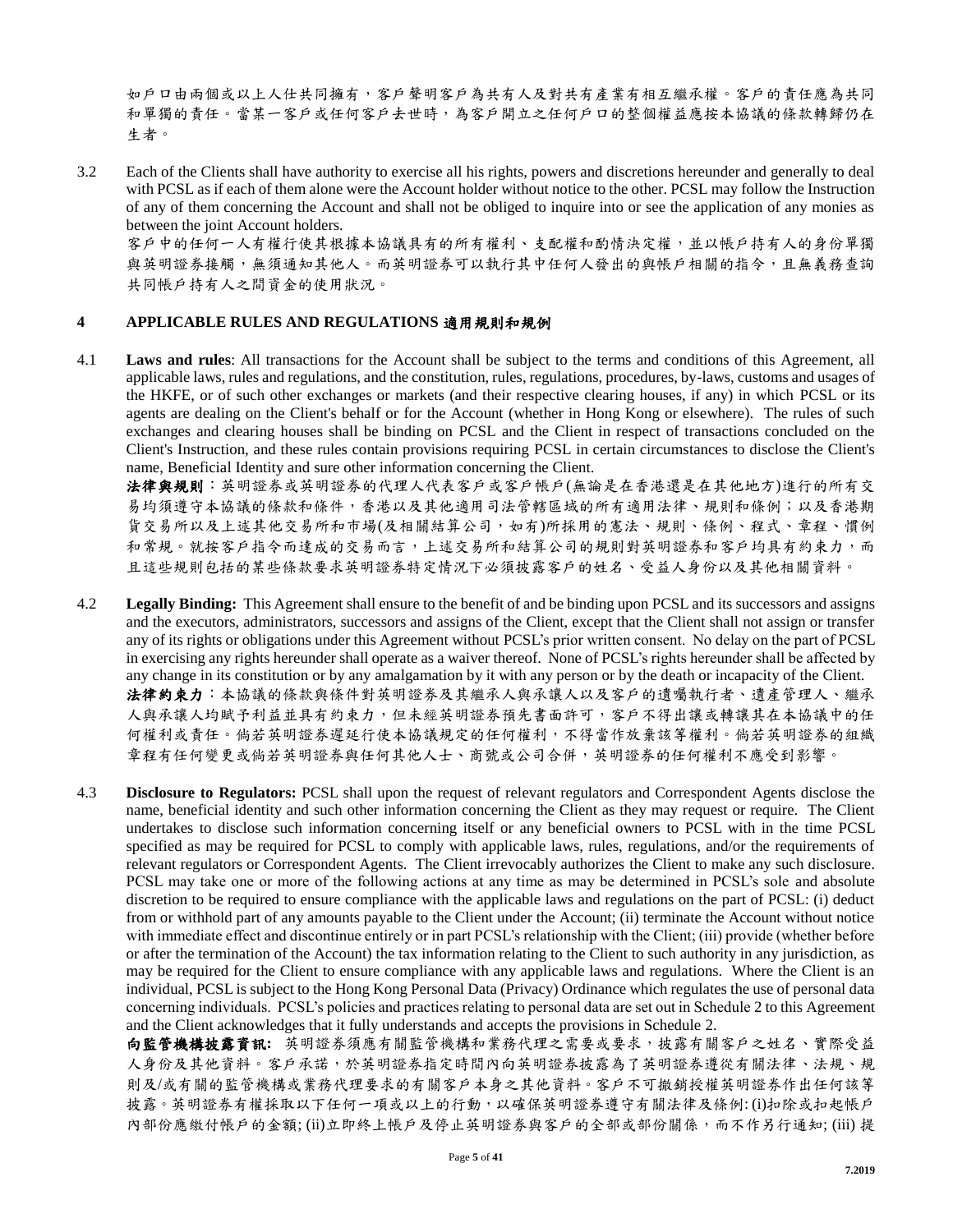如戶口由兩個或以上人仕共同擁有，客戶聲明客戶為共有人及對共有產業有相互繼承權。客戶的責任應為共同和單獨的責任。當某一客戶或任何客戶去世時，為客戶開立之任何戶口的整個權益應按本協議的條款轉歸仍在生者。

3.2 Each of the Clients shall have authority to exercise all his rights, powers and discretions hereunder and generally to deal with PCSL as if each of them alone were the Account holder without notice to the other. PCSL may follow the Instruction of any of them concerning the Account and shall not be obliged to inquire into or see the application of any monies as between the joint Account holders.
客戶中的任何一人有權行使其根據本協議具有的所有權利、支配權和酌情決定權，並以帳戶持有人的身份單獨與英明證券接觸，無須通知其他人。而英明證券可以執行其中任何人發出的與帳戶相關的指令，且無義務查詢共同帳戶持有人之間資金的使用狀況。

## 4 APPLICABLE RULES AND REGULATIONS 適用規則和規例

4.1 **Laws and rules**: All transactions for the Account shall be subject to the terms and conditions of this Agreement, all applicable laws, rules and regulations, and the constitution, rules, regulations, procedures, by-laws, customs and usages of the HKFE, or of such other exchanges or markets (and their respective clearing houses, if any) in which PCSL or its agents are dealing on the Client's behalf or for the Account (whether in Hong Kong or elsewhere). The rules of such exchanges and clearing houses shall be binding on PCSL and the Client in respect of transactions concluded on the Client's Instruction, and these rules contain provisions requiring PCSL in certain circumstances to disclose the Client's name, Beneficial Identity and sure other information concerning the Client.
**法律與規則**：英明證券或英明證券的代理人代表客戶或客戶帳戶(無論是在香港還是在其他地方)進行的所有交易均須遵守本協議的條款和條件，香港以及其他適用司法管轄區域的所有適用法律、規則和條例；以及香港期貨交易所以及上述其他交易所和市場(及相關結算公司，如有)所採用的憲法、規則、條例、程式、章程、慣例和常規。就按客戶指令而達成的交易而言，上述交易所和結算公司的規則對英明證券和客戶均具有約束力，而且這些規則包括的某些條款要求英明證券特定情況下必須披露客戶的姓名、受益人身份以及其他相關資料。

4.2 **Legally Binding:** This Agreement shall ensure to the benefit of and be binding upon PCSL and its successors and assigns and the executors, administrators, successors and assigns of the Client, except that the Client shall not assign or transfer any of its rights or obligations under this Agreement without PCSL's prior written consent. No delay on the part of PCSL in exercising any rights hereunder shall operate as a waiver thereof. None of PCSL's rights hereunder shall be affected by any change in its constitution or by any amalgamation by it with any person or by the death or incapacity of the Client.
**法律約束力**：本協議的條款與條件對英明證券及其繼承人與承讓人以及客戶的遺囑執行者、遺產管理人、繼承人與承讓人均賦予利益並具有約束力，但未經英明證券預先書面許可，客戶不得出讓或轉讓其在本協議中的任何權利或責任。倘若英明證券遲延行使本協議規定的任何權利，不得當作放棄該等權利。倘若英明證券的組織章程有任何變更或倘若英明證券與任何其他人士、商號或公司合併，英明證券的任何權利不應受到影響。

4.3 **Disclosure to Regulators:** PCSL shall upon the request of relevant regulators and Correspondent Agents disclose the name, beneficial identity and such other information concerning the Client as they may request or require. The Client undertakes to disclose such information concerning itself or any beneficial owners to PCSL with in the time PCSL specified as may be required for PCSL to comply with applicable laws, rules, regulations, and/or the requirements of relevant regulators or Correspondent Agents. The Client irrevocably authorizes the Client to make any such disclosure. PCSL may take one or more of the following actions at any time as may be determined in PCSL's sole and absolute discretion to be required to ensure compliance with the applicable laws and regulations on the part of PCSL: (i) deduct from or withhold part of any amounts payable to the Client under the Account; (ii) terminate the Account without notice with immediate effect and discontinue entirely or in part PCSL's relationship with the Client; (iii) provide (whether before or after the termination of the Account) the tax information relating to the Client to such authority in any jurisdiction, as may be required for the Client to ensure compliance with any applicable laws and regulations. Where the Client is an individual, PCSL is subject to the Hong Kong Personal Data (Privacy) Ordinance which regulates the use of personal data concerning individuals. PCSL's policies and practices relating to personal data are set out in Schedule 2 to this Agreement and the Client acknowledges that it fully understands and accepts the provisions in Schedule 2.
**向監管機構披露資訊:** 英明證券須應有關監管機構和業務代理之需要或要求，披露有關客戶之姓名、實際受益人身份及其他資料。客戶承諾，於英明證券指定時間內向英明證券披露為了英明證券遵從有關法律、法規、規則及/或有關的監管機構或業務代理要求的有關客戶本身之其他資料。客戶不可撤銷授權英明證券作出任何該等披露。英明證券有權採取以下任何一項或以上的行動，以確保英明證券遵守有關法律及條例: (i)扣除或扣起帳戶內部份應繳付帳戶的金額; (ii)立即終上帳戶及停止英明證券與客戶的全部或部份關係，而不作另行通知; (iii) 提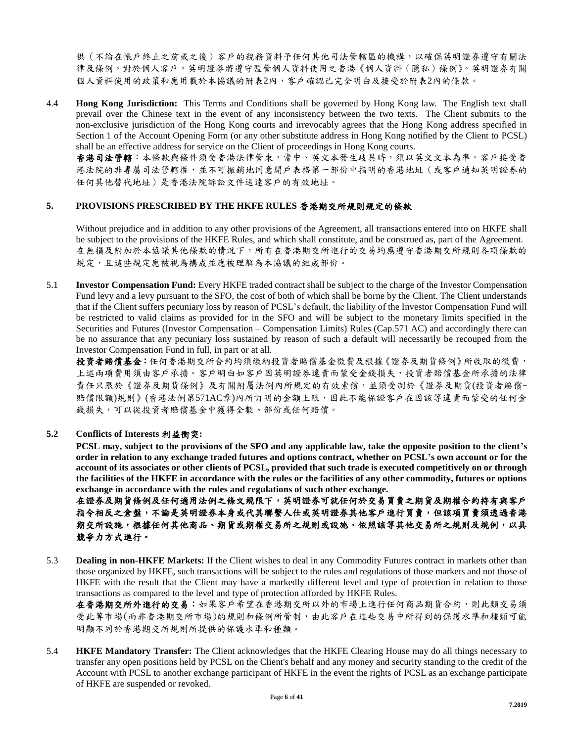供（不論在帳戶終止之前或之後）客戶的稅務資料予任何其他司法管轄區的機構，以確保英明證券遵守有關法律及條例。對於個人客戶，英明證券將遵守監管個人資料使用之香港《個人資料（隱私）條例》。英明證券有關個人資料使用的政策和應用載於本協議的附表2內，客戶確認已完全明白及接受於附表2內的條款。

4.4 **Hong Kong Jurisdiction:** This Terms and Conditions shall be governed by Hong Kong law. The English text shall prevail over the Chinese text in the event of any inconsistency between the two texts. The Client submits to the non-exclusive jurisdiction of the Hong Kong courts and irrevocably agrees that the Hong Kong address specified in Section 1 of the Account Opening Form (or any other substitute address in Hong Kong notified by the Client to PCSL) shall be an effective address for service on the Client of proceedings in Hong Kong courts.
**香港司法管轄**：本條款與條件須受香港法律管束，當中、英文本發生歧異時，須以英文文本為準。客戶接受香港法院的非專屬司法管轄權，並不可撤銷地同意開戶表格第一部份中指明的香港地址（或客戶通知英明證券的任何其他替代地址）是香港法院訴訟文件送達客戶的有效地址。

## 5. PROVISIONS PRESCRIBED BY THE HKFE RULES 香港期交所規則規定的條款

Without prejudice and in addition to any other provisions of the Agreement, all transactions entered into on HKFE shall be subject to the provisions of the HKFE Rules, and which shall constitute, and be construed as, part of the Agreement.
在無損及附加於本協議其他條款的情況下，所有在香港期交所進行的交易均應遵守香港期交所規則各項條款的規定，且這些規定應被視為構成並應被理解為本協議的組成部份。

5.1 **Investor Compensation Fund:** Every HKFE traded contract shall be subject to the charge of the Investor Compensation Fund levy and a levy pursuant to the SFO, the cost of both of which shall be borne by the Client. The Client understands that if the Client suffers pecuniary loss by reason of PCSL's default, the liability of the Investor Compensation Fund will be restricted to valid claims as provided for in the SFO and will be subject to the monetary limits specified in the Securities and Futures (Investor Compensation – Compensation Limits) Rules (Cap.571 AC) and accordingly there can be no assurance that any pecuniary loss sustained by reason of such a default will necessarily be recouped from the Investor Compensation Fund in full, in part or at all.
**投資者賠償基金**：任何香港期交所合約均須繳納投資者賠償基金徵費及根據《證券及期貨條例》所收取的徵費，上述兩項費用須由客戶承擔。客戶明白如客戶因英明證券違責而蒙受金錢損失，投資者賠償基金所承擔的法律責任只限於《證券及期貨條例》及有關附屬法例內所規定的有效索償，並須受制於《證券及期貨(投資者賠償–賠償限額)規則》(香港法例第571AC章)內所訂明的金額上限，因此不能保證客戶在因該等違責而蒙受的任何金錢損失，可以從投資者賠償基金中獲得全數、部份或任何賠償。

**5.2 Conflicts of Interests 利益衝突:**
**PCSL may, subject to the provisions of the SFO and any applicable law, take the opposite position to the client's order in relation to any exchange traded futures and options contract, whether on PCSL's own account or for the account of its associates or other clients of PCSL, provided that such trade is executed competitively on or through the facilities of the HKFE in accordance with the rules or the facilities of any other commodity, futures or options exchange in accordance with the rules and regulations of such other exchange.**
**在證券及期貨條例及任何適用法例之條文規限下，英明證券可就任何於交易買賣之期貨及期權合約持有與客戶指令相反之倉盤，不論是英明證券本身或代其聯繫人仕或英明證券其他客戶進行買賣，但該項買賣須透過香港期交所設施，根據任何其他商品、期貨或期權交易所之規則或設施，依照該等其他交易所之規則及規例，以具競爭力方式進行。**

5.3 **Dealing in non-HKFE Markets:** If the Client wishes to deal in any Commodity Futures contract in markets other than those organized by HKFE, such transactions will be subject to the rules and regulations of those markets and not those of HKFE with the result that the Client may have a markedly different level and type of protection in relation to those transactions as compared to the level and type of protection afforded by HKFE Rules.
**在香港期交所外進行的交易**：如果客戶希望在香港期交所以外的市場上進行任何商品期貨合約，則此類交易須受此等市場(而非香港期交所市場)的規則和條例所管制，由此客戶在這些交易中所得到的保護水準和種類可能明顯不同於香港期交所規則所提供的保護水準和種類。

5.4 **HKFE Mandatory Transfer:** The Client acknowledges that the HKFE Clearing House may do all things necessary to transfer any open positions held by PCSL on the Client's behalf and any money and security standing to the credit of the Account with PCSL to another exchange participant of HKFE in the event the rights of PCSL as an exchange participate of HKFE are suspended or revoked.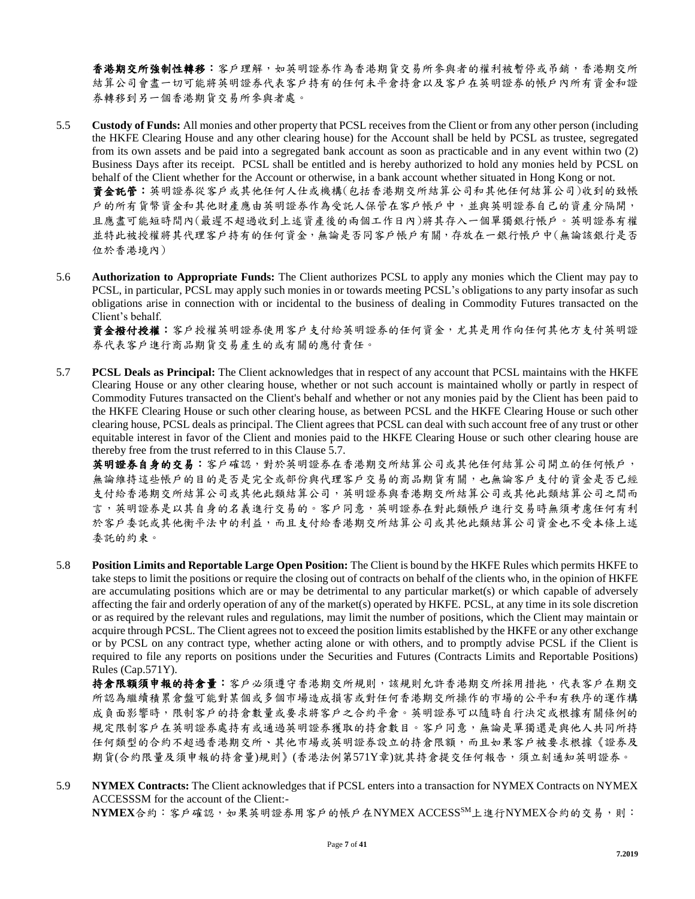**香港期交所強制性轉移**：客戶理解，如英明證券作為香港期貨交易所參與者的權利被暫停或吊銷，香港期交所結算公司會盡一切可能將英明證券代表客戶持有的任何未平倉持倉以及客戶在英明證券的帳戶內所有資金和證券轉移到另一個香港期貨交易所參與者處。

5.5 **Custody of Funds:** All monies and other property that PCSL receives from the Client or from any other person (including the HKFE Clearing House and any other clearing house) for the Account shall be held by PCSL as trustee, segregated from its own assets and be paid into a segregated bank account as soon as practicable and in any event within two (2) Business Days after its receipt. PCSL shall be entitled and is hereby authorized to hold any monies held by PCSL on behalf of the Client whether for the Account or otherwise, in a bank account whether situated in Hong Kong or not.

**資金託管**：英明證券從客戶或其他任何人仕或機構(包括香港期交所結算公司和其他任何結算公司)收到的致帳戶的所有貨幣資金和其他財產應由英明證券作為受託人保管在客戶帳戶中，並與英明證券自己的資產分隔開，且應盡可能短時間內(最遲不超過收到上述資產後的兩個工作日內)將其存入一個單獨銀行帳戶。英明證券有權並特此被授權將其代理客戶持有的任何資金，無論是否同客戶帳戶有關，存放在一銀行帳戶中(無論該銀行是否位於香港境內)

5.6 **Authorization to Appropriate Funds:** The Client authorizes PCSL to apply any monies which the Client may pay to PCSL, in particular, PCSL may apply such monies in or towards meeting PCSL's obligations to any party insofar as such obligations arise in connection with or incidental to the business of dealing in Commodity Futures transacted on the Client's behalf.

**資金撥付授權**：客戶授權英明證券使用客戶支付給英明證券的任何資金，尤其是用作向任何其他方支付英明證券代表客戶進行商品期貨交易產生的或有關的應付責任。

5.7 **PCSL Deals as Principal:** The Client acknowledges that in respect of any account that PCSL maintains with the HKFE Clearing House or any other clearing house, whether or not such account is maintained wholly or partly in respect of Commodity Futures transacted on the Client's behalf and whether or not any monies paid by the Client has been paid to the HKFE Clearing House or such other clearing house, as between PCSL and the HKFE Clearing House or such other clearing house, PCSL deals as principal. The Client agrees that PCSL can deal with such account free of any trust or other equitable interest in favor of the Client and monies paid to the HKFE Clearing House or such other clearing house are thereby free from the trust referred to in this Clause 5.7.

**英明證券自身的交易**：客戶確認，對於英明證券在香港期交所結算公司或其他任何結算公司開立的任何帳戶，無論維持這些帳戶的目的是否是完全或部份與代理客戶交易的商品期貨有關，也無論客戶支付的資金是否已經支付給香港期交所結算公司或其他此類結算公司，英明證券與香港期交所結算公司或其他此類結算公司之間而言，英明證券是以其自身的名義進行交易的。客戶同意，英明證券在對此類帳戶進行交易時無須考慮任何有利於客戶委託或其他衡平法中的利益，而且支付給香港期交所結算公司或其他此類結算公司資金也不受本條上述委託的約束。

5.8 **Position Limits and Reportable Large Open Position:** The Client is bound by the HKFE Rules which permits HKFE to take steps to limit the positions or require the closing out of contracts on behalf of the clients who, in the opinion of HKFE are accumulating positions which are or may be detrimental to any particular market(s) or which capable of adversely affecting the fair and orderly operation of any of the market(s) operated by HKFE. PCSL, at any time in its sole discretion or as required by the relevant rules and regulations, may limit the number of positions, which the Client may maintain or acquire through PCSL. The Client agrees not to exceed the position limits established by the HKFE or any other exchange or by PCSL on any contract type, whether acting alone or with others, and to promptly advise PCSL if the Client is required to file any reports on positions under the Securities and Futures (Contracts Limits and Reportable Positions) Rules (Cap.571Y).

**持倉限額須申報的持倉量**：客戶必須遵守香港期交所規則，該規則允許香港期交所採用措拖，代表客戶在期交所認為繼續積累倉盤可能對某個或多個市場造成損害或對任何香港期交所操作的市場的公平和有秩序的運作構成負面影響時，限制客戶的持倉數量或要求將客戶之合約平倉。英明證券可以隨時自行決定或根據有關條例的規定限制客戶在英明證券處持有或通過英明證券獲取的持倉數目。客戶同意，無論是單獨還是與他人共同所持任何類型的合約不超過香港期交所、其他市場或英明證券設立的持倉限額，而且如果客戶被要求根據《證券及期貨(合約限量及須申報的持倉量)規則》(香港法例第571Y章)就其持倉提交任何報告，須立刻通知英明證券。

5.9 **NYMEX Contracts:** The Client acknowledges that if PCSL enters into a transaction for NYMEX Contracts on NYMEX ACCESSSM for the account of the Client:-

**NYMEX**合約：客戶確認，如果英明證券用客戶的帳戶在NYMEX ACCESS[SM]上進行NYMEX合約的交易，則：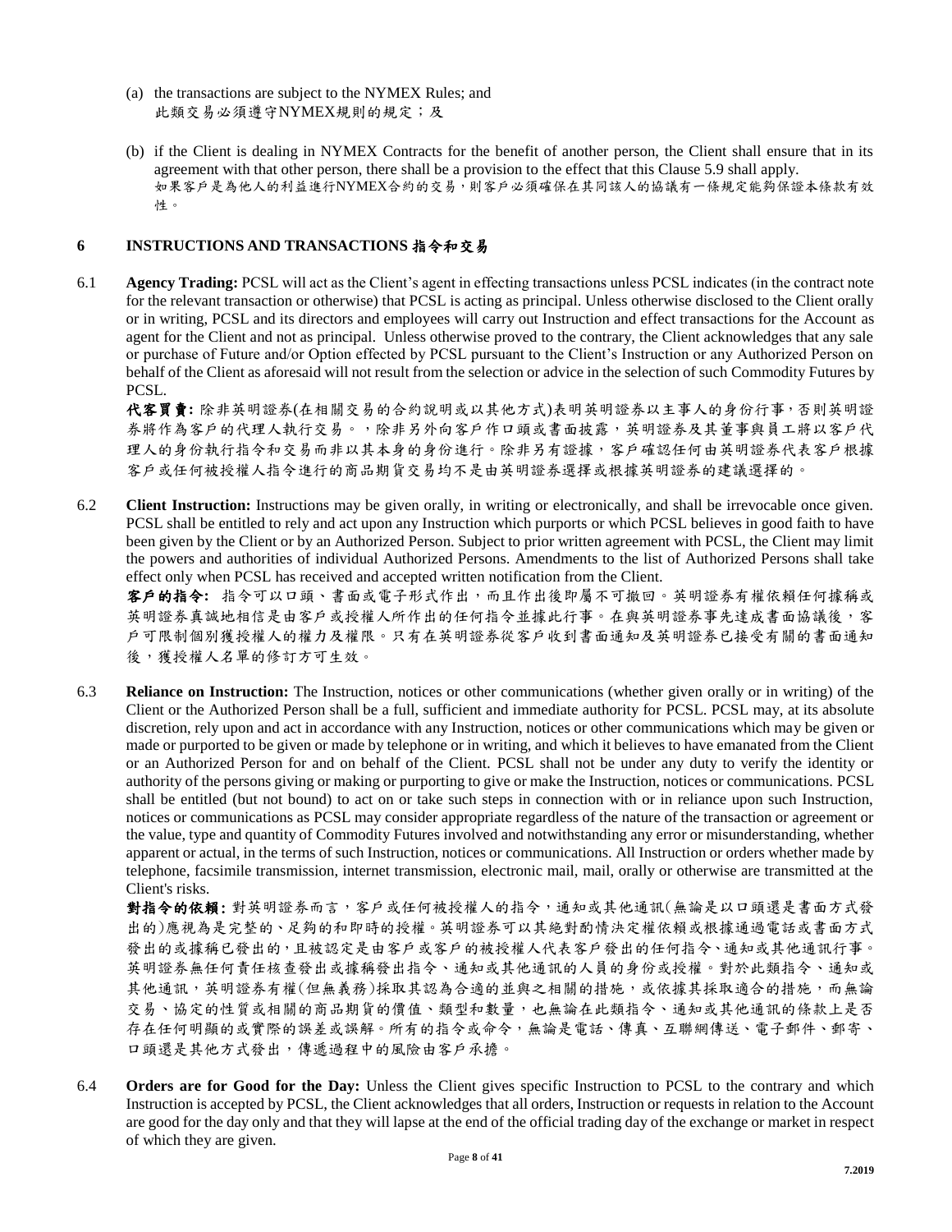(a) the transactions are subject to the NYMEX Rules; and
此類交易必須遵守NYMEX規則的規定；及

(b) if the Client is dealing in NYMEX Contracts for the benefit of another person, the Client shall ensure that in its agreement with that other person, there shall be a provision to the effect that this Clause 5.9 shall apply.
如果客戶是為他人的利益進行NYMEX合約的交易，則客戶必須確保在其同該人的協議有一條規定能夠保證本條款有效性。

## 6 INSTRUCTIONS AND TRANSACTIONS 指令和交易

6.1 **Agency Trading:** PCSL will act as the Client's agent in effecting transactions unless PCSL indicates (in the contract note for the relevant transaction or otherwise) that PCSL is acting as principal. Unless otherwise disclosed to the Client orally or in writing, PCSL and its directors and employees will carry out Instruction and effect transactions for the Account as agent for the Client and not as principal. Unless otherwise proved to the contrary, the Client acknowledges that any sale or purchase of Future and/or Option effected by PCSL pursuant to the Client's Instruction or any Authorized Person on behalf of the Client as aforesaid will not result from the selection or advice in the selection of such Commodity Futures by PCSL.

**代客買賣：** 除非英明證券(在相關交易的合約說明或以其他方式)表明英明證券以主事人的身份行事，否則英明證券將作為客戶的代理人執行交易。，除非另外向客戶作口頭或書面披露，英明證券及其董事與員工將以客戶代理人的身份執行指令和交易而非以其本身的身份進行。除非另有證據，客戶確認任何由英明證券代表客戶根據客戶或任何被授權人指令進行的商品期貨交易均不是由英明證券選擇或根據英明證券的建議選擇的。

6.2 **Client Instruction:** Instructions may be given orally, in writing or electronically, and shall be irrevocable once given. PCSL shall be entitled to rely and act upon any Instruction which purports or which PCSL believes in good faith to have been given by the Client or by an Authorized Person. Subject to prior written agreement with PCSL, the Client may limit the powers and authorities of individual Authorized Persons. Amendments to the list of Authorized Persons shall take effect only when PCSL has received and accepted written notification from the Client.

**客戶的指令：** 指令可以口頭、書面或電子形式作出，而且作出後即屬不可撤回。英明證券有權依賴任何據稱或英明證券真誠地相信是由客戶或授權人所作出的任何指令並據此行事。在與英明證券事先達成書面協議後，客戶可限制個別獲授權人的權力及權限。只有在英明證券從客戶收到書面通知及英明證券已接受有關的書面通知後，獲授權人名單的修訂方可生效。

6.3 **Reliance on Instruction:** The Instruction, notices or other communications (whether given orally or in writing) of the Client or the Authorized Person shall be a full, sufficient and immediate authority for PCSL. PCSL may, at its absolute discretion, rely upon and act in accordance with any Instruction, notices or other communications which may be given or made or purported to be given or made by telephone or in writing, and which it believes to have emanated from the Client or an Authorized Person for and on behalf of the Client. PCSL shall not be under any duty to verify the identity or authority of the persons giving or making or purporting to give or make the Instruction, notices or communications. PCSL shall be entitled (but not bound) to act on or take such steps in connection with or in reliance upon such Instruction, notices or communications as PCSL may consider appropriate regardless of the nature of the transaction or agreement or the value, type and quantity of Commodity Futures involved and notwithstanding any error or misunderstanding, whether apparent or actual, in the terms of such Instruction, notices or communications. All Instruction or orders whether made by telephone, facsimile transmission, internet transmission, electronic mail, mail, orally or otherwise are transmitted at the Client's risks.

**對指令的依賴：** 對英明證券而言，客戶或任何被授權人的指令，通知或其他通訊(無論是以口頭還是書面方式發出的)應視為是完整的、足夠的和即時的授權。英明證券可以其絕對酌情決定權依賴或根據通過電話或書面方式發出的或據稱已發出的，且被認定是由客戶或客戶的被授權人代表客戶發出的任何指令、通知或其他通訊行事。英明證券無任何責任核查發出或據稱發出指令、通知或其他通訊的人員的身份或授權。對於此類指令、通知或其他通訊，英明證券有權(但無義務)採取其認為合適的並與之相關的措施，或依據其採取適合的措施，而無論交易、協定的性質或相關的商品期貨的價值、類型和數量，也無論在此類指令、通知或其他通訊的條款上是否存在任何明顯的或實際的誤差或誤解。所有的指令或命令，無論是電話、傳真、互聯網傳送、電子郵件、郵寄、口頭還是其他方式發出，傳遞過程中的風險由客戶承擔。

6.4 **Orders are for Good for the Day:** Unless the Client gives specific Instruction to PCSL to the contrary and which Instruction is accepted by PCSL, the Client acknowledges that all orders, Instruction or requests in relation to the Account are good for the day only and that they will lapse at the end of the official trading day of the exchange or market in respect of which they are given.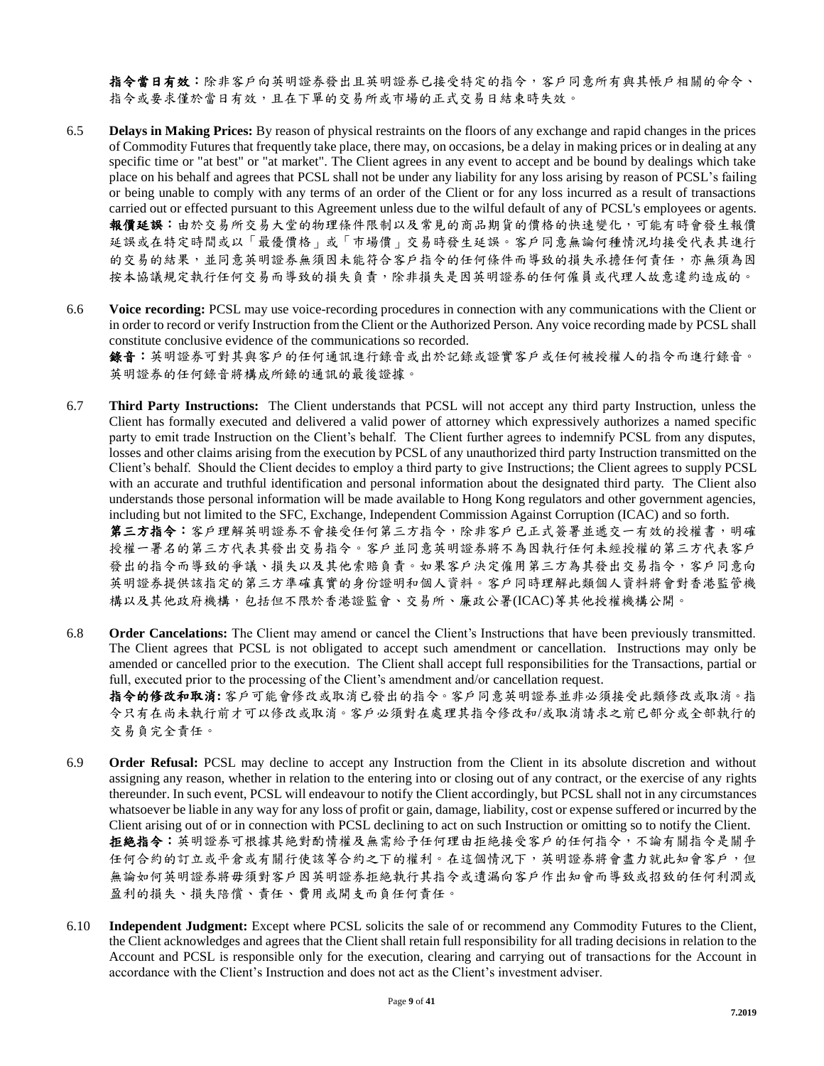**指令當日有效：**除非客戶向英明證券發出且英明證券已接受特定的指令，客戶同意所有與其帳戶相關的命令、指令或要求僅於當日有效，且在下單的交易所或市場的正式交易日結束時失效。

6.5 **Delays in Making Prices:** By reason of physical restraints on the floors of any exchange and rapid changes in the prices of Commodity Futures that frequently take place, there may, on occasions, be a delay in making prices or in dealing at any specific time or "at best" or "at market". The Client agrees in any event to accept and be bound by dealings which take place on his behalf and agrees that PCSL shall not be under any liability for any loss arising by reason of PCSL's failing or being unable to comply with any terms of an order of the Client or for any loss incurred as a result of transactions carried out or effected pursuant to this Agreement unless due to the wilful default of any of PCSL's employees or agents.
**報價延誤：**由於交易所交易大堂的物理條件限制以及常見的商品期貨的價格的快速變化，可能有時會發生報價延誤或在特定時間或以「最優價格」或「市場價」交易時發生延誤。客戶同意無論何種情況均接受代表其進行的交易的結果，並同意英明證券無須因未能符合客戶指令的任何條件而導致的損失承擔任何責任，亦無須為因按本協議規定執行任何交易而導致的損失負責，除非損失是因英明證券的任何僱員或代理人故意違約造成的。

6.6 **Voice recording:** PCSL may use voice-recording procedures in connection with any communications with the Client or in order to record or verify Instruction from the Client or the Authorized Person. Any voice recording made by PCSL shall constitute conclusive evidence of the communications so recorded.
**錄音：**英明證券可對其與客戶的任何通訊進行錄音或出於記錄或證實客戶或任何被授權人的指令而進行錄音。英明證券的任何錄音將構成所錄的通訊的最後證據。

6.7 **Third Party Instructions:** The Client understands that PCSL will not accept any third party Instruction, unless the Client has formally executed and delivered a valid power of attorney which expressively authorizes a named specific party to emit trade Instruction on the Client's behalf. The Client further agrees to indemnify PCSL from any disputes, losses and other claims arising from the execution by PCSL of any unauthorized third party Instruction transmitted on the Client's behalf. Should the Client decides to employ a third party to give Instructions; the Client agrees to supply PCSL with an accurate and truthful identification and personal information about the designated third party. The Client also understands those personal information will be made available to Hong Kong regulators and other government agencies, including but not limited to the SFC, Exchange, Independent Commission Against Corruption (ICAC) and so forth.
**第三方指令：**客戶理解英明證券不會接受任何第三方指令，除非客戶已正式簽署並遞交一有效的授權書，明確授權一署名的第三方代表其發出交易指令。客戶並同意英明證券將不為因執行任何未經授權的第三方代表客戶發出的指令而導致的爭議、損失以及其他索賠負責。如果客戶決定僱用第三方為其發出交易指令，客戶同意向英明證券提供該指定的第三方準確真實的身份證明和個人資料。客戶同時理解此類個人資料將會對香港監管機構以及其他政府機構，包括但不限於香港證監會、交易所、廉政公署(ICAC)等其他授權機構公開。

6.8 **Order Cancelations:** The Client may amend or cancel the Client's Instructions that have been previously transmitted. The Client agrees that PCSL is not obligated to accept such amendment or cancellation. Instructions may only be amended or cancelled prior to the execution. The Client shall accept full responsibilities for the Transactions, partial or full, executed prior to the processing of the Client's amendment and/or cancellation request.
**指令的修改和取消:** 客戶可能會修改或取消已發出的指令。客戶同意英明證券並非必須接受此類修改或取消。指令只有在尚未執行前才可以修改或取消。客戶必須對在處理其指令修改和/或取消請求之前已部分或全部執行的交易負完全責任。

6.9 **Order Refusal:** PCSL may decline to accept any Instruction from the Client in its absolute discretion and without assigning any reason, whether in relation to the entering into or closing out of any contract, or the exercise of any rights thereunder. In such event, PCSL will endeavour to notify the Client accordingly, but PCSL shall not in any circumstances whatsoever be liable in any way for any loss of profit or gain, damage, liability, cost or expense suffered or incurred by the Client arising out of or in connection with PCSL declining to act on such Instruction or omitting so to notify the Client.
**拒絕指令：**英明證券可根據其絕對酌情權及無需給予任何理由拒絕接受客戶的任何指令，不論有關指令是關乎任何合約的訂立或平倉或有關行使該等合約之下的權利。在這個情況下，英明證券將會盡力就此知會客戶，但無論如何英明證券將毋須對客戶因英明證券拒絕執行其指令或遺漏向客戶作出知會而導致或招致的任何利潤或盈利的損失、損失陪償、責任、費用或開支而負任何責任。

6.10 **Independent Judgment:** Except where PCSL solicits the sale of or recommend any Commodity Futures to the Client, the Client acknowledges and agrees that the Client shall retain full responsibility for all trading decisions in relation to the Account and PCSL is responsible only for the execution, clearing and carrying out of transactions for the Account in accordance with the Client's Instruction and does not act as the Client's investment adviser.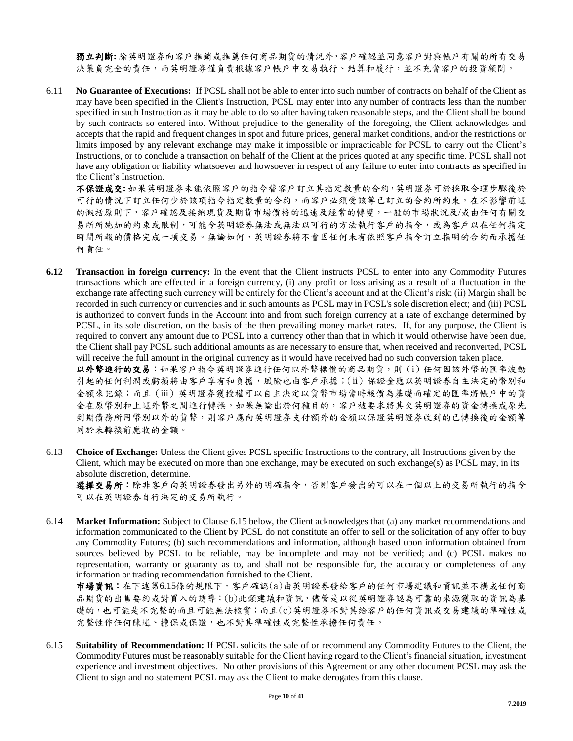**獨立判斷:** 除英明證券向客戶推銷或推薦任何商品期貨的情況外，客戶確認並同意客戶對與帳戶有關的所有交易決策負完全的責任，而英明證券僅負責根據客戶帳戶中交易執行、結算和履行，並不充當客戶的投資顧問。

6.11 **No Guarantee of Executions:** If PCSL shall not be able to enter into such number of contracts on behalf of the Client as may have been specified in the Client's Instruction, PCSL may enter into any number of contracts less than the number specified in such Instruction as it may be able to do so after having taken reasonable steps, and the Client shall be bound by such contracts so entered into. Without prejudice to the generality of the foregoing, the Client acknowledges and accepts that the rapid and frequent changes in spot and future prices, general market conditions, and/or the restrictions or limits imposed by any relevant exchange may make it impossible or impracticable for PCSL to carry out the Client's Instructions, or to conclude a transaction on behalf of the Client at the prices quoted at any specific time. PCSL shall not have any obligation or liability whatsoever and howsoever in respect of any failure to enter into contracts as specified in the Client's Instruction.

**不保證成交:** 如果英明證券未能依照客戶的指令替客戶訂立其指定數量的合約，英明證券可於採取合理步驟後於可行的情況下訂立任何少於該項指令指定數量的合約，而客戶必須受該等已訂立的合約所約束。在不影響前述的概括原則下，客戶確認及接納現貨及期貨市場價格的迅速及經常的轉變，一般的市場狀況及/或由任何有關交易所所施加的約束或限制，可能令英明證券無法或無法以可行的方法執行客戶的指令，或為客戶以在任何指定時間所報的價格完成一項交易。無論如何，英明證券將不會因任何未有依照客戶指令訂立指明的合約而承擔任何責任。

**6.12** **Transaction in foreign currency:** In the event that the Client instructs PCSL to enter into any Commodity Futures transactions which are effected in a foreign currency, (i) any profit or loss arising as a result of a fluctuation in the exchange rate affecting such currency will be entirely for the Client's account and at the Client's risk; (ii) Margin shall be recorded in such currency or currencies and in such amounts as PCSL may in PCSL's sole discretion elect; and (iii) PCSL is authorized to convert funds in the Account into and from such foreign currency at a rate of exchange determined by PCSL, in its sole discretion, on the basis of the then prevailing money market rates. If, for any purpose, the Client is required to convert any amount due to PCSL into a currency other than that in which it would otherwise have been due, the Client shall pay PCSL such additional amounts as are necessary to ensure that, when received and reconverted, PCSL will receive the full amount in the original currency as it would have received had no such conversion taken place.

**以外幣進行的交易**：如果客戶指令英明證券進行任何以外幣標價的商品期貨，則（i）任何因該外幣的匯率波動引起的任何利潤或虧損將由客戶享有和負擔，風險也由客戶承擔；（ii）保證金應以英明證券自主決定的幣別和金額來記錄；而且（iii）英明證券獲授權可以自主決定以貨幣市場當時報價為基礎而確定的匯率將帳戶中的資金在原幣別和上述外幣之間進行轉換。如果無論出於何種目的，客戶被要求將其欠英明證券的資金轉換成原先到期債務所用幣別以外的貨幣，則客戶應向英明證券支付額外的金額以保證英明證券收到的已轉換後的金額等同於未轉換前應收的金額。

6.13 **Choice of Exchange:** Unless the Client gives PCSL specific Instructions to the contrary, all Instructions given by the Client, which may be executed on more than one exchange, may be executed on such exchange(s) as PCSL may, in its absolute discretion, determine.

**選擇交易所**：除非客戶向英明證券發出另外的明確指令，否則客戶發出的可以在一個以上的交易所執行的指令可以在英明證券自行決定的交易所執行。

6.14 **Market Information:** Subject to Clause 6.15 below, the Client acknowledges that (a) any market recommendations and information communicated to the Client by PCSL do not constitute an offer to sell or the solicitation of any offer to buy any Commodity Futures; (b) such recommendations and information, although based upon information obtained from sources believed by PCSL to be reliable, may be incomplete and may not be verified; and (c) PCSL makes no representation, warranty or guaranty as to, and shall not be responsible for, the accuracy or completeness of any information or trading recommendation furnished to the Client.

**市場資訊**：在下述第6.15條的規限下，客戶確認(a)由英明證券發給客戶的任何市場建議和資訊並不構成任何商品期貨的出售要約或對買入的誘導；(b)此類建議和資訊，儘管是以從英明證券認為可靠的來源獲取的資訊為基礎的，也可能是不完整的而且可能無法核實；而且(c)英明證券不對其給客戶的任何資訊或交易建議的準確性或完整性作任何陳述、擔保或保證，也不對其準確性或完整性承擔任何責任。

6.15 **Suitability of Recommendation:** If PCSL solicits the sale of or recommend any Commodity Futures to the Client, the Commodity Futures must be reasonably suitable for the Client having regard to the Client's financial situation, investment experience and investment objectives. No other provisions of this Agreement or any other document PCSL may ask the Client to sign and no statement PCSL may ask the Client to make derogates from this clause.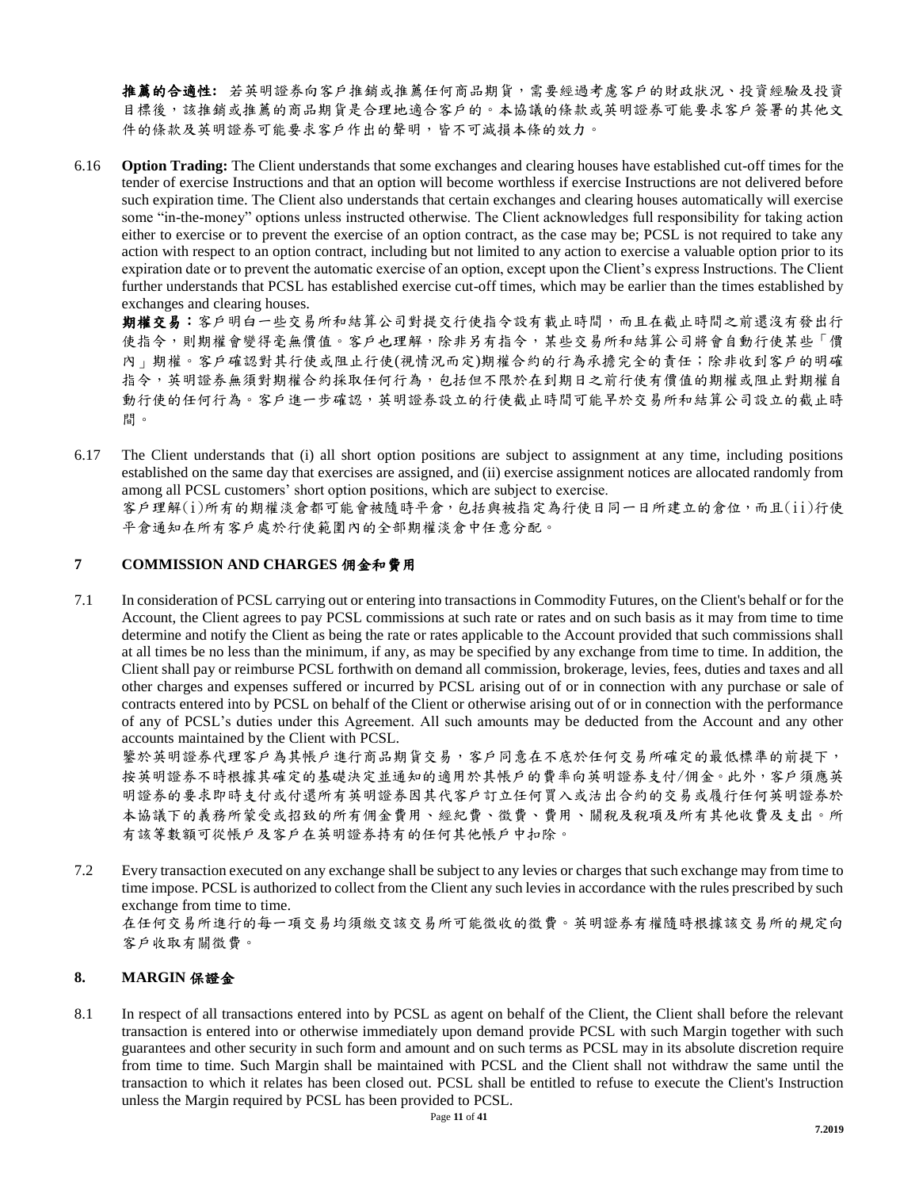**推薦的合適性:** 若英明證券向客戶推銷或推薦任何商品期貨，需要經過考慮客戶的財政狀況、投資經驗及投資目標後，該推銷或推薦的商品期貨是合理地適合客戶的。本協議的條款或英明證券可能要求客戶簽署的其他文件的條款及英明證券可能要求客戶作出的聲明，皆不可減損本條的效力。

6.16 **Option Trading:** The Client understands that some exchanges and clearing houses have established cut-off times for the tender of exercise Instructions and that an option will become worthless if exercise Instructions are not delivered before such expiration time. The Client also understands that certain exchanges and clearing houses automatically will exercise some "in-the-money" options unless instructed otherwise. The Client acknowledges full responsibility for taking action either to exercise or to prevent the exercise of an option contract, as the case may be; PCSL is not required to take any action with respect to an option contract, including but not limited to any action to exercise a valuable option prior to its expiration date or to prevent the automatic exercise of an option, except upon the Client's express Instructions. The Client further understands that PCSL has established exercise cut-off times, which may be earlier than the times established by exchanges and clearing houses.

**期權交易：**客戶明白一些交易所和結算公司對提交行使指令設有截止時間，而且在截止時間之前還沒有發出行使指令，則期權會變得毫無價值。客戶也理解，除非另有指令，某些交易所和結算公司將會自動行使某些「價內」期權。客戶確認對其行使或阻止行使(視情況而定)期權合約的行為承擔完全的責任；除非收到客戶的明確指令，英明證券無須對期權合約採取任何行為，包括但不限於在到期日之前行使有價值的期權或阻止對期權自動行使的任何行為。客戶進一步確認，英明證券設立的行使截止時間可能早於交易所和結算公司設立的截止時間。

6.17 The Client understands that (i) all short option positions are subject to assignment at any time, including positions established on the same day that exercises are assigned, and (ii) exercise assignment notices are allocated randomly from among all PCSL customers' short option positions, which are subject to exercise.

客戶理解(i)所有的期權淡倉都可能會被隨時平倉，包括與被指定為行使日同一日所建立的倉位，而且(ii)行使平倉通知在所有客戶處於行使範圍內的全部期權淡倉中任意分配。

## 7 COMMISSION AND CHARGES 佣金和費用

7.1 In consideration of PCSL carrying out or entering into transactions in Commodity Futures, on the Client's behalf or for the Account, the Client agrees to pay PCSL commissions at such rate or rates and on such basis as it may from time to time determine and notify the Client as being the rate or rates applicable to the Account provided that such commissions shall at all times be no less than the minimum, if any, as may be specified by any exchange from time to time. In addition, the Client shall pay or reimburse PCSL forthwith on demand all commission, brokerage, levies, fees, duties and taxes and all other charges and expenses suffered or incurred by PCSL arising out of or in connection with any purchase or sale of contracts entered into by PCSL on behalf of the Client or otherwise arising out of or in connection with the performance of any of PCSL's duties under this Agreement. All such amounts may be deducted from the Account and any other accounts maintained by the Client with PCSL.

鑒於英明證券代理客戶為其帳戶進行商品期貨交易，客戶同意在不底於任何交易所確定的最低標準的前提下，按英明證券不時根據其確定的基礎決定並通知的適用於其帳戶的費率向英明證券支付/佣金。此外，客戶須應英明證券的要求即時支付或付還所有英明證券因其代客戶訂立任何買入或沽出合約的交易或履行任何英明證券於本協議下的義務所蒙受或招致的所有佣金費用、經紀費、徵費、費用、關稅及稅項及所有其他收費及支出。所有該等數額可從帳戶及客戶在英明證券持有的任何其他帳戶中扣除。

7.2 Every transaction executed on any exchange shall be subject to any levies or charges that such exchange may from time to time impose. PCSL is authorized to collect from the Client any such levies in accordance with the rules prescribed by such exchange from time to time.

在任何交易所進行的每一項交易均須繳交該交易所可能徵收的徵費。英明證券有權隨時根據該交易所的規定向客戶收取有關徵費。

## 8. MARGIN 保證金

8.1 In respect of all transactions entered into by PCSL as agent on behalf of the Client, the Client shall before the relevant transaction is entered into or otherwise immediately upon demand provide PCSL with such Margin together with such guarantees and other security in such form and amount and on such terms as PCSL may in its absolute discretion require from time to time. Such Margin shall be maintained with PCSL and the Client shall not withdraw the same until the transaction to which it relates has been closed out. PCSL shall be entitled to refuse to execute the Client's Instruction unless the Margin required by PCSL has been provided to PCSL.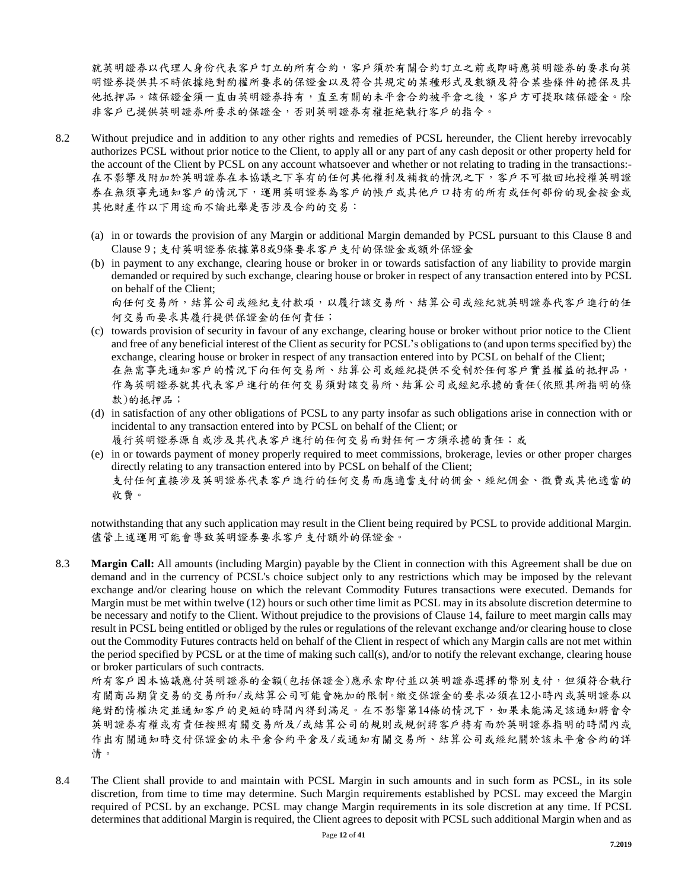就英明證券以代理人身份代表客戶訂立的所有合約，客戶須於有關合約訂立之前或即時應英明證券的要求向英明證券提供其不時依據絕對酌權所要求的保證金以及符合其規定的某種形式及數額及符合某些條件的擔保及其他抵押品。該保證金須一直由英明證券持有，直至有關的未平倉合約被平倉之後，客戶方可提取該保證金。除非客戶已提供英明證券所要求的保證金，否則英明證券有權拒絕執行客戶的指令。

8.2 Without prejudice and in addition to any other rights and remedies of PCSL hereunder, the Client hereby irrevocably authorizes PCSL without prior notice to the Client, to apply all or any part of any cash deposit or other property held for the account of the Client by PCSL on any account whatsoever and whether or not relating to trading in the transactions:-
在不影響及附加於英明證券在本協議之下享有的任何其他權利及補救的情況之下，客戶不可撤回地授權英明證券在無須事先通知客戶的情況下，運用英明證券為客戶的帳戶或其他戶口持有的所有或任何部份的現金按金或其他財產作以下用途而不論此舉是否涉及合約的交易：

(a) in or towards the provision of any Margin or additional Margin demanded by PCSL pursuant to this Clause 8 and Clause 9 ; 支付英明證券依據第8或9條要求客戶支付的保證金或額外保證金

(b) in payment to any exchange, clearing house or broker in or towards satisfaction of any liability to provide margin demanded or required by such exchange, clearing house or broker in respect of any transaction entered into by PCSL on behalf of the Client;
向任何交易所，結算公司或經紀支付款項，以履行該交易所、結算公司或經紀就英明證券代客戶進行的任何交易而要求其履行提供保證金的任何責任；

(c) towards provision of security in favour of any exchange, clearing house or broker without prior notice to the Client and free of any beneficial interest of the Client as security for PCSL's obligations to (and upon terms specified by) the exchange, clearing house or broker in respect of any transaction entered into by PCSL on behalf of the Client;
在無需事先通知客戶的情況下向任何交易所、結算公司或經紀提供不受制於任何客戶實益權益的抵押品，作為英明證券就其代表客戶進行的任何交易須對該交易所、結算公司或經紀承擔的責任(依照其所指明的條款)的抵押品；

(d) in satisfaction of any other obligations of PCSL to any party insofar as such obligations arise in connection with or incidental to any transaction entered into by PCSL on behalf of the Client; or
履行英明證券源自或涉及其代表客戶進行的任何交易而對任何一方須承擔的責任；或

(e) in or towards payment of money properly required to meet commissions, brokerage, levies or other proper charges directly relating to any transaction entered into by PCSL on behalf of the Client;
支付任何直接涉及英明證券代表客戶進行的任何交易而應適當支付的佣金、經紀佣金、徵費或其他適當的收費。

notwithstanding that any such application may result in the Client being required by PCSL to provide additional Margin.
儘管上述運用可能會導致英明證券要求客戶支付額外的保證金。

8.3 **Margin Call:** All amounts (including Margin) payable by the Client in connection with this Agreement shall be due on demand and in the currency of PCSL's choice subject only to any restrictions which may be imposed by the relevant exchange and/or clearing house on which the relevant Commodity Futures transactions were executed. Demands for Margin must be met within twelve (12) hours or such other time limit as PCSL may in its absolute discretion determine to be necessary and notify to the Client. Without prejudice to the provisions of Clause 14, failure to meet margin calls may result in PCSL being entitled or obliged by the rules or regulations of the relevant exchange and/or clearing house to close out the Commodity Futures contracts held on behalf of the Client in respect of which any Margin calls are not met within the period specified by PCSL or at the time of making such call(s), and/or to notify the relevant exchange, clearing house or broker particulars of such contracts.
所有客戶因本協議應付英明證券的金額(包括保證金)應承索即付並以英明證券選擇的幣別支付，但須符合執行有關商品期貨交易的交易所和/或結算公司可能會施加的限制。繳交保證金的要求必須在12小時內或英明證券以絕對酌情權決定並通知客戶的更短的時間內得到滿足。在不影響第14條的情況下，如果未能滿足該通知將會令英明證券有權或有責任按照有關交易所及/或結算公司的規則或規例將客戶持有而於英明證券指明的時間內或作出有關通知時交付保證金的未平倉合約平倉及/或通知有關交易所、結算公司或經紀關於該未平倉合約的詳情。

8.4 The Client shall provide to and maintain with PCSL Margin in such amounts and in such form as PCSL, in its sole discretion, from time to time may determine. Such Margin requirements established by PCSL may exceed the Margin required of PCSL by an exchange. PCSL may change Margin requirements in its sole discretion at any time. If PCSL determines that additional Margin is required, the Client agrees to deposit with PCSL such additional Margin when and as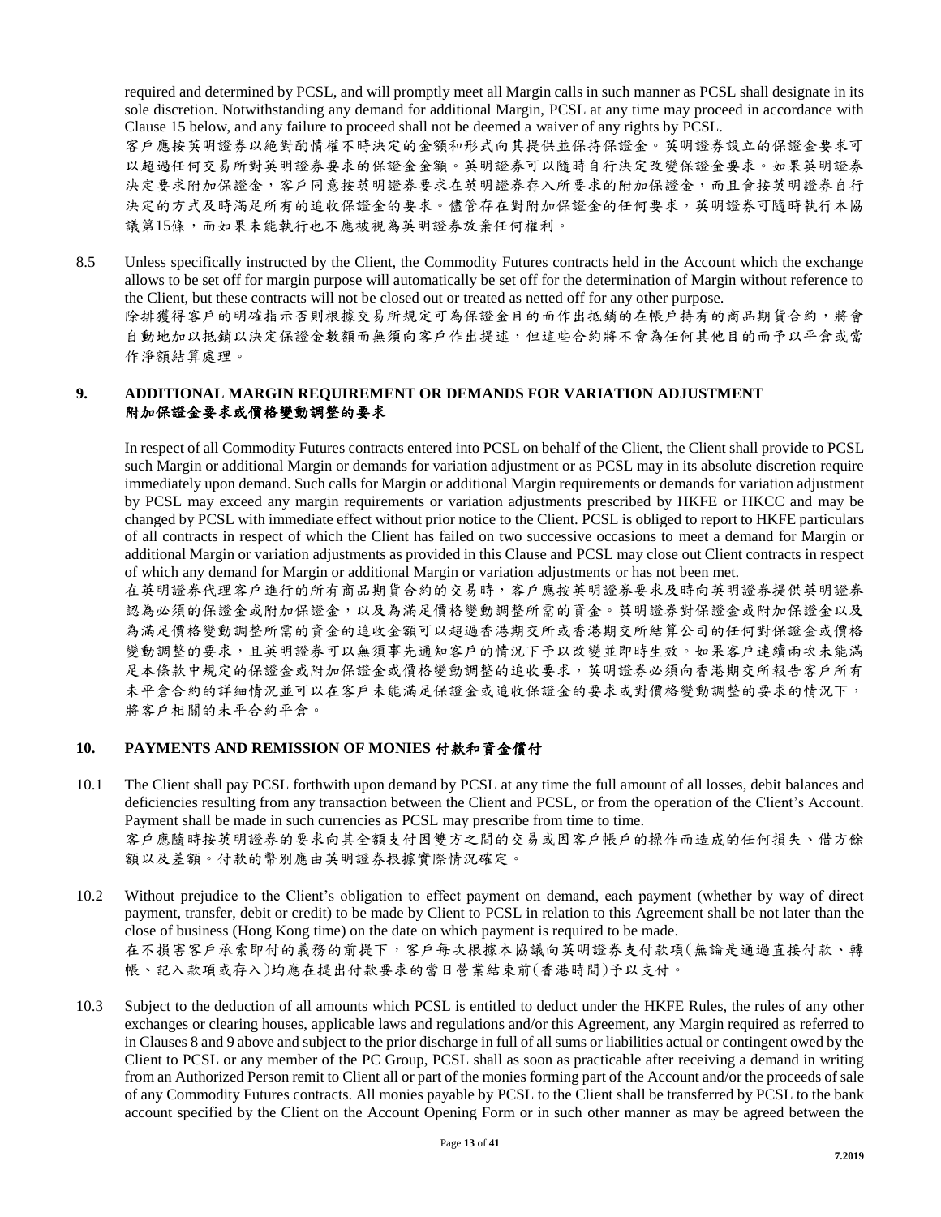required and determined by PCSL, and will promptly meet all Margin calls in such manner as PCSL shall designate in its sole discretion. Notwithstanding any demand for additional Margin, PCSL at any time may proceed in accordance with Clause 15 below, and any failure to proceed shall not be deemed a waiver of any rights by PCSL.
客戶應按英明證券以絕對酌情權不時決定的金額和形式向其提供並保持保證金。英明證券設立的保證金要求可以超過任何交易所對英明證券要求的保證金金額。英明證券可以隨時自行決定改變保證金要求。如果英明證券決定要求附加保證金，客戶同意按英明證券要求在英明證券存入所要求的附加保證金，而且會按英明證券自行決定的方式及時滿足所有的追收保證金的要求。儘管存在對附加保證金的任何要求，英明證券可隨時執行本協議第15條，而如果未能執行也不應被視為英明證券放棄任何權利。

8.5 Unless specifically instructed by the Client, the Commodity Futures contracts held in the Account which the exchange allows to be set off for margin purpose will automatically be set off for the determination of Margin without reference to the Client, but these contracts will not be closed out or treated as netted off for any other purpose.
除非獲得客戶的明確指示否則根據交易所規定可為保證金目的而作出抵銷的在帳戶持有的商品期貨合約，將會自動地加以抵銷以決定保證金數額而無須向客戶作出提述，但這些合約將不會為任何其他目的而予以平倉或當作淨額結算處理。

## 9. ADDITIONAL MARGIN REQUIREMENT OR DEMANDS FOR VARIATION ADJUSTMENT 附加保證金要求或價格變動調整的要求

In respect of all Commodity Futures contracts entered into PCSL on behalf of the Client, the Client shall provide to PCSL such Margin or additional Margin or demands for variation adjustment or as PCSL may in its absolute discretion require immediately upon demand. Such calls for Margin or additional Margin requirements or demands for variation adjustment by PCSL may exceed any margin requirements or variation adjustments prescribed by HKFE or HKCC and may be changed by PCSL with immediate effect without prior notice to the Client. PCSL is obliged to report to HKFE particulars of all contracts in respect of which the Client has failed on two successive occasions to meet a demand for Margin or additional Margin or variation adjustments as provided in this Clause and PCSL may close out Client contracts in respect of which any demand for Margin or additional Margin or variation adjustments has not been met.
在英明證券代理客戶進行的所有商品期貨合約的交易時，客戶應按英明證券要求及時向英明證券提供英明證券認為必須的保證金或附加保證金，以及為滿足價格變動調整所需的資金。英明證券對保證金或附加保證金以及為滿足價格變動調整所需的資金的追收金額可以超過香港期交所或香港期交所結算公司的任何對保證金或價格變動調整的要求，且英明證券可以無須事先通知客戶的情況下予以改變並即時生效。如果客戶連續兩次未能滿足本條款中規定的保證金或附加保證金或價格變動調整的追收要求，英明證券必須向香港期交所報告客戶所有未平倉合約的詳細情況並可以在客戶未能滿足保證金或追收保證金的要求或對價格變動調整的要求的情況下，將客戶相關的未平合約平倉。

## 10. PAYMENTS AND REMISSION OF MONIES 付款和資金償付

10.1 The Client shall pay PCSL forthwith upon demand by PCSL at any time the full amount of all losses, debit balances and deficiencies resulting from any transaction between the Client and PCSL, or from the operation of the Client's Account. Payment shall be made in such currencies as PCSL may prescribe from time to time.
客戶應隨時按英明證券的要求向其全額支付因雙方之間的交易或因客戶帳戶的操作而造成的任何損失、借方餘額以及差額。付款的幣別應由英明證券根據實際情況確定。

10.2 Without prejudice to the Client's obligation to effect payment on demand, each payment (whether by way of direct payment, transfer, debit or credit) to be made by Client to PCSL in relation to this Agreement shall be not later than the close of business (Hong Kong time) on the date on which payment is required to be made.
在不損害客戶承索即付的義務的前提下，客戶每次根據本協議向英明證券支付款項(無論是通過直接付款、轉帳、記入款項或存入)均應在提出付款要求的當日營業結束前(香港時間)予以支付。

10.3 Subject to the deduction of all amounts which PCSL is entitled to deduct under the HKFE Rules, the rules of any other exchanges or clearing houses, applicable laws and regulations and/or this Agreement, any Margin required as referred to in Clauses 8 and 9 above and subject to the prior discharge in full of all sums or liabilities actual or contingent owed by the Client to PCSL or any member of the PC Group, PCSL shall as soon as practicable after receiving a demand in writing from an Authorized Person remit to Client all or part of the monies forming part of the Account and/or the proceeds of sale of any Commodity Futures contracts. All monies payable by PCSL to the Client shall be transferred by PCSL to the bank account specified by the Client on the Account Opening Form or in such other manner as may be agreed between the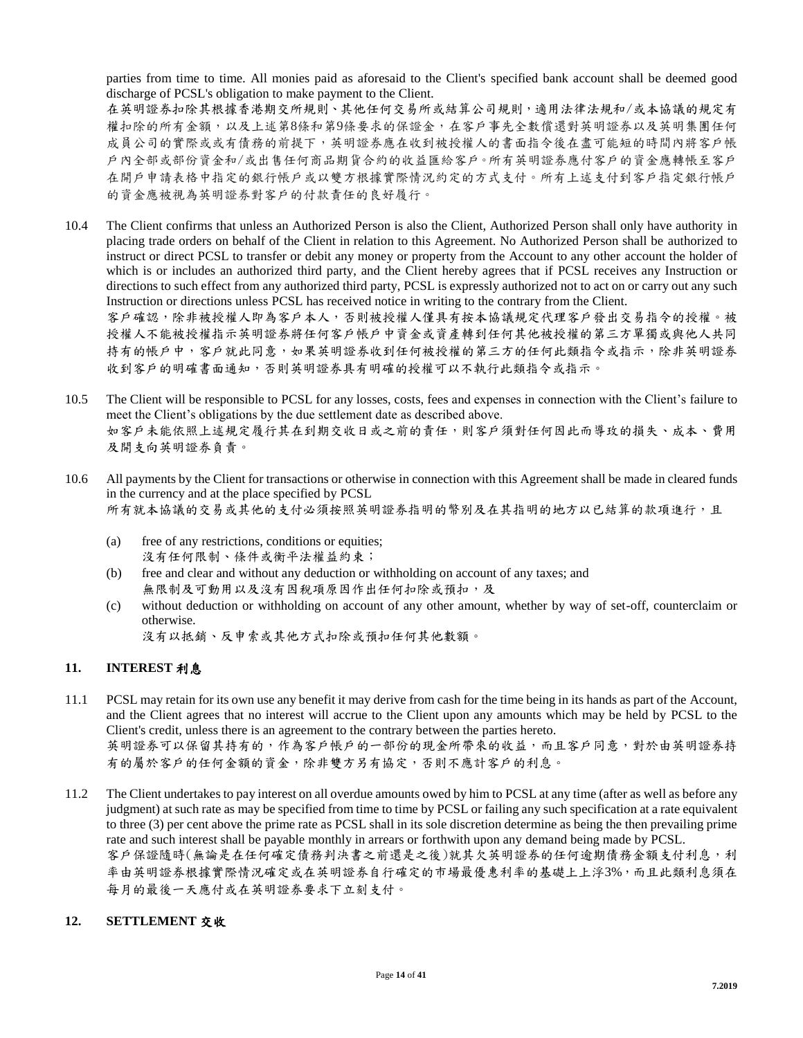parties from time to time. All monies paid as aforesaid to the Client's specified bank account shall be deemed good discharge of PCSL's obligation to make payment to the Client.

在英明證券扣除其根據香港期交所規則、其他任何交易所或結算公司規則，適用法律法規和/或本協議的規定有權扣除的所有金額，以及上述第8條和第9條要求的保證金，在客戶事先全數償還對英明證券以及英明集團任何成員公司的實際或或有債務的前提下，英明證券應在收到被授權人的書面指令後在盡可能短的時間內將客戶帳戶內全部或部份資金和/或出售任何商品期貨合約的收益匯給客戶。所有英明證券應付客戶的資金應轉帳至客戶在開戶申請表格中指定的銀行帳戶或以雙方根據實際情況約定的方式支付。所有上述支付到客戶指定銀行帳戶的資金應被視為英明證券對客戶的付款責任的良好履行。

10.4 The Client confirms that unless an Authorized Person is also the Client, Authorized Person shall only have authority in placing trade orders on behalf of the Client in relation to this Agreement. No Authorized Person shall be authorized to instruct or direct PCSL to transfer or debit any money or property from the Account to any other account the holder of which is or includes an authorized third party, and the Client hereby agrees that if PCSL receives any Instruction or directions to such effect from any authorized third party, PCSL is expressly authorized not to act on or carry out any such Instruction or directions unless PCSL has received notice in writing to the contrary from the Client.

客戶確認，除非被授權人即為客戶本人，否則被授權人僅具有按本協議規定代理客戶發出交易指令的授權。被授權人不能被授權指示英明證券將任何客戶帳戶中資金或資產轉到任何其他被授權的第三方單獨或與他人共同持有的帳戶中，客戶就此同意，如果英明證券收到任何被授權的第三方的任何此類指令或指示，除非英明證券收到客戶的明確書面通知，否則英明證券具有明確的授權可以不執行此類指令或指示。

10.5 The Client will be responsible to PCSL for any losses, costs, fees and expenses in connection with the Client's failure to meet the Client's obligations by the due settlement date as described above.

如客戶未能依照上述規定履行其在到期交收日或之前的責任，則客戶須對任何因此而導致的損失、成本、費用及開支向英明證券負責。

10.6 All payments by the Client for transactions or otherwise in connection with this Agreement shall be made in cleared funds in the currency and at the place specified by PCSL

所有就本協議的交易或其他的支付必須按照英明證券指明的幣別及在其指明的地方以已結算的款項進行，且

(a) free of any restrictions, conditions or equities;
沒有任何限制、條件或衡平法權益約束；

(b) free and clear and without any deduction or withholding on account of any taxes; and
無限制及可動用以及沒有因稅項原因作出任何扣除或預扣，及

(c) without deduction or withholding on account of any other amount, whether by way of set-off, counterclaim or otherwise.
沒有以抵銷、反申索或其他方式扣除或預扣任何其他數額。

## 11. INTEREST 利息

11.1 PCSL may retain for its own use any benefit it may derive from cash for the time being in its hands as part of the Account, and the Client agrees that no interest will accrue to the Client upon any amounts which may be held by PCSL to the Client's credit, unless there is an agreement to the contrary between the parties hereto.

英明證券可以保留其持有的，作為客戶帳戶的一部份的現金所帶來的收益，而且客戶同意，對於由英明證券持有的屬於客戶的任何金額的資金，除非雙方另有協定，否則不應計客戶的利息。

11.2 The Client undertakes to pay interest on all overdue amounts owed by him to PCSL at any time (after as well as before any judgment) at such rate as may be specified from time to time by PCSL or failing any such specification at a rate equivalent to three (3) per cent above the prime rate as PCSL shall in its sole discretion determine as being the then prevailing prime rate and such interest shall be payable monthly in arrears or forthwith upon any demand being made by PCSL.

客戶保證隨時(無論是在任何確定債務判決書之前還是之後)就其欠英明證券的任何逾期債務金額支付利息，利率由英明證券根據實際情況確定或在英明證券自行確定的市場最優惠利率的基礎上上浮3%，而且此類利息須在每月的最後一天應付或在英明證券要求下立刻支付。

## 12. SETTLEMENT 交收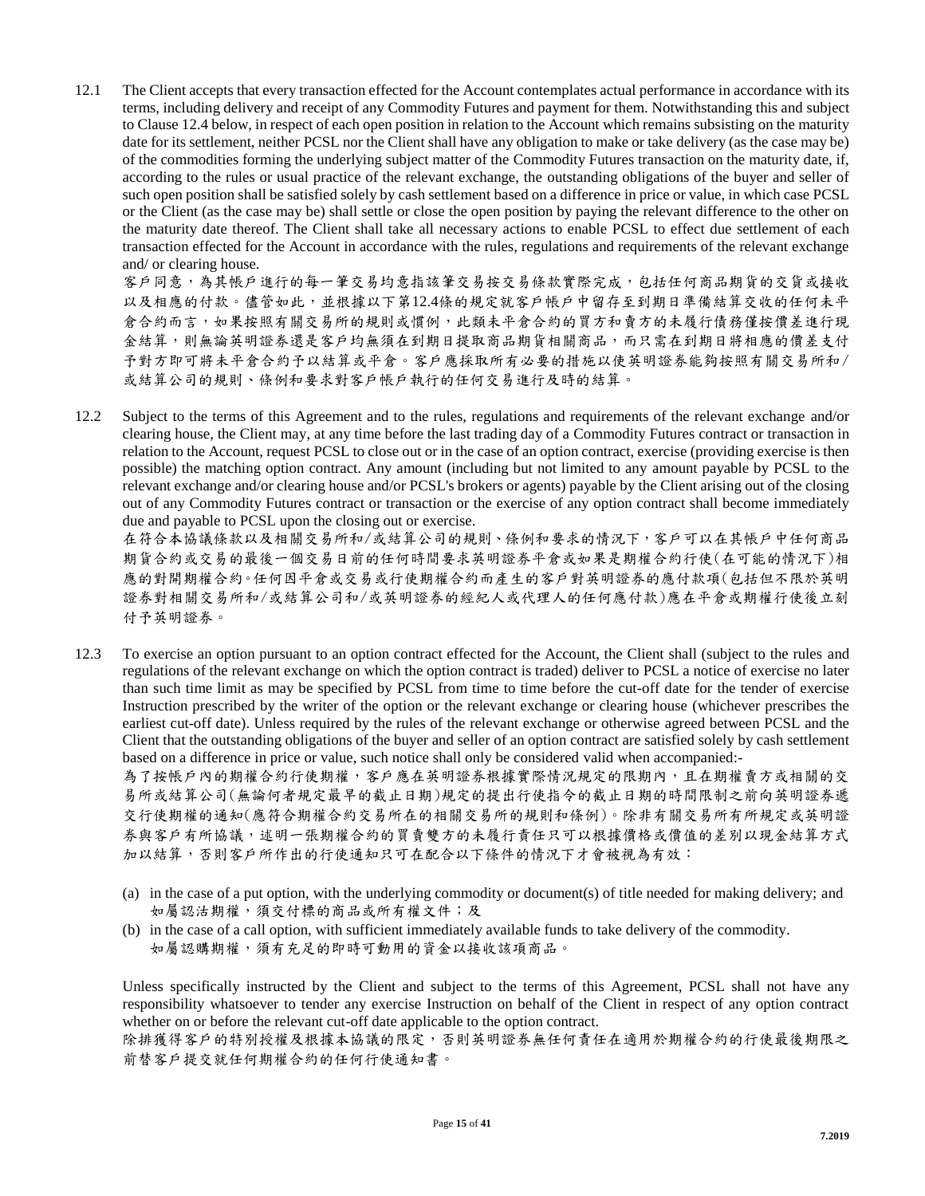12.1 The Client accepts that every transaction effected for the Account contemplates actual performance in accordance with its terms, including delivery and receipt of any Commodity Futures and payment for them. Notwithstanding this and subject to Clause 12.4 below, in respect of each open position in relation to the Account which remains subsisting on the maturity date for its settlement, neither PCSL nor the Client shall have any obligation to make or take delivery (as the case may be) of the commodities forming the underlying subject matter of the Commodity Futures transaction on the maturity date, if, according to the rules or usual practice of the relevant exchange, the outstanding obligations of the buyer and seller of such open position shall be satisfied solely by cash settlement based on a difference in price or value, in which case PCSL or the Client (as the case may be) shall settle or close the open position by paying the relevant difference to the other on the maturity date thereof. The Client shall take all necessary actions to enable PCSL to effect due settlement of each transaction effected for the Account in accordance with the rules, regulations and requirements of the relevant exchange and/ or clearing house.

客戶同意，為其帳戶進行的每一筆交易均意指該筆交易按交易條款實際完成，包括任何商品期貨的交貨或接收以及相應的付款。儘管如此，並根據以下第12.4條的規定就客戶帳戶中留存至到期日準備結算交收的任何未平倉合約而言，如果按照有關交易所的規則或慣例，此類未平倉合約的買方和賣方的未履行債務僅按價差進行現金結算，則無論英明證券還是客戶均無須在到期日提取商品期貨相關商品，而只需在到期日將相應的價差支付予對方即可將未平倉合約予以結算或平倉。客戶應採取所有必要的措施以使英明證券能夠按照有關交易所和/或結算公司的規則、條例和要求對客戶帳戶執行的任何交易進行及時的結算。

12.2 Subject to the terms of this Agreement and to the rules, regulations and requirements of the relevant exchange and/or clearing house, the Client may, at any time before the last trading day of a Commodity Futures contract or transaction in relation to the Account, request PCSL to close out or in the case of an option contract, exercise (providing exercise is then possible) the matching option contract. Any amount (including but not limited to any amount payable by PCSL to the relevant exchange and/or clearing house and/or PCSL's brokers or agents) payable by the Client arising out of the closing out of any Commodity Futures contract or transaction or the exercise of any option contract shall become immediately due and payable to PCSL upon the closing out or exercise.

在符合本協議條款以及相關交易所和/或結算公司的規則、條例和要求的情況下，客戶可以在其帳戶中任何商品期貨合約或交易的最後一個交易日前的任何時間要求英明證券平倉或如果是期權合約行使(在可能的情況下)相應的對開期權合約。任何因平倉或交易或行使期權合約而產生的客戶對英明證券的應付款項(包括但不限於英明證券對相關交易所和/或結算公司和/或英明證券的經紀人或代理人的任何應付款)應在平倉或期權行使後立刻付予英明證券。

12.3 To exercise an option pursuant to an option contract effected for the Account, the Client shall (subject to the rules and regulations of the relevant exchange on which the option contract is traded) deliver to PCSL a notice of exercise no later than such time limit as may be specified by PCSL from time to time before the cut-off date for the tender of exercise Instruction prescribed by the writer of the option or the relevant exchange or clearing house (whichever prescribes the earliest cut-off date). Unless required by the rules of the relevant exchange or otherwise agreed between PCSL and the Client that the outstanding obligations of the buyer and seller of an option contract are satisfied solely by cash settlement based on a difference in price or value, such notice shall only be considered valid when accompanied:-

為了按帳戶內的期權合約行使期權，客戶應在英明證券根據實際情況規定的限期內，且在期權賣方或相關的交易所或結算公司(無論何者規定最早的截止日期)規定的提出行使指令的截止日期的時間限制之前向英明證券遞交行使期權的通知(應符合期權合約交易所在的相關交易所的規則和條例)。除非有關交易所有所規定或英明證券與客戶有所協議，述明一張期權合約的買賣雙方的未履行責任只可以根據價格或價值的差別以現金結算方式加以結算，否則客戶所作出的行使通知只可在配合以下條件的情況下才會被視為有效：

(a) in the case of a put option, with the underlying commodity or document(s) of title needed for making delivery; and
如屬認沽期權，須交付標的商品或所有權文件；及

(b) in the case of a call option, with sufficient immediately available funds to take delivery of the commodity.
如屬認購期權，須有充足的即時可動用的資金以接收該項商品。

Unless specifically instructed by the Client and subject to the terms of this Agreement, PCSL shall not have any responsibility whatsoever to tender any exercise Instruction on behalf of the Client in respect of any option contract whether on or before the relevant cut-off date applicable to the option contract.

除排獲得客戶的特別授權及根據本協議的限定，否則英明證券無任何責任在適用於期權合約的行使最後期限之前替客戶提交就任何期權合約的任何行使通知書。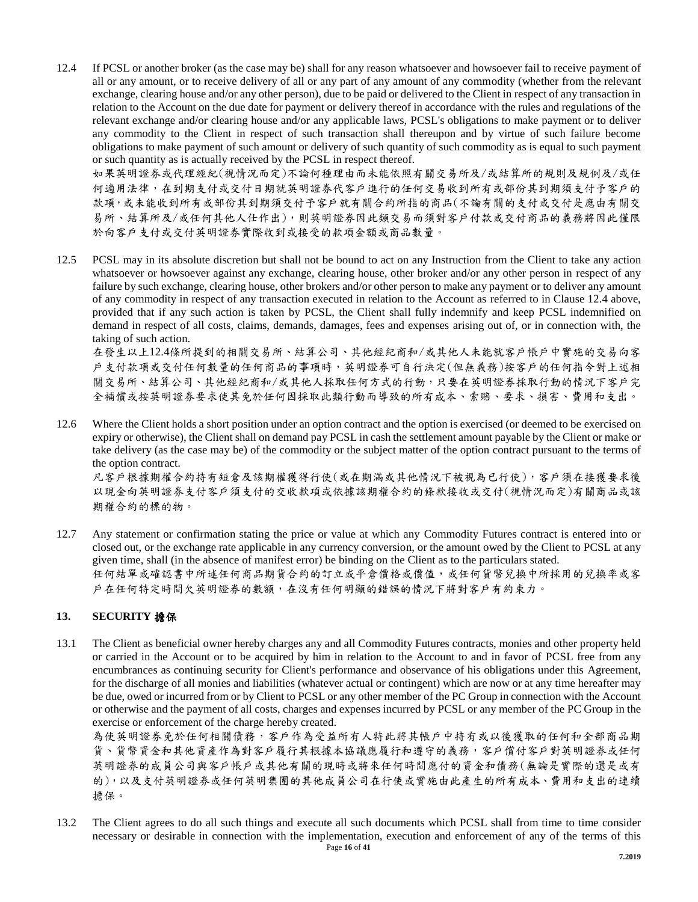12.4 If PCSL or another broker (as the case may be) shall for any reason whatsoever and howsoever fail to receive payment of all or any amount, or to receive delivery of all or any part of any amount of any commodity (whether from the relevant exchange, clearing house and/or any other person), due to be paid or delivered to the Client in respect of any transaction in relation to the Account on the due date for payment or delivery thereof in accordance with the rules and regulations of the relevant exchange and/or clearing house and/or any applicable laws, PCSL's obligations to make payment or to deliver any commodity to the Client in respect of such transaction shall thereupon and by virtue of such failure become obligations to make payment of such amount or delivery of such quantity of such commodity as is equal to such payment or such quantity as is actually received by the PCSL in respect thereof.
如果英明證券或代理經紀(視情況而定)不論何種理由而未能依照有關交易所及/或結算所的規則及規例及/或任何適用法律，在到期支付或交付日期就英明證券代客戶進行的任何交易收到所有或部份其到期須支付予客戶的款項，或未能收到所有或部份其到期須交付予客戶就有關合約所指的商品(不論有關的支付或交付是應由有關交易所、結算所及/或任何其他人仕作出)，則英明證券因此類交易而須對客戶付款或交付商品的義務將因此僅限於向客戶支付或交付英明證券實際收到或接受的款項金額或商品數量。

12.5 PCSL may in its absolute discretion but shall not be bound to act on any Instruction from the Client to take any action whatsoever or howsoever against any exchange, clearing house, other broker and/or any other person in respect of any failure by such exchange, clearing house, other brokers and/or other person to make any payment or to deliver any amount of any commodity in respect of any transaction executed in relation to the Account as referred to in Clause 12.4 above, provided that if any such action is taken by PCSL, the Client shall fully indemnify and keep PCSL indemnified on demand in respect of all costs, claims, demands, damages, fees and expenses arising out of, or in connection with, the taking of such action.
在發生以上12.4條所提到的相關交易所、結算公司、其他經紀商和/或其他人未能就客戶帳戶中實施的交易向客戶支付款項或交付任何數量的任何商品的事項時，英明證券可自行決定(但無義務)按客戶的任何指令對上述相關交易所、結算公司、其他經紀商和/或其他人採取任何方式的行動，只要在英明證券採取行動的情況下客戶完全補償或按英明證券要求使其免於任何因採取此類行動而導致的所有成本、索賠、要求、損害、費用和支出。

12.6 Where the Client holds a short position under an option contract and the option is exercised (or deemed to be exercised on expiry or otherwise), the Client shall on demand pay PCSL in cash the settlement amount payable by the Client or make or take delivery (as the case may be) of the commodity or the subject matter of the option contract pursuant to the terms of the option contract.
凡客戶根據期權合約持有短倉及該期權獲得行使(或在期滿或其他情況下被視為已行使)，客戶須在接獲要求後以現金向英明證券支付客戶須支付的交收款項或依據該期權合約的條款接收或交付(視情況而定)有關商品或該期權合約的標的物。

12.7 Any statement or confirmation stating the price or value at which any Commodity Futures contract is entered into or closed out, or the exchange rate applicable in any currency conversion, or the amount owed by the Client to PCSL at any given time, shall (in the absence of manifest error) be binding on the Client as to the particulars stated.
任何結單或確認書中所述任何商品期貨合約的訂立或平倉價格或價值，或任何貨幣兌換中所採用的兌換率或客戶在任何特定時間欠英明證券的數額，在沒有任何明顯的錯誤的情況下將對客戶有約束力。

## 13. SECURITY 擔保

13.1 The Client as beneficial owner hereby charges any and all Commodity Futures contracts, monies and other property held or carried in the Account or to be acquired by him in relation to the Account to and in favor of PCSL free from any encumbrances as continuing security for Client's performance and observance of his obligations under this Agreement, for the discharge of all monies and liabilities (whatever actual or contingent) which are now or at any time hereafter may be due, owed or incurred from or by Client to PCSL or any other member of the PC Group in connection with the Account or otherwise and the payment of all costs, charges and expenses incurred by PCSL or any member of the PC Group in the exercise or enforcement of the charge hereby created.
為使英明證券免於任何相關債務，客戶作為受益所有人特此將其帳戶中持有或以後獲取的任何和全部商品期貨、貨幣資金和其他資產作為對客戶履行其根據本協議應履行和遵守的義務，客戶償付客戶對英明證券或任何英明證券的成員公司與客戶帳戶或其他有關的現時或將來任何時間應付的資金和債務(無論是實際的還是或有的)，以及支付英明證券或任何英明集團的其他成員公司在行使或實施由此產生的所有成本、費用和支出的連續擔保。

13.2 The Client agrees to do all such things and execute all such documents which PCSL shall from time to time consider necessary or desirable in connection with the implementation, execution and enforcement of any of the terms of this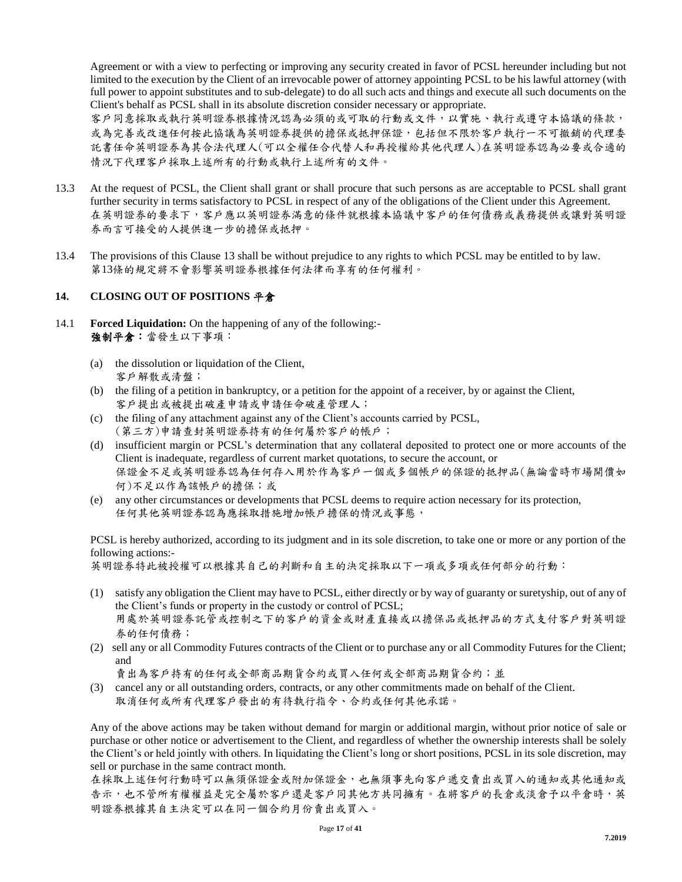Agreement or with a view to perfecting or improving any security created in favor of PCSL hereunder including but not limited to the execution by the Client of an irrevocable power of attorney appointing PCSL to be his lawful attorney (with full power to appoint substitutes and to sub-delegate) to do all such acts and things and execute all such documents on the Client's behalf as PCSL shall in its absolute discretion consider necessary or appropriate.
客戶同意採取或執行英明證券根據情況認為必須的或可取的行動或文件，以實施、執行或遵守本協議的條款，或為完善或改進任何按此協議為英明證券提供的擔保或抵押保證，包括但不限於客戶執行一不可撤銷的代理委託書任命英明證券為其合法代理人(可以全權任合代替人和再授權給其他代理人)在英明證券認為必要或合適的情況下代理客戶採取上述所有的行動或執行上述所有的文件。

13.3 At the request of PCSL, the Client shall grant or shall procure that such persons as are acceptable to PCSL shall grant further security in terms satisfactory to PCSL in respect of any of the obligations of the Client under this Agreement.
在英明證券的要求下，客戶應以英明證券滿意的條件就根據本協議中客戶的任何債務或義務提供或讓對英明證券而言可接受的人提供進一步的擔保或抵押。

13.4 The provisions of this Clause 13 shall be without prejudice to any rights to which PCSL may be entitled to by law.
第13條的規定將不會影響英明證券根據任何法律而享有的任何權利。

## 14. CLOSING OUT OF POSITIONS 平倉

14.1 **Forced Liquidation:** On the happening of any of the following:-
**強制平倉：**當發生以下事項：

(a) the dissolution or liquidation of the Client,
客戶解散或清盤；

(b) the filing of a petition in bankruptcy, or a petition for the appoint of a receiver, by or against the Client,
客戶提出或被提出破產申請或申請任命破產管理人；

(c) the filing of any attachment against any of the Client's accounts carried by PCSL,
(第三方)申請查封英明證券持有的任何屬於客戶的帳戶；

(d) insufficient margin or PCSL's determination that any collateral deposited to protect one or more accounts of the Client is inadequate, regardless of current market quotations, to secure the account, or
保證金不足或英明證券認為任何存入用於作為客戶一個或多個帳戶的保證的抵押品(無論當時市場開價如何)不足以作為該帳戶的擔保；或

(e) any other circumstances or developments that PCSL deems to require action necessary for its protection,
任何其他英明證券認為應採取措施增加帳戶擔保的情況或事態，

PCSL is hereby authorized, according to its judgment and in its sole discretion, to take one or more or any portion of the following actions:-
英明證券特此被授權可以根據其自己的判斷和自主的決定採取以下一項或多項或任何部分的行動：

(1) satisfy any obligation the Client may have to PCSL, either directly or by way of guaranty or suretyship, out of any of the Client's funds or property in the custody or control of PCSL;
用處於英明證券託管或控制之下的客戶的資金或財產直接或以擔保品或抵押品的方式支付客戶對英明證券的任何債務；

(2) sell any or all Commodity Futures contracts of the Client or to purchase any or all Commodity Futures for the Client; and
賣出為客戶持有的任何或全部商品期貨合約或買入任何或全部商品期貨合約；並

(3) cancel any or all outstanding orders, contracts, or any other commitments made on behalf of the Client.
取消任何或所有代理客戶發出的有待執行指令、合約或任何其他承諾。

Any of the above actions may be taken without demand for margin or additional margin, without prior notice of sale or purchase or other notice or advertisement to the Client, and regardless of whether the ownership interests shall be solely the Client's or held jointly with others. In liquidating the Client's long or short positions, PCSL in its sole discretion, may sell or purchase in the same contract month.
在採取上述任何行動時可以無須保證金或附加保證金，也無須事先向客戶遞交賣出或買入的通知或其他通知或告示，也不管所有權權益是完全屬於客戶還是客戶同其他方共同擁有。在將客戶的長倉或淡倉予以平倉時，英明證券根據其自主決定可以在同一個合約月份賣出或買入。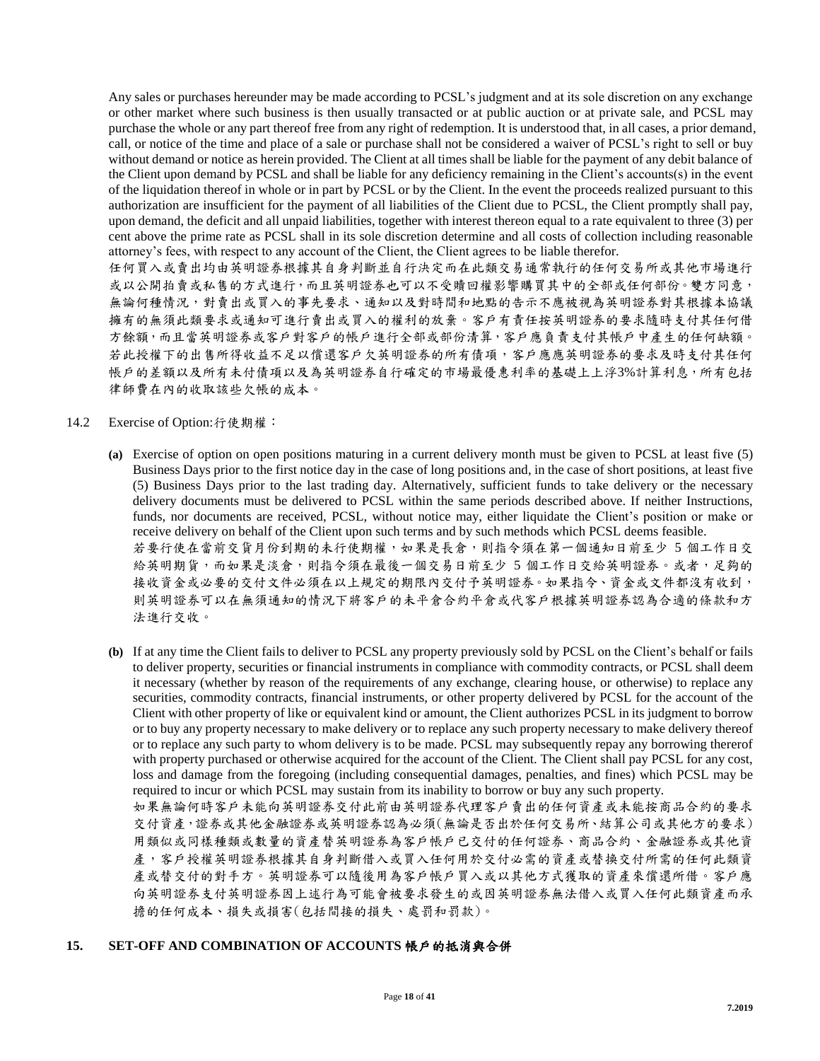Any sales or purchases hereunder may be made according to PCSL's judgment and at its sole discretion on any exchange or other market where such business is then usually transacted or at public auction or at private sale, and PCSL may purchase the whole or any part thereof free from any right of redemption. It is understood that, in all cases, a prior demand, call, or notice of the time and place of a sale or purchase shall not be considered a waiver of PCSL's right to sell or buy without demand or notice as herein provided. The Client at all times shall be liable for the payment of any debit balance of the Client upon demand by PCSL and shall be liable for any deficiency remaining in the Client's accounts(s) in the event of the liquidation thereof in whole or in part by PCSL or by the Client. In the event the proceeds realized pursuant to this authorization are insufficient for the payment of all liabilities of the Client due to PCSL, the Client promptly shall pay, upon demand, the deficit and all unpaid liabilities, together with interest thereon equal to a rate equivalent to three (3) per cent above the prime rate as PCSL shall in its sole discretion determine and all costs of collection including reasonable attorney's fees, with respect to any account of the Client, the Client agrees to be liable therefor.

任何買入或賣出均由英明證券根據其自身判斷並自行決定而在此類交易通常執行的任何交易所或其他市場進行或以公開拍賣或私售的方式進行，而且英明證券也可以不受贖回權影響購買其中的全部或任何部份。雙方同意，無論何種情況，對賣出或買入的事先要求、通知以及對時間和地點的告示不應被視為英明證券對其根據本協議擁有的無須此類要求或通知可進行賣出或買入的權利的放棄。客戶有責任按英明證券的要求隨時支付其任何借方餘額，而且當英明證券或客戶對客戶的帳戶進行全部或部份清算，客戶應負責支付其帳戶中產生的任何缺額。若此授權下的出售所得收益不足以償還客戶欠英明證券的所有債項，客戶應應英明證券的要求及時支付其任何帳戶的差額以及所有未付債項以及為英明證券自行確定的市場最優惠利率的基礎上上浮3%計算利息，所有包括律師費在內的收取該些欠帳的成本。

14.2 Exercise of Option:行使期權：

**(a)** Exercise of option on open positions maturing in a current delivery month must be given to PCSL at least five (5) Business Days prior to the first notice day in the case of long positions and, in the case of short positions, at least five (5) Business Days prior to the last trading day. Alternatively, sufficient funds to take delivery or the necessary delivery documents must be delivered to PCSL within the same periods described above. If neither Instructions, funds, nor documents are received, PCSL, without notice may, either liquidate the Client's position or make or receive delivery on behalf of the Client upon such terms and by such methods which PCSL deems feasible.

若要行使在當前交貨月份到期的未行使期權，如果是長倉，則指令須在第一個通知日前至少 5 個工作日交給英明期貨，而如果是淡倉，則指令須在最後一個交易日前至少 5 個工作日交給英明證券。或者，足夠的接收資金或必要的交付文件必須在以上規定的期限內交付予英明證券。如果指令、資金或文件都沒有收到，則英明證券可以在無須通知的情況下將客戶的未平倉合約平倉或代客戶根據英明證券認為合適的條款和方法進行交收。

**(b)** If at any time the Client fails to deliver to PCSL any property previously sold by PCSL on the Client's behalf or fails to deliver property, securities or financial instruments in compliance with commodity contracts, or PCSL shall deem it necessary (whether by reason of the requirements of any exchange, clearing house, or otherwise) to replace any securities, commodity contracts, financial instruments, or other property delivered by PCSL for the account of the Client with other property of like or equivalent kind or amount, the Client authorizes PCSL in its judgment to borrow or to buy any property necessary to make delivery or to replace any such property necessary to make delivery thereof or to replace any such party to whom delivery is to be made. PCSL may subsequently repay any borrowing thereof with property purchased or otherwise acquired for the account of the Client. The Client shall pay PCSL for any cost, loss and damage from the foregoing (including consequential damages, penalties, and fines) which PCSL may be required to incur or which PCSL may sustain from its inability to borrow or buy any such property.

如果無論何時客戶未能向英明證券交付此前由英明證券代理客戶賣出的任何資產或未能按商品合約的要求交付資產，證券或其他金融證券或英明證券認為必須(無論是否出於任何交易所、結算公司或其他方的要求)用類似或同樣種類或數量的資產替英明證券為客戶帳戶已交付的任何證券、商品合約、金融證券或其他資產，客戶授權英明證券根據其自身判斷借入或買入任何用於交付必需的資產或替換交付所需的任何此類資產或替交付的對手方。英明證券可以隨後用為客戶帳戶買入或以其他方式獲取的資產來償還所借。客戶應向英明證券支付英明證券因上述行為可能會被要求發生的或因英明證券無法借入或買入任何此類資產而承擔的任何成本、損失或損害(包括間接的損失、處罰和罰款)。

## 15. SET-OFF AND COMBINATION OF ACCOUNTS 帳戶的抵消與合併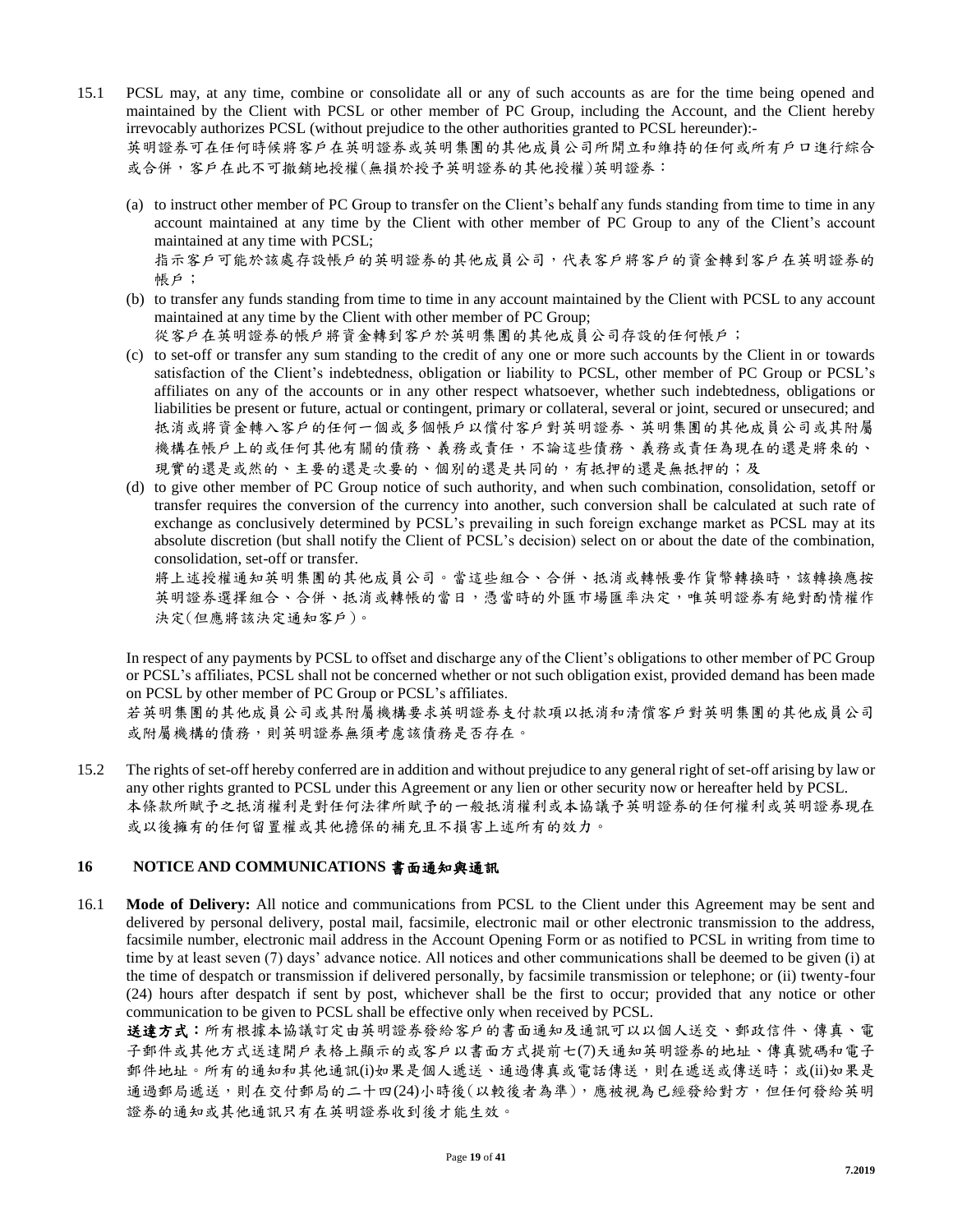15.1 PCSL may, at any time, combine or consolidate all or any of such accounts as are for the time being opened and maintained by the Client with PCSL or other member of PC Group, including the Account, and the Client hereby irrevocably authorizes PCSL (without prejudice to the other authorities granted to PCSL hereunder):-
英明證券可在任何時候將客戶在英明證券或英明集團的其他成員公司所開立和維持的任何或所有戶口進行綜合或合併，客戶在此不可撤銷地授權(無損於授予英明證券的其他授權)英明證券：

(a) to instruct other member of PC Group to transfer on the Client's behalf any funds standing from time to time in any account maintained at any time by the Client with other member of PC Group to any of the Client's account maintained at any time with PCSL;
指示客戶可能於該處存設帳戶的英明證券的其他成員公司，代表客戶將客戶的資金轉到客戶在英明證券的帳戶；

(b) to transfer any funds standing from time to time in any account maintained by the Client with PCSL to any account maintained at any time by the Client with other member of PC Group;
從客戶在英明證券的帳戶將資金轉到客戶於英明集團的其他成員公司存設的任何帳戶；

(c) to set-off or transfer any sum standing to the credit of any one or more such accounts by the Client in or towards satisfaction of the Client's indebtedness, obligation or liability to PCSL, other member of PC Group or PCSL's affiliates on any of the accounts or in any other respect whatsoever, whether such indebtedness, obligations or liabilities be present or future, actual or contingent, primary or collateral, several or joint, secured or unsecured; and
抵消或將資金轉入客戶的任何一個或多個帳戶以償付客戶對英明證券、英明集團的其他成員公司或其附屬機構在帳戶上的或任何其他有關的債務、義務或責任，不論這些債務、義務或責任為現在的還是將來的、現實的還是或然的、主要的還是次要的、個別的還是共同的，有抵押的還是無抵押的；及

(d) to give other member of PC Group notice of such authority, and when such combination, consolidation, setoff or transfer requires the conversion of the currency into another, such conversion shall be calculated at such rate of exchange as conclusively determined by PCSL's prevailing in such foreign exchange market as PCSL may at its absolute discretion (but shall notify the Client of PCSL's decision) select on or about the date of the combination, consolidation, set-off or transfer.
將上述授權通知英明集團的其他成員公司。當這些組合、合併、抵消或轉帳要作貨幣轉換時，該轉換應按英明證券選擇組合、合併、抵消或轉帳的當日，憑當時的外匯市場匯率決定，唯英明證券有絕對酌情權作決定(但應將該決定通知客戶)。

In respect of any payments by PCSL to offset and discharge any of the Client's obligations to other member of PC Group or PCSL's affiliates, PCSL shall not be concerned whether or not such obligation exist, provided demand has been made on PCSL by other member of PC Group or PCSL's affiliates.
若英明集團的其他成員公司或其附屬機構要求英明證券支付款項以抵消和清償客戶對英明集團的其他成員公司或附屬機構的債務，則英明證券無須考慮該債務是否存在。

15.2 The rights of set-off hereby conferred are in addition and without prejudice to any general right of set-off arising by law or any other rights granted to PCSL under this Agreement or any lien or other security now or hereafter held by PCSL.
本條款所賦予之抵消權利是對任何法律所賦予的一般抵消權利或本協議予英明證券的任何權利或英明證券現在或以後擁有的任何留置權或其他擔保的補充且不損害上述所有的效力。

## 16 NOTICE AND COMMUNICATIONS 書面通知與通訊

16.1 **Mode of Delivery:** All notice and communications from PCSL to the Client under this Agreement may be sent and delivered by personal delivery, postal mail, facsimile, electronic mail or other electronic transmission to the address, facsimile number, electronic mail address in the Account Opening Form or as notified to PCSL in writing from time to time by at least seven (7) days' advance notice. All notices and other communications shall be deemed to be given (i) at the time of despatch or transmission if delivered personally, by facsimile transmission or telephone; or (ii) twenty-four (24) hours after despatch if sent by post, whichever shall be the first to occur; provided that any notice or other communication to be given to PCSL shall be effective only when received by PCSL.
**送達方式：**所有根據本協議訂定由英明證券發給客戶的書面通知及通訊可以以個人送交、郵政信件、傳真、電子郵件或其他方式送達開戶表格上顯示的或客戶以書面方式提前七(7)天通知英明證券的地址、傳真號碼和電子郵件地址。所有的通知和其他通訊(i)如果是個人遞送、通過傳真或電話傳送，則在遞送或傳送時；或(ii)如果是通過郵局遞送，則在交付郵局的二十四(24)小時後(以較後者為準)，應被視為已經發給對方，但任何發給英明證券的通知或其他通訊只有在英明證券收到後才能生效。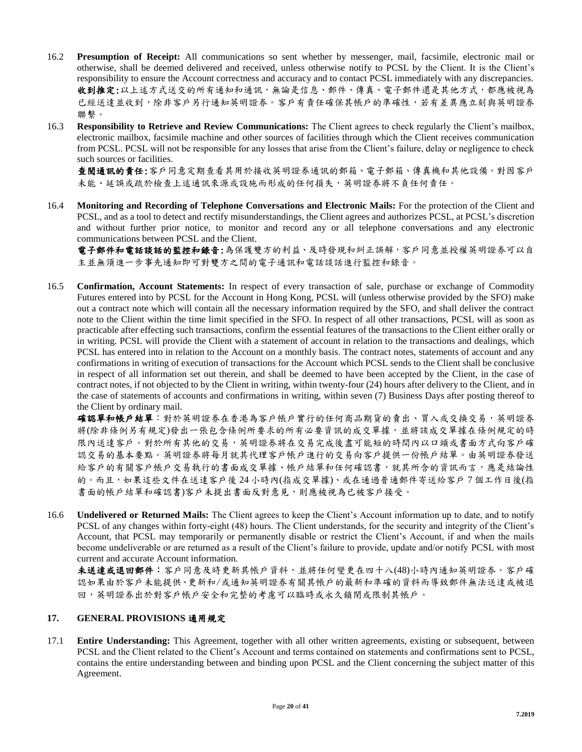16.2 **Presumption of Receipt:** All communications so sent whether by messenger, mail, facsimile, electronic mail or otherwise, shall be deemed delivered and received, unless otherwise notify to PCSL by the Client. It is the Client's responsibility to ensure the Account correctness and accuracy and to contact PCSL immediately with any discrepancies.
**收到推定:**以上述方式送交的所有通知和通訊，無論是信息、郵件、傳真、電子郵件還是其他方式，都應被視為已經送達並收到，除非客戶另行通知英明證券。客戶有責任確保其帳戶的準確性，若有差異應立刻與英明證券聯繫。

16.3 **Responsibility to Retrieve and Review Communications:** The Client agrees to check regularly the Client's mailbox, electronic mailbox, facsimile machine and other sources of facilities through which the Client receives communication from PCSL. PCSL will not be responsible for any losses that arise from the Client's failure, delay or negligence to check such sources or facilities.
**查閱通訊的責任:**客戶同意定期查看其用於接收英明證券通訊的郵箱、電子郵箱、傳真機和其他設備。對因客戶未能、延誤或疏於檢查上述通訊來源或設施而形成的任何損失，英明證券將不負任何責任。

16.4 **Monitoring and Recording of Telephone Conversations and Electronic Mails:** For the protection of the Client and PCSL, and as a tool to detect and rectify misunderstandings, the Client agrees and authorizes PCSL, at PCSL's discretion and without further prior notice, to monitor and record any or all telephone conversations and any electronic communications between PCSL and the Client.
**電子郵件和電話談話的監控和錄音:**為保護雙方的利益、及時發現和糾正誤解，客戶同意並授權英明證券可以自主並無須進一步事先通知即可對雙方之間的電子通訊和電話談話進行監控和錄音。

16.5 **Confirmation, Account Statements:** In respect of every transaction of sale, purchase or exchange of Commodity Futures entered into by PCSL for the Account in Hong Kong, PCSL will (unless otherwise provided by the SFO) make out a contract note which will contain all the necessary information required by the SFO, and shall deliver the contract note to the Client within the time limit specified in the SFO. In respect of all other transactions, PCSL will as soon as practicable after effecting such transactions, confirm the essential features of the transactions to the Client either orally or in writing. PCSL will provide the Client with a statement of account in relation to the transactions and dealings, which PCSL has entered into in relation to the Account on a monthly basis. The contract notes, statements of account and any confirmations in writing of execution of transactions for the Account which PCSL sends to the Client shall be conclusive in respect of all information set out therein, and shall be deemed to have been accepted by the Client, in the case of contract notes, if not objected to by the Client in writing, within twenty-four (24) hours after delivery to the Client, and in the case of statements of accounts and confirmations in writing, within seven (7) Business Days after posting thereof to the Client by ordinary mail.
**確認單和帳戶結單**：對於英明證券在香港為客戶帳戶實行的任何商品期貨的賣出、買入或交換交易，英明證券將(除非條例另有規定)發出一張包含條例所要求的所有必要資訊的成交單據，並將該成交單據在條例規定的時限內送達客戶。對於所有其他的交易，英明證券將在交易完成後盡可能短的時間內以口頭或書面方式向客戶確認交易的基本要點。英明證券將每月就其代理客戶帳戶進行的交易向客戶提供一份帳戶結單。由英明證券發送給客戶的有關客戶帳戶交易執行的書面成交單據、帳戶結單和任何確認書，就其所含的資訊而言，應是結論性的。而且，如果這些文件在送達客戶後 24 小時內(指成交單據)、或在通過普通郵件寄送給客戶 7 個工作日後(指書面的帳戶結單和確認書)客戶未提出書面反對意見，則應被視為已被客戶接受。

16.6 **Undelivered or Returned Mails:** The Client agrees to keep the Client's Account information up to date, and to notify PCSL of any changes within forty-eight (48) hours. The Client understands, for the security and integrity of the Client's Account, that PCSL may temporarily or permanently disable or restrict the Client's Account, if and when the mails become undeliverable or are returned as a result of the Client's failure to provide, update and/or notify PCSL with most current and accurate Account information.
**未送達或退回郵件**：客戶同意及時更新其帳戶資料，並將任何變更在四十八(48)小時內通知英明證券。客戶確認如果由於客戶未能提供、更新和/或通知英明證券有關其帳戶的最新和準確的資料而導致郵件無法送達或被退回，英明證券出於對客戶帳戶安全和完整的考慮可以臨時或永久鎖閉或限制其帳戶。

## 17. GENERAL PROVISIONS 通用規定

17.1 **Entire Understanding:** This Agreement, together with all other written agreements, existing or subsequent, between PCSL and the Client related to the Client's Account and terms contained on statements and confirmations sent to PCSL, contains the entire understanding between and binding upon PCSL and the Client concerning the subject matter of this Agreement.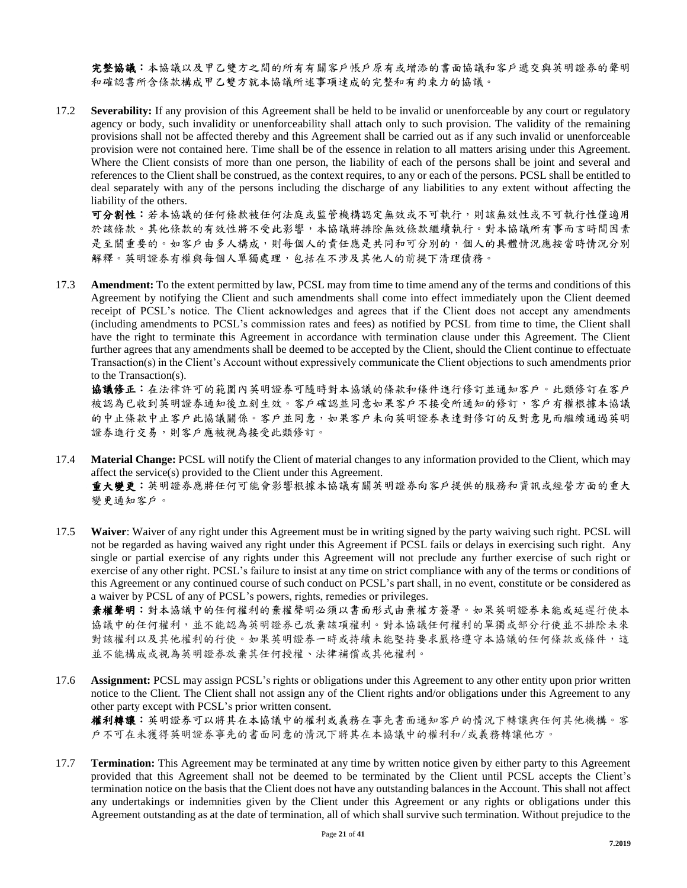**完整協議**：本協議以及甲乙雙方之間的所有有關客戶帳戶原有或增添的書面協議和客戶遞交與英明證券的聲明和確認書所含條款構成甲乙雙方就本協議所述事項達成的完整和有約束力的協議。

17.2 **Severability:** If any provision of this Agreement shall be held to be invalid or unenforceable by any court or regulatory agency or body, such invalidity or unenforceability shall attach only to such provision. The validity of the remaining provisions shall not be affected thereby and this Agreement shall be carried out as if any such invalid or unenforceable provision were not contained here. Time shall be of the essence in relation to all matters arising under this Agreement. Where the Client consists of more than one person, the liability of each of the persons shall be joint and several and references to the Client shall be construed, as the context requires, to any or each of the persons. PCSL shall be entitled to deal separately with any of the persons including the discharge of any liabilities to any extent without affecting the liability of the others.

**可分割性**：若本協議的任何條款被任何法庭或監管機構認定無效或不可執行，則該無效性或不可執行性僅適用於該條款。其他條款的有效性將不受此影響，本協議將排除無效條款繼續執行。對本協議所有事而言時間因素是至關重要的。如客戶由多人構成，則每個人的責任應是共同和可分別的，個人的具體情況應按當時情況分別解釋。英明證券有權與每個人單獨處理，包括在不涉及其他人的前提下清理債務。

17.3 **Amendment:** To the extent permitted by law, PCSL may from time to time amend any of the terms and conditions of this Agreement by notifying the Client and such amendments shall come into effect immediately upon the Client deemed receipt of PCSL's notice. The Client acknowledges and agrees that if the Client does not accept any amendments (including amendments to PCSL's commission rates and fees) as notified by PCSL from time to time, the Client shall have the right to terminate this Agreement in accordance with termination clause under this Agreement. The Client further agrees that any amendments shall be deemed to be accepted by the Client, should the Client continue to effectuate Transaction(s) in the Client's Account without expressively communicate the Client objections to such amendments prior to the Transaction(s).

**協議修正**：在法律許可的範圍內英明證券可隨時對本協議的條款和條件進行修訂並通知客戶。此類修訂在客戶被認為已收到英明證券通知後立刻生效。客戶確認並同意如果客戶不接受所通知的修訂，客戶有權根據本協議的中止條款中止客戶此協議關係。客戶並同意，如果客戶未向英明證券表達對修訂的反對意見而繼續通過英明證券進行交易，則客戶應被視為接受此類修訂。

17.4 **Material Change:** PCSL will notify the Client of material changes to any information provided to the Client, which may affect the service(s) provided to the Client under this Agreement.

**重大變更**：英明證券應將任何可能會影響根據本協議有關英明證券向客戶提供的服務和資訊或經營方面的重大變更通知客戶。

17.5 **Waiver**: Waiver of any right under this Agreement must be in writing signed by the party waiving such right. PCSL will not be regarded as having waived any right under this Agreement if PCSL fails or delays in exercising such right. Any single or partial exercise of any rights under this Agreement will not preclude any further exercise of such right or exercise of any other right. PCSL's failure to insist at any time on strict compliance with any of the terms or conditions of this Agreement or any continued course of such conduct on PCSL's part shall, in no event, constitute or be considered as a waiver by PCSL of any of PCSL's powers, rights, remedies or privileges.

**棄權聲明**：對本協議中的任何權利的棄權聲明必須以書面形式由棄權方簽署。如果英明證券未能或延遲行使本協議中的任何權利，並不能認為英明證券已放棄該項權利。對本協議任何權利的單獨或部分行使並不排除未來對該權利以及其他權利的行使。如果英明證券一時或持續未能堅持要求嚴格遵守本協議的任何條款或條件，這並不能構成或視為英明證券放棄其任何授權、法律補償或其他權利。

17.6 **Assignment:** PCSL may assign PCSL's rights or obligations under this Agreement to any other entity upon prior written notice to the Client. The Client shall not assign any of the Client rights and/or obligations under this Agreement to any other party except with PCSL's prior written consent.

**權利轉讓**：英明證券可以將其在本協議中的權利或義務在事先書面通知客戶的情況下轉讓與任何其他機構。客戶不可在未獲得英明證券事先的書面同意的情況下將其在本協議中的權利和/或義務轉讓他方。

17.7 **Termination:** This Agreement may be terminated at any time by written notice given by either party to this Agreement provided that this Agreement shall not be deemed to be terminated by the Client until PCSL accepts the Client's termination notice on the basis that the Client does not have any outstanding balances in the Account. This shall not affect any undertakings or indemnities given by the Client under this Agreement or any rights or obligations under this Agreement outstanding as at the date of termination, all of which shall survive such termination. Without prejudice to the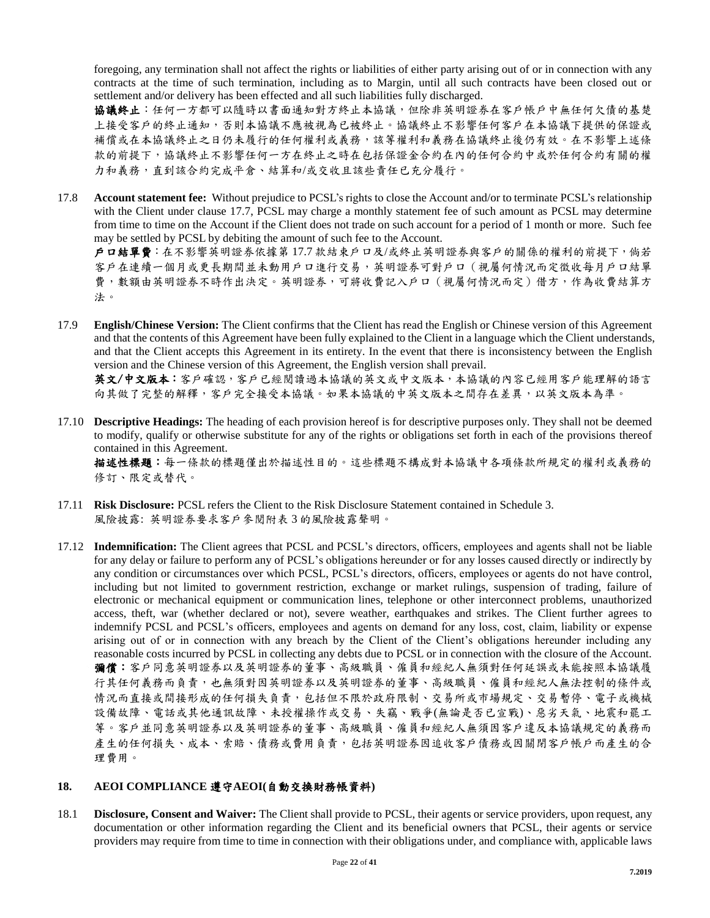foregoing, any termination shall not affect the rights or liabilities of either party arising out of or in connection with any contracts at the time of such termination, including as to Margin, until all such contracts have been closed out or settlement and/or delivery has been effected and all such liabilities fully discharged.

**協議終止**：任何一方都可以隨時以書面通知對方終止本協議，但除非英明證券在客戶帳戶中無任何欠債的基楚上接受客戶的終止通知，否則本協議不應被視為已被終止。協議終止不影響任何客戶在本協議下提供的保證或補償或在本協議終止之日仍未履行的任何權利或義務，該等權利和義務在協議終止後仍有效。在不影響上述條款的前提下，協議終止不影響任何一方在終止之時在包括保證金合約在內的任何合約中或於任何合約有關的權力和義務，直到該合約完成平倉、結算和/或交收且該些責任已充分履行。

17.8 **Account statement fee:** Without prejudice to PCSL's rights to close the Account and/or to terminate PCSL's relationship with the Client under clause 17.7, PCSL may charge a monthly statement fee of such amount as PCSL may determine from time to time on the Account if the Client does not trade on such account for a period of 1 month or more. Such fee may be settled by PCSL by debiting the amount of such fee to the Account.

**戶口結單費**：在不影響英明證券依據第 17.7 款結束戶口及/或終止英明證券與客戶的關係的權利的前提下，倘若客戶在連續一個月或更長期間並未動用戶口進行交易，英明證券可對戶口（視屬何情況而定徵收每月戶口結單費，數額由英明證券不時作出決定。英明證券，可將收費記入戶口（視屬何情況而定）借方，作為收費結算方法。

17.9 **English/Chinese Version:** The Client confirms that the Client has read the English or Chinese version of this Agreement and that the contents of this Agreement have been fully explained to the Client in a language which the Client understands, and that the Client accepts this Agreement in its entirety. In the event that there is inconsistency between the English version and the Chinese version of this Agreement, the English version shall prevail.

**英文/中文版本**：客戶確認，客戶已經閱讀過本協議的英文或中文版本，本協議的內容已經用客戶能理解的語言向其做了完整的解釋，客戶完全接受本協議。如果本協議的中英文版本之間存在差異，以英文版本為準。

17.10 **Descriptive Headings:** The heading of each provision hereof is for descriptive purposes only. They shall not be deemed to modify, qualify or otherwise substitute for any of the rights or obligations set forth in each of the provisions thereof contained in this Agreement.

**描述性標題**：每一條款的標題僅出於描述性目的。這些標題不構成對本協議中各項條款所規定的權利或義務的修訂、限定或替代。

17.11 **Risk Disclosure:** PCSL refers the Client to the Risk Disclosure Statement contained in Schedule 3.

風險披露: 英明證券要求客戶參閱附表 3 的風險披露聲明。

17.12 **Indemnification:** The Client agrees that PCSL and PCSL's directors, officers, employees and agents shall not be liable for any delay or failure to perform any of PCSL's obligations hereunder or for any losses caused directly or indirectly by any condition or circumstances over which PCSL, PCSL's directors, officers, employees or agents do not have control, including but not limited to government restriction, exchange or market rulings, suspension of trading, failure of electronic or mechanical equipment or communication lines, telephone or other interconnect problems, unauthorized access, theft, war (whether declared or not), severe weather, earthquakes and strikes. The Client further agrees to indemnify PCSL and PCSL's officers, employees and agents on demand for any loss, cost, claim, liability or expense arising out of or in connection with any breach by the Client of the Client's obligations hereunder including any reasonable costs incurred by PCSL in collecting any debts due to PCSL or in connection with the closure of the Account.

**彌償**：客戶同意英明證券以及英明證券的董事、高級職員、僱員和經紀人無須對任何延誤或未能按照本協議履行其任何義務而負責，也無須對因英明證券以及英明證券的董事、高級職員、僱員和經紀人無法控制的條件或情況而直接或間接形成的任何損失負責，包括但不限於政府限制、交易所或市場規定、交易暫停、電子或機械設備故障、電話或其他通訊故障、未授權操作或交易、失竊、戰爭(無論是否已宣戰)、惡劣天氣、地震和罷工等。客戶並同意英明證券以及英明證券的董事、高級職員、僱員和經紀人無須因客戶違反本協議規定的義務而產生的任何損失、成本、索賠、債務或費用負責，包括英明證券因追收客戶債務或因關閉客戶帳戶而產生的合理費用。

## 18. AEOI COMPLIANCE 遵守AEOI(自動交換財務帳資料)

18.1 **Disclosure, Consent and Waiver:** The Client shall provide to PCSL, their agents or service providers, upon request, any documentation or other information regarding the Client and its beneficial owners that PCSL, their agents or service providers may require from time to time in connection with their obligations under, and compliance with, applicable laws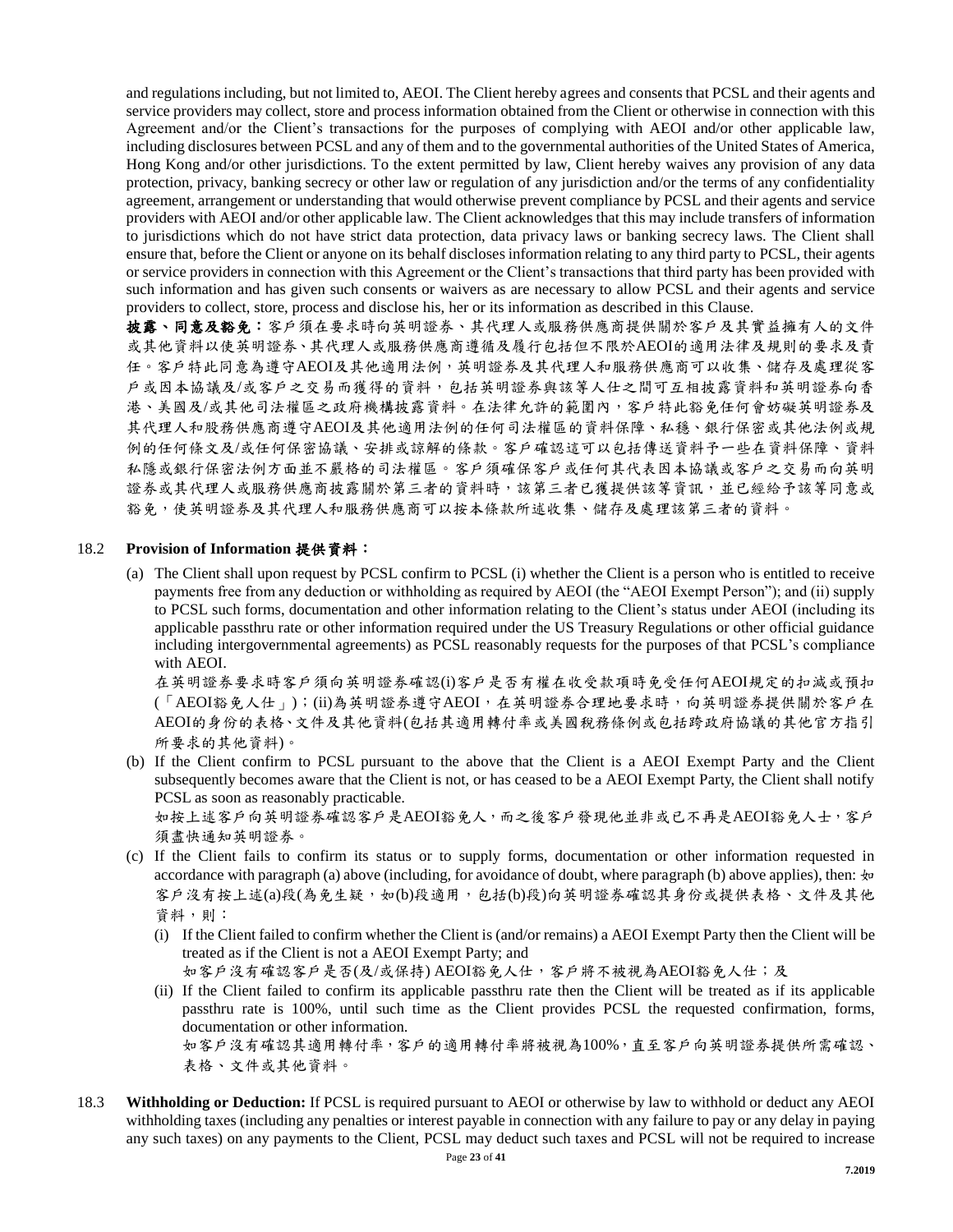and regulations including, but not limited to, AEOI. The Client hereby agrees and consents that PCSL and their agents and service providers may collect, store and process information obtained from the Client or otherwise in connection with this Agreement and/or the Client's transactions for the purposes of complying with AEOI and/or other applicable law, including disclosures between PCSL and any of them and to the governmental authorities of the United States of America, Hong Kong and/or other jurisdictions. To the extent permitted by law, Client hereby waives any provision of any data protection, privacy, banking secrecy or other law or regulation of any jurisdiction and/or the terms of any confidentiality agreement, arrangement or understanding that would otherwise prevent compliance by PCSL and their agents and service providers with AEOI and/or other applicable law. The Client acknowledges that this may include transfers of information to jurisdictions which do not have strict data protection, data privacy laws or banking secrecy laws. The Client shall ensure that, before the Client or anyone on its behalf discloses information relating to any third party to PCSL, their agents or service providers in connection with this Agreement or the Client's transactions that third party has been provided with such information and has given such consents or waivers as are necessary to allow PCSL and their agents and service providers to collect, store, process and disclose his, her or its information as described in this Clause.

**披露、同意及豁免：**客戶須在要求時向英明證券、其代理人或服務供應商提供關於客戶及其實益擁有人的文件或其他資料以使英明證券、其代理人或服務供應商遵循及履行包括但不限於AEOI的適用法律及規則的要求及責任。客戶特此同意為遵守AEOI及其他適用法例，英明證券及其代理人和服務供應商可以收集、儲存及處理從客戶或因本協議及/或客戶之交易而獲得的資料，包括英明證券與該等人仕之間可互相披露資料和英明證券向香港、美國及/或其他司法權區之政府機構披露資料。在法律允許的範圍內，客戶特此豁免任何會妨礙英明證券及其代理人和服務供應商遵守AEOI及其他適用法例的任何司法權區的資料保障、私穩、銀行保密或其他法例或規例的任何條文及/或任何保密協議、安排或諒解的條款。客戶確認這可以包括傳送資料予一些在資料保障、資料私隱或銀行保密法例方面並不嚴格的司法權區。客戶須確保客戶或任何其代表因本協議或客戶之交易而向英明證券或其代理人或服務供應商披露關於第三者的資料時，該第三者已獲提供該等資訊，並已經給予該等同意或豁免，使英明證券及其代理人和服務供應商可以按本條款所述收集、儲存及處理該第三者的資料。

18.2 **Provision of Information 提供資料：**

(a) The Client shall upon request by PCSL confirm to PCSL (i) whether the Client is a person who is entitled to receive payments free from any deduction or withholding as required by AEOI (the "AEOI Exempt Person"); and (ii) supply to PCSL such forms, documentation and other information relating to the Client's status under AEOI (including its applicable passthru rate or other information required under the US Treasury Regulations or other official guidance including intergovernmental agreements) as PCSL reasonably requests for the purposes of that PCSL's compliance with AEOI.

在英明證券要求時客戶須向英明證券確認(i)客戶是否有權在收受款項時免受任何AEOI規定的扣減或預扣(「AEOI豁免人仕」)；(ii)為英明證券遵守AEOI，在英明證券合理地要求時，向英明證券提供關於客戶在AEOI的身份的表格、文件及其他資料(包括其適用轉付率或美國稅務條例或包括跨政府協議的其他官方指引所要求的其他資料)。

(b) If the Client confirm to PCSL pursuant to the above that the Client is a AEOI Exempt Party and the Client subsequently becomes aware that the Client is not, or has ceased to be a AEOI Exempt Party, the Client shall notify PCSL as soon as reasonably practicable.

如按上述客戶向英明證券確認客戶是AEOI豁免人，而之後客戶發現他並非或已不再是AEOI豁免人士，客戶須盡快通知英明證券。

(c) If the Client fails to confirm its status or to supply forms, documentation or other information requested in accordance with paragraph (a) above (including, for avoidance of doubt, where paragraph (b) above applies), then: 如客戶沒有按上述(a)段(為免生疑，如(b)段適用，包括(b)段)向英明證券確認其身份或提供表格、文件及其他資料，則：

(i) If the Client failed to confirm whether the Client is (and/or remains) a AEOI Exempt Party then the Client will be treated as if the Client is not a AEOI Exempt Party; and

如客戶沒有確認客戶是否(及/或保持) AEOI豁免人仕，客戶將不被視為AEOI豁免人仕；及

(ii) If the Client failed to confirm its applicable passthru rate then the Client will be treated as if its applicable passthru rate is 100%, until such time as the Client provides PCSL the requested confirmation, forms, documentation or other information.

如客戶沒有確認其適用轉付率，客戶的適用轉付率將被視為100%，直至客戶向英明證券提供所需確認、表格、文件或其他資料。

18.3 **Withholding or Deduction:** If PCSL is required pursuant to AEOI or otherwise by law to withhold or deduct any AEOI withholding taxes (including any penalties or interest payable in connection with any failure to pay or any delay in paying any such taxes) on any payments to the Client, PCSL may deduct such taxes and PCSL will not be required to increase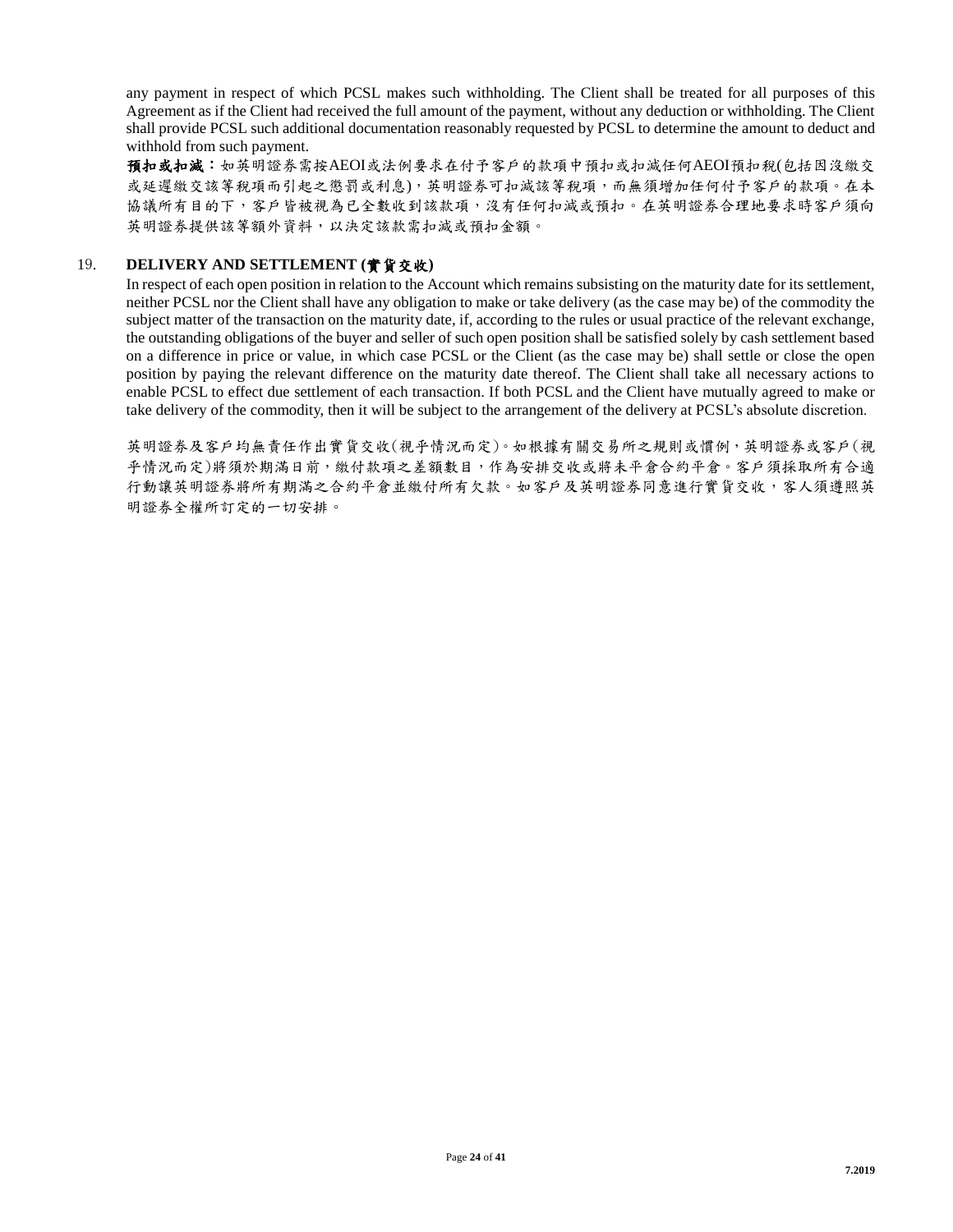any payment in respect of which PCSL makes such withholding. The Client shall be treated for all purposes of this Agreement as if the Client had received the full amount of the payment, without any deduction or withholding. The Client shall provide PCSL such additional documentation reasonably requested by PCSL to determine the amount to deduct and withhold from such payment.

**預扣或扣減：**如英明證券需按AEOI或法例要求在付予客戶的款項中預扣或扣減任何AEOI預扣稅(包括因沒繳交或延遲繳交該等稅項而引起之懲罰或利息)，英明證券可扣減該等稅項，而無須增加任何付予客戶的款項。在本協議所有目的下，客戶皆被視為已全數收到該款項，沒有任何扣減或預扣。在英明證券合理地要求時客戶須向英明證券提供該等額外資料，以決定該款需扣減或預扣金額。

## 19. DELIVERY AND SETTLEMENT (實貨交收)

In respect of each open position in relation to the Account which remains subsisting on the maturity date for its settlement, neither PCSL nor the Client shall have any obligation to make or take delivery (as the case may be) of the commodity the subject matter of the transaction on the maturity date, if, according to the rules or usual practice of the relevant exchange, the outstanding obligations of the buyer and seller of such open position shall be satisfied solely by cash settlement based on a difference in price or value, in which case PCSL or the Client (as the case may be) shall settle or close the open position by paying the relevant difference on the maturity date thereof. The Client shall take all necessary actions to enable PCSL to effect due settlement of each transaction. If both PCSL and the Client have mutually agreed to make or take delivery of the commodity, then it will be subject to the arrangement of the delivery at PCSL's absolute discretion.

英明證券及客戶均無責任作出實貨交收(視乎情況而定)。如根據有關交易所之規則或慣例，英明證券或客戶(視乎情況而定)將須於期滿日前，繳付款項之差額數目，作為安排交收或將未平倉合約平倉。客戶須採取所有合適行動讓英明證券將所有期滿之合約平倉並繳付所有欠款。如客戶及英明證券同意進行實貨交收，客人須遵照英明證券全權所訂定的一切安排。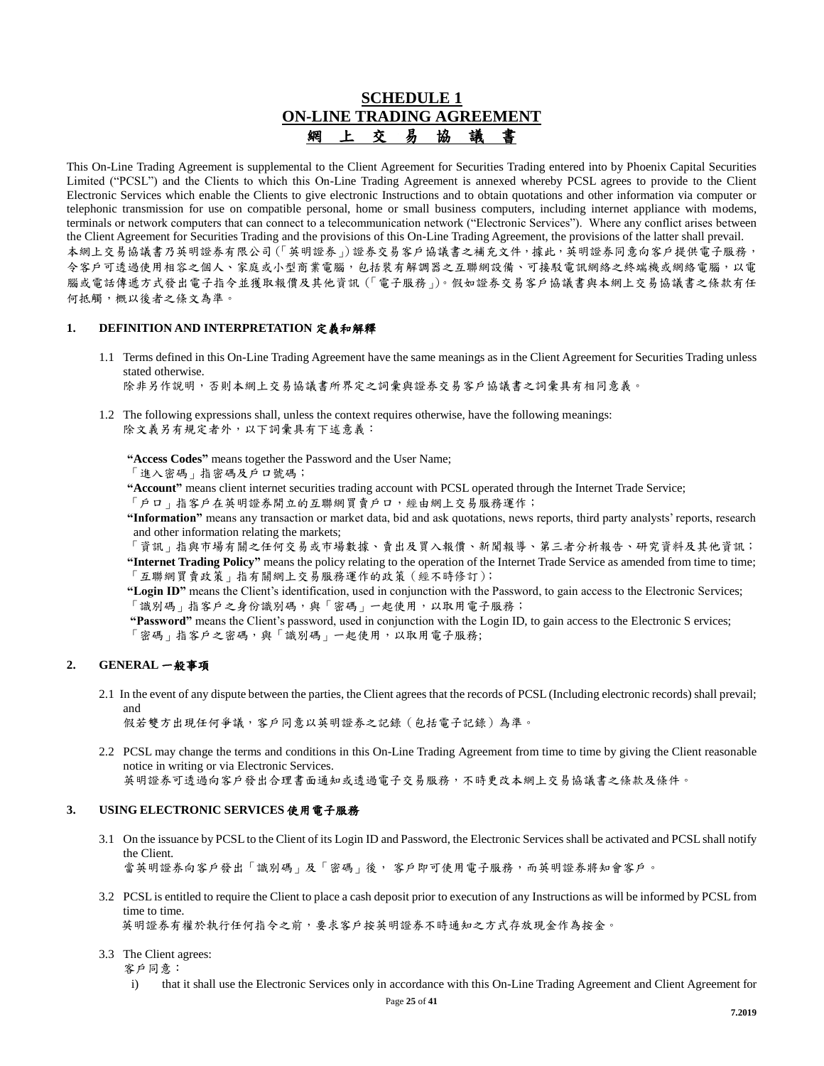# SCHEDULE 1
# ON-LINE TRADING AGREEMENT
# 網 上 交 易 協 議 書

This On-Line Trading Agreement is supplemental to the Client Agreement for Securities Trading entered into by Phoenix Capital Securities Limited ("PCSL") and the Clients to which this On-Line Trading Agreement is annexed whereby PCSL agrees to provide to the Client Electronic Services which enable the Clients to give electronic Instructions and to obtain quotations and other information via computer or telephonic transmission for use on compatible personal, home or small business computers, including internet appliance with modems, terminals or network computers that can connect to a telecommunication network ("Electronic Services"). Where any conflict arises between the Client Agreement for Securities Trading and the provisions of this On-Line Trading Agreement, the provisions of the latter shall prevail.
本網上交易協議書乃英明證券有限公司(「英明證券」)證券交易客戶協議書之補充文件，據此，英明證券同意向客戶提供電子服務，令客戶可透過使用相容之個人、家庭或小型商業電腦，包括裝有解調器之互聯網設備、可接駁電訊網絡之終端機或網絡電腦，以電腦或電話傳遞方式發出電子指令並獲取報價及其他資訊(「電子服務」)。假如證券交易客戶協議書與本網上交易協議書之條款有任何抵觸，概以後者之條文為準。

## 1. DEFINITION AND INTERPRETATION 定義和解釋

1.1 Terms defined in this On-Line Trading Agreement have the same meanings as in the Client Agreement for Securities Trading unless stated otherwise.
除非另作說明，否則本網上交易協議書所界定之詞彙與證券交易客戶協議書之詞彙具有相同意義。

1.2 The following expressions shall, unless the context requires otherwise, have the following meanings:
除文義另有規定者外，以下詞彙具有下述意義：

**"Access Codes"** means together the Password and the User Name;
「進入密碼」指密碼及戶口號碼；

**"Account"** means client internet securities trading account with PCSL operated through the Internet Trade Service;
「戶口」指客戶在英明證券開立的互聯網買賣戶口，經由網上交易服務運作；

**"Information"** means any transaction or market data, bid and ask quotations, news reports, third party analysts' reports, research and other information relating the markets;
「資訊」指與市場有關之任何交易或市場數據、賣出及買入報價、新聞報導、第三者分析報告、研究資料及其他資訊；

**"Internet Trading Policy"** means the policy relating to the operation of the Internet Trade Service as amended from time to time;
「互聯網買賣政策」指有關網上交易服務運作的政策（經不時修訂）；

**"Login ID"** means the Client's identification, used in conjunction with the Password, to gain access to the Electronic Services;
「識別碼」指客戶之身份識別碼，與「密碼」一起使用，以取用電子服務；

**"Password"** means the Client's password, used in conjunction with the Login ID, to gain access to the Electronic S ervices;
「密碼」指客戶之密碼，與「識別碼」一起使用，以取用電子服務;

## 2. GENERAL 一般事項

2.1 In the event of any dispute between the parties, the Client agrees that the records of PCSL (Including electronic records) shall prevail; and
假若雙方出現任何爭議，客戶同意以英明證券之記錄（包括電子記錄）為準。

2.2 PCSL may change the terms and conditions in this On-Line Trading Agreement from time to time by giving the Client reasonable notice in writing or via Electronic Services.
英明證券可透過向客戶發出合理書面通知或透過電子交易服務，不時更改本網上交易協議書之條款及條件。

## 3. USING ELECTRONIC SERVICES 使用電子服務

3.1 On the issuance by PCSL to the Client of its Login ID and Password, the Electronic Services shall be activated and PCSL shall notify the Client.
當英明證券向客戶發出「識別碼」及「密碼」後， 客戶即可使用電子服務，而英明證券將知會客戶。

3.2 PCSL is entitled to require the Client to place a cash deposit prior to execution of any Instructions as will be informed by PCSL from time to time.
英明證券有權於執行任何指令之前，要求客戶按英明證券不時通知之方式存放現金作為按金。

3.3 The Client agrees:
客戶同意：

i) that it shall use the Electronic Services only in accordance with this On-Line Trading Agreement and Client Agreement for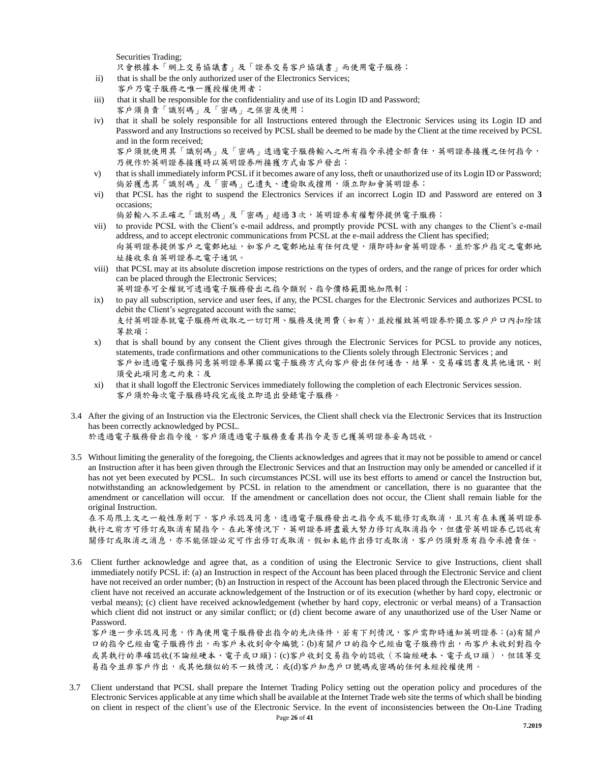Securities Trading;
只會根據本「網上交易協議書」及「證券交易客戶協議書」而使用電子服務；

ii) that is shall be the only authorized user of the Electronics Services;
客戶乃電子服務之唯一獲授權使用者；

iii) that it shall be responsible for the confidentiality and use of its Login ID and Password;
客戶須負責「識別碼」及「密碼」之保密及使用；

iv) that it shall be solely responsible for all Instructions entered through the Electronic Services using its Login ID and Password and any Instructions so received by PCSL shall be deemed to be made by the Client at the time received by PCSL and in the form received;
客戶須就使用其「識別碼」及「密碼」透過電子服務輸入之所有指令承擔全部責任，英明證券接獲之任何指令，乃視作於英明證券接獲時以英明證券所接獲方式由客戶發出；

v) that is shall immediately inform PCSL if it becomes aware of any loss, theft or unauthorized use of its Login ID or Password;
倘若獲悉其「識別碼」及「密碼」已遺失、遭偷取或擅用，須立即知會英明證券；

vi) that PCSL has the right to suspend the Electronics Services if an incorrect Login ID and Password are entered on **3** occasions;
倘若輸入不正確之「識別碼」及「密碼」超過 **3** 次，英明證券有權暫停提供電子服務；

vii) to provide PCSL with the Client's e-mail address, and promptly provide PCSL with any changes to the Client's e-mail address, and to accept electronic communications from PCSL at the e-mail address the Client has specified;
向英明證券提供客戶之電郵地址，如客戶之電郵地址有任何改變，須即時知會英明證券，並於客戶指定之電郵地址接收來自英明證券之電子通訊。

viii) that PCSL may at its absolute discretion impose restrictions on the types of orders, and the range of prices for order which can be placed through the Electronic Services;
英明證券可全權就可透過電子服務發出之指令類別、指令價格範圍施加限制；

ix) to pay all subscription, service and user fees, if any, the PCSL charges for the Electronic Services and authorizes PCSL to debit the Client's segregated account with the same;
支付英明證券就電子服務所收取之一切訂用、服務及使用費（如有），並授權致英明證券於獨立客戶戶口內扣除該等款項；

x) that is shall bound by any consent the Client gives through the Electronic Services for PCSL to provide any notices, statements, trade confirmations and other communications to the Clients solely through Electronic Services ; and
客戶如透過電子服務同意英明證券單獨以電子服務方式向客戶發出任何通告、結單、交易確認書及其他通訊、則須受此項同意之約束；及

xi) that it shall logoff the Electronic Services immediately following the completion of each Electronic Services session.
客戶須於每次電子服務時段完成後立即退出登錄電子服務。

3.4 After the giving of an Instruction via the Electronic Services, the Client shall check via the Electronic Services that its Instruction has been correctly acknowledged by PCSL.
於透過電子服務發出指令後，客戶須透過電子服務查看其指令是否已獲英明證券妥為認收。

3.5 Without limiting the generality of the foregoing, the Clients acknowledges and agrees that it may not be possible to amend or cancel an Instruction after it has been given through the Electronic Services and that an Instruction may only be amended or cancelled if it has not yet been executed by PCSL. In such circumstances PCSL will use its best efforts to amend or cancel the Instruction but, notwithstanding an acknowledgement by PCSL in relation to the amendment or cancellation, there is no guarantee that the amendment or cancellation will occur. If the amendment or cancellation does not occur, the Client shall remain liable for the original Instruction.
在不局限上文之一般性原則下，客戶承認及同意，透過電子服務發出之指令或不能修訂或取消，且只有在未獲英明證券執行之前方可修訂或取消有關指令。在此等情況下，英明證券將盡最大努力修訂或取消指令，但儘管英明證券已認收有關修訂或取消之消息，亦不能保證必定可作出修訂或取消。假如未能作出修訂或取消，客戶仍須對原有指令承擔責任。

3.6 Client further acknowledge and agree that, as a condition of using the Electronic Service to give Instructions, client shall immediately notify PCSL if: (a) an Instruction in respect of the Account has been placed through the Electronic Service and client have not received an order number; (b) an Instruction in respect of the Account has been placed through the Electronic Service and client have not received an accurate acknowledgement of the Instruction or of its execution (whether by hard copy, electronic or verbal means); (c) client have received acknowledgement (whether by hard copy, electronic or verbal means) of a Transaction which client did not instruct or any similar conflict; or (d) client become aware of any unauthorized use of the User Name or Password.
客戶進一步承認及同意，作為使用電子服務發出指令的先決條件，若有下列情況，客戶需即時通知英明證券：(a)有關戶口的指令已經由電子服務作出，而客戶未收到命令編號；(b)有關戶口的指令已經由電子服務作出，而客戶未收到對指令或其執行的準確認收(不論經硬本、電子或口頭)；(c)客戶收到交易指令的認收（不論經硬本、電子或口頭），但該等交易指令並非客戶作出，或其他類似的不一致情況；或(d)客戶知悉戶口號碼或密碼的任何未經授權使用。

3.7 Client understand that PCSL shall prepare the Internet Trading Policy setting out the operation policy and procedures of the Electronic Services applicable at any time which shall be available at the Internet Trade web site the terms of which shall be binding on client in respect of the client's use of the Electronic Service. In the event of inconsistencies between the On-Line Trading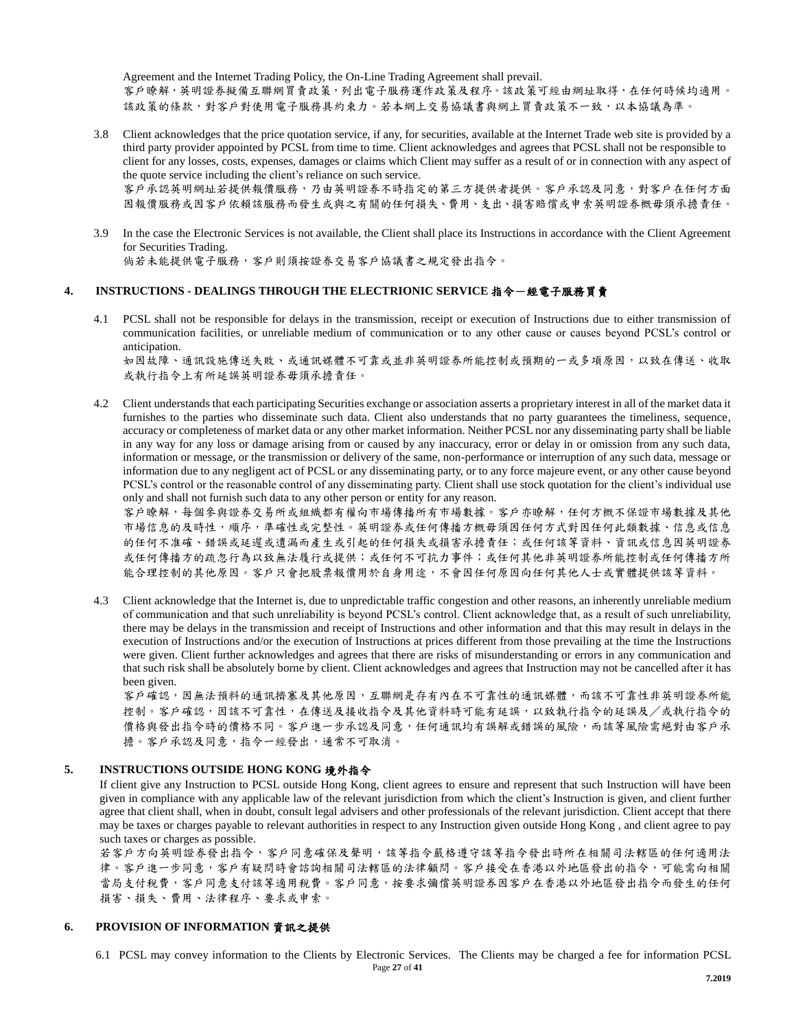Agreement and the Internet Trading Policy, the On-Line Trading Agreement shall prevail.
客戶瞭解，英明證券擬備互聯網買賣政策，列出電子服務運作政策及程序。該政策可經由網址取得，在任何時候均適用。該政策的條款，對客戶對使用電子服務具約束力。若本網上交易協議書與網上買賣政策不一致，以本協議為準。

3.8 Client acknowledges that the price quotation service, if any, for securities, available at the Internet Trade web site is provided by a third party provider appointed by PCSL from time to time. Client acknowledges and agrees that PCSL shall not be responsible to client for any losses, costs, expenses, damages or claims which Client may suffer as a result of or in connection with any aspect of the quote service including the client's reliance on such service.
客戶承認英明網址若提供報價服務，乃由英明證券不時指定的第三方提供者提供。客戶承認及同意，對客戶在任何方面因報價服務或因客戶依賴該服務而發生或與之有關的任何損失、費用、支出、損害賠償或申索英明證券概毋須承擔責任。

3.9 In the case the Electronic Services is not available, the Client shall place its Instructions in accordance with the Client Agreement for Securities Trading.
倘若未能提供電子服務，客戶則須按證券交易客戶協議書之規定發出指令。

## 4. INSTRUCTIONS - DEALINGS THROUGH THE ELECTRIONIC SERVICE 指令－經電子服務買賣

4.1 PCSL shall not be responsible for delays in the transmission, receipt or execution of Instructions due to either transmission of communication facilities, or unreliable medium of communication or to any other cause or causes beyond PCSL's control or anticipation.
如因故障、通訊設施傳送失敗、或通訊媒體不可靠或並非英明證券所能控制或預期的一或多項原因，以致在傳送、收取或執行指令上有所延誤英明證券毋須承擔責任。

4.2 Client understands that each participating Securities exchange or association asserts a proprietary interest in all of the market data it furnishes to the parties who disseminate such data. Client also understands that no party guarantees the timeliness, sequence, accuracy or completeness of market data or any other market information. Neither PCSL nor any disseminating party shall be liable in any way for any loss or damage arising from or caused by any inaccuracy, error or delay in or omission from any such data, information or message, or the transmission or delivery of the same, non-performance or interruption of any such data, message or information due to any negligent act of PCSL or any disseminating party, or to any force majeure event, or any other cause beyond PCSL's control or the reasonable control of any disseminating party. Client shall use stock quotation for the client's individual use only and shall not furnish such data to any other person or entity for any reason.
客戶瞭解，每個參與證券交易所或組織都有權向市場傳播所有市場數據。客戶亦瞭解，任何方概不保證市場數據及其他市場信息的及時性，順序，準確性或完整性。英明證券或任何傳播方概毋須因任何方式對因任何此類數據、信息或信息的任何不准確、錯誤或延遲或遺漏而產生或引起的任何損失或損害承擔責任；或任何該等資料、資訊或信息因英明證券或任何傳播方的疏忽行為以致無法履行或提供；或任何不可抗力事件；或任何其他非英明證券所能控制或任何傳播方所能合理控制的其他原因。客戶只會把股票報價用於自身用途，不會因任何原因向任何其他人士或實體提供該等資料。

4.3 Client acknowledge that the Internet is, due to unpredictable traffic congestion and other reasons, an inherently unreliable medium of communication and that such unreliability is beyond PCSL's control. Client acknowledge that, as a result of such unreliability, there may be delays in the transmission and receipt of Instructions and other information and that this may result in delays in the execution of Instructions and/or the execution of Instructions at prices different from those prevailing at the time the Instructions were given. Client further acknowledges and agrees that there are risks of misunderstanding or errors in any communication and that such risk shall be absolutely borne by client. Client acknowledges and agrees that Instruction may not be cancelled after it has been given.
客戶確認，因無法預料的通訊擠塞及其他原因，互聯網是存有內在不可靠性的通訊媒體，而該不可靠性非英明證券所能控制。客戶確認，因該不可靠性，在傳送及接收指令及其他資料時可能有延誤，以致執行指令的延誤及／或執行指令的價格與發出指令時的價格不同。客戶進一步承認及同意，任何通訊均有誤解或錯誤的風險，而該等風險需絕對由客戶承擔。客戶承認及同意，指令一經發出，通常不可取消。

## 5. INSTRUCTIONS OUTSIDE HONG KONG 境外指令

If client give any Instruction to PCSL outside Hong Kong, client agrees to ensure and represent that such Instruction will have been given in compliance with any applicable law of the relevant jurisdiction from which the client's Instruction is given, and client further agree that client shall, when in doubt, consult legal advisers and other professionals of the relevant jurisdiction. Client accept that there may be taxes or charges payable to relevant authorities in respect to any Instruction given outside Hong Kong , and client agree to pay such taxes or charges as possible.
若客戶方向英明證券發出指令，客戶同意確保及聲明，該等指令嚴格遵守該等指令發出時所在相關司法轄區的任何適用法律。客戶進一步同意，客戶有疑問時會諮詢相關司法轄區的法律顧問。客戶接受在香港以外地區發出的指令，可能需向相關當局支付稅費，客戶同意支付該等適用稅費。客戶同意，按要求彌償英明證券因客戶在香港以外地區發出指令而發生的任何損害、損失、費用、法律程序、要求或申索。

## 6. PROVISION OF INFORMATION 資訊之提供

6.1 PCSL may convey information to the Clients by Electronic Services. The Clients may be charged a fee for information PCSL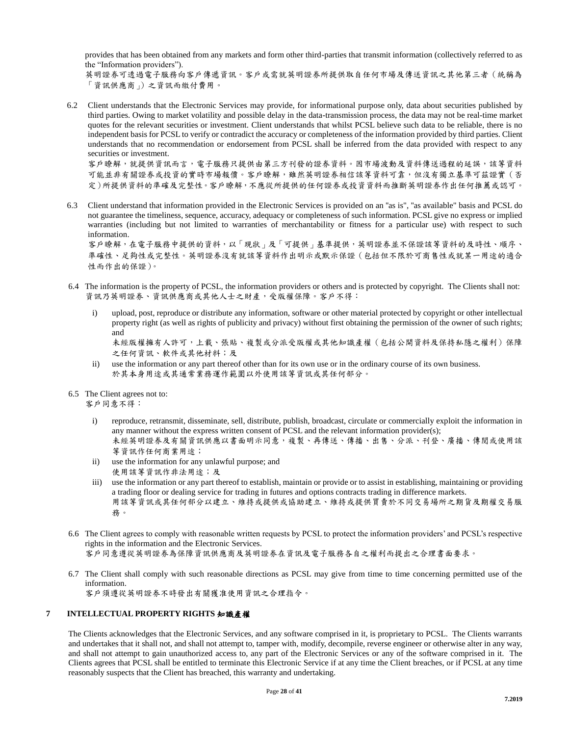provides that has been obtained from any markets and form other third-parties that transmit information (collectively referred to as the "Information providers").
英明證券可透過電子服務向客戶傳遞資訊。客戶或需就英明證券所提供取自任何市場及傳送資訊之其他第三者（統稱為「資訊供應商」）之資訊而繳付費用。

6.2 Client understands that the Electronic Services may provide, for informational purpose only, data about securities published by third parties. Owing to market volatility and possible delay in the data-transmission process, the data may not be real-time market quotes for the relevant securities or investment. Client understands that whilst PCSL believe such data to be reliable, there is no independent basis for PCSL to verify or contradict the accuracy or completeness of the information provided by third parties. Client understands that no recommendation or endorsement from PCSL shall be inferred from the data provided with respect to any securities or investment.
客戶瞭解，就提供資訊而言，電子服務只提供由第三方刊發的證券資料。因市場波動及資料傳送過程的延誤，該等資料可能並非有關證券或投資的實時市場報價。客戶瞭解，雖然英明證券相信該等資料可靠，但沒有獨立基準可茲證實（否定）所提供資料的準確及完整性。客戶瞭解，不應從所提供的任何證券或投資資料而推斷英明證券作出任何推薦或認可。

6.3 Client understand that information provided in the Electronic Services is provided on an "as is", "as available" basis and PCSL do not guarantee the timeliness, sequence, accuracy, adequacy or completeness of such information. PCSL give no express or implied warranties (including but not limited to warranties of merchantability or fitness for a particular use) with respect to such information.
客戶瞭解，在電子服務中提供的資料，以「現狀」及「可提供」基準提供，英明證券並不保證該等資料的及時性、順序、準確性、足夠性或完整性。英明證券沒有就該等資料作出明示或默示保證（包括但不限於可商售性或就某一用途的適合性而作出的保證）。

6.4 The information is the property of PCSL, the information providers or others and is protected by copyright. The Clients shall not:
資訊乃英明證券、資訊供應商或其他人士之財產，受版權保障。客戶不得：

i) upload, post, reproduce or distribute any information, software or other material protected by copyright or other intellectual property right (as well as rights of publicity and privacy) without first obtaining the permission of the owner of such rights; and
未經版權擁有人許可，上載、張貼、複製或分派受版權或其他知識產權（包括公開資料及保持私隱之權利）保障之任何資訊、軟件或其他材料；及

ii) use the information or any part thereof other than for its own use or in the ordinary course of its own business.
於其本身用途或其通常業務運作範圍以外使用該等資訊或其任何部分。

6.5 The Client agrees not to:
客戶同意不得：

i) reproduce, retransmit, disseminate, sell, distribute, publish, broadcast, circulate or commercially exploit the information in any manner without the express written consent of PCSL and the relevant information provider(s);
未經英明證券及有關資訊供應以書面明示同意，複製、再傳送、傳播、出售、分派、刊登、廣播、傳閱或使用該等資訊作任何商業用途；

ii) use the information for any unlawful purpose; and
使用該等資訊作非法用途；及

iii) use the information or any part thereof to establish, maintain or provide or to assist in establishing, maintaining or providing a trading floor or dealing service for trading in futures and options contracts trading in difference markets.
用該等資訊或其任何部分以建立、維持或提供或協助建立、維持或提供買賣於不同交易場所之期貨及期權交易服務。

6.6 The Client agrees to comply with reasonable written requests by PCSL to protect the information providers' and PCSL's respective rights in the information and the Electronic Services.
客戶同意遵從英明證券為保障資訊供應商及英明證券在資訊及電子服務各自之權利而提出之合理書面要求。

6.7 The Client shall comply with such reasonable directions as PCSL may give from time to time concerning permitted use of the information.
客戶須遵從英明證券不時發出有關獲准使用資訊之合理指令。

## 7 INTELLECTUAL PROPERTY RIGHTS 知識產權

The Clients acknowledges that the Electronic Services, and any software comprised in it, is proprietary to PCSL. The Clients warrants and undertakes that it shall not, and shall not attempt to, tamper with, modify, decompile, reverse engineer or otherwise alter in any way, and shall not attempt to gain unauthorized access to, any part of the Electronic Services or any of the software comprised in it. The Clients agrees that PCSL shall be entitled to terminate this Electronic Service if at any time the Client breaches, or if PCSL at any time reasonably suspects that the Client has breached, this warranty and undertaking.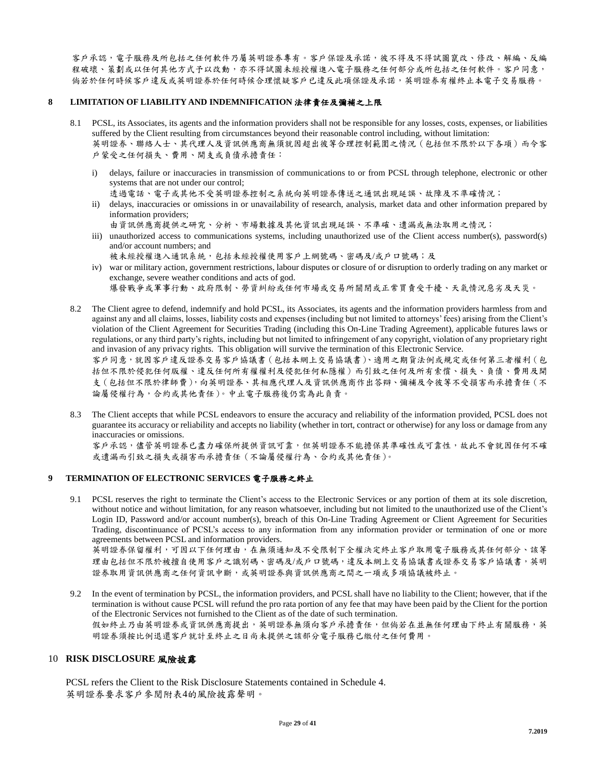客戶承認，電子服務及所包括之任何軟件乃屬英明證券專有。客戶保證及承諾，彼不得及不得試圖竄改、修改、解編、反編程破壞、策劃或以任何其他方式予以改動，亦不得試圖未經授權進入電子服務之任何部分或所包括之任何軟件。客戶同意，倘若於任何時候客戶違反或英明證券於任何時候合理懷疑客戶已違反此項保證及承諾，英明證券有權終止本電子交易服務。

## 8 LIMITATION OF LIABILITY AND INDEMNIFICATION 法律責任及彌補之上限

8.1 PCSL, its Associates, its agents and the information providers shall not be responsible for any losses, costs, expenses, or liabilities suffered by the Client resulting from circumstances beyond their reasonable control including, without limitation:
英明證券、聯絡人士、其代理人及資訊供應商無須就因超出彼等合理控制範圍之情況（包括但不限於以下各項）而令客戶蒙受之任何損失、費用、開支或負債承擔責任：

i) delays, failure or inaccuracies in transmission of communications to or from PCSL through telephone, electronic or other systems that are not under our control;
透過電話、電子或其他不受英明證券控制之系統向英明證券傳送之通訊出現延誤、故障及不準確情況；

ii) delays, inaccuracies or omissions in or unavailability of research, analysis, market data and other information prepared by information providers;
由資訊供應商提供之研究、分析、市場數據及其他資訊出現延誤、不準確、遺漏或無法取用之情況；

iii) unauthorized access to communications systems, including unauthorized use of the Client access number(s), password(s) and/or account numbers; and
被未經授權進入通訊系統，包括未經授權使用客戶上網號碼、密碼及/或戶口號碼；及

iv) war or military action, government restrictions, labour disputes or closure of or disruption to orderly trading on any market or exchange, severe weather conditions and acts of god.
爆發戰爭或軍事行動、政府限制、勞資糾紛或任何市場或交易所關閉或正常買賣受干擾、天氣情況惡劣及天災。

8.2 The Client agree to defend, indemnify and hold PCSL, its Associates, its agents and the information providers harmless from and against any and all claims, losses, liability costs and expenses (including but not limited to attorneys' fees) arising from the Client's violation of the Client Agreement for Securities Trading (including this On-Line Trading Agreement), applicable futures laws or regulations, or any third party's rights, including but not limited to infringement of any copyright, violation of any proprietary right and invasion of any privacy rights. This obligation will survive the termination of this Electronic Service.
客戶同意，就因客戶違反證券交易客戶協議書（包括本網上交易協議書）、適用之期貨法例或規定或任何第三者權利（包括但不限於侵犯任何版權、違反任何所有權權利及侵犯任何私隱權）而引致之任何及所有索償、損失、負債、費用及開支（包括但不限於律師費），向英明證券、其相應代理人及資訊供應商作出答辯、彌補及令彼等不受損害而承擔責任（不論屬侵權行為，合約或其他責任）。中止電子服務後仍需為此負責。

8.3 The Client accepts that while PCSL endeavors to ensure the accuracy and reliability of the information provided, PCSL does not guarantee its accuracy or reliability and accepts no liability (whether in tort, contract or otherwise) for any loss or damage from any inaccuracies or omissions.
客戶承認，儘管英明證券已盡力確保所提供資訊可靠，但英明證券不能擔保其準確性或可靠性，故此不會就因任何不確或遺漏而引致之損失或損害而承擔責任（不論屬侵權行為、合約或其他責任）。

## 9 TERMINATION OF ELECTRONIC SERVICES 電子服務之終止

9.1 PCSL reserves the right to terminate the Client's access to the Electronic Services or any portion of them at its sole discretion, without notice and without limitation, for any reason whatsoever, including but not limited to the unauthorized use of the Client's Login ID, Password and/or account number(s), breach of this On-Line Trading Agreement or Client Agreement for Securities Trading, discontinuance of PCSL's access to any information from any information provider or termination of one or more agreements between PCSL and information providers.
英明證券保留權利，可因以下任何理由，在無須通知及不受限制下全權決定終止客戶取用電子服務或其任何部分、該等理由包括但不限於被擅自使用客戶之識別碼、密碼及/或戶口號碼，違反本網上交易協議書或證券交易客戶協議書，英明證券取用資訊供應商之任何資訊中斷，或英明證券與資訊供應商之間之一項或多項協議被終止。

9.2 In the event of termination by PCSL, the information providers, and PCSL shall have no liability to the Client; however, that if the termination is without cause PCSL will refund the pro rata portion of any fee that may have been paid by the Client for the portion of the Electronic Services not furnished to the Client as of the date of such termination.
假如終止乃由英明證券或資訊供應商提出，英明證券無須向客戶承擔責任，但倘若在並無任何理由下終止有關服務，英明證券須按比例退還客戶就計至終止之日尚未提供之該部分電子服務已繳付之任何費用。

## 10 RISK DISCLOSURE 風險披露

PCSL refers the Client to the Risk Disclosure Statements contained in Schedule 4.
英明證券要求客戶參閱附表4的風險披露聲明。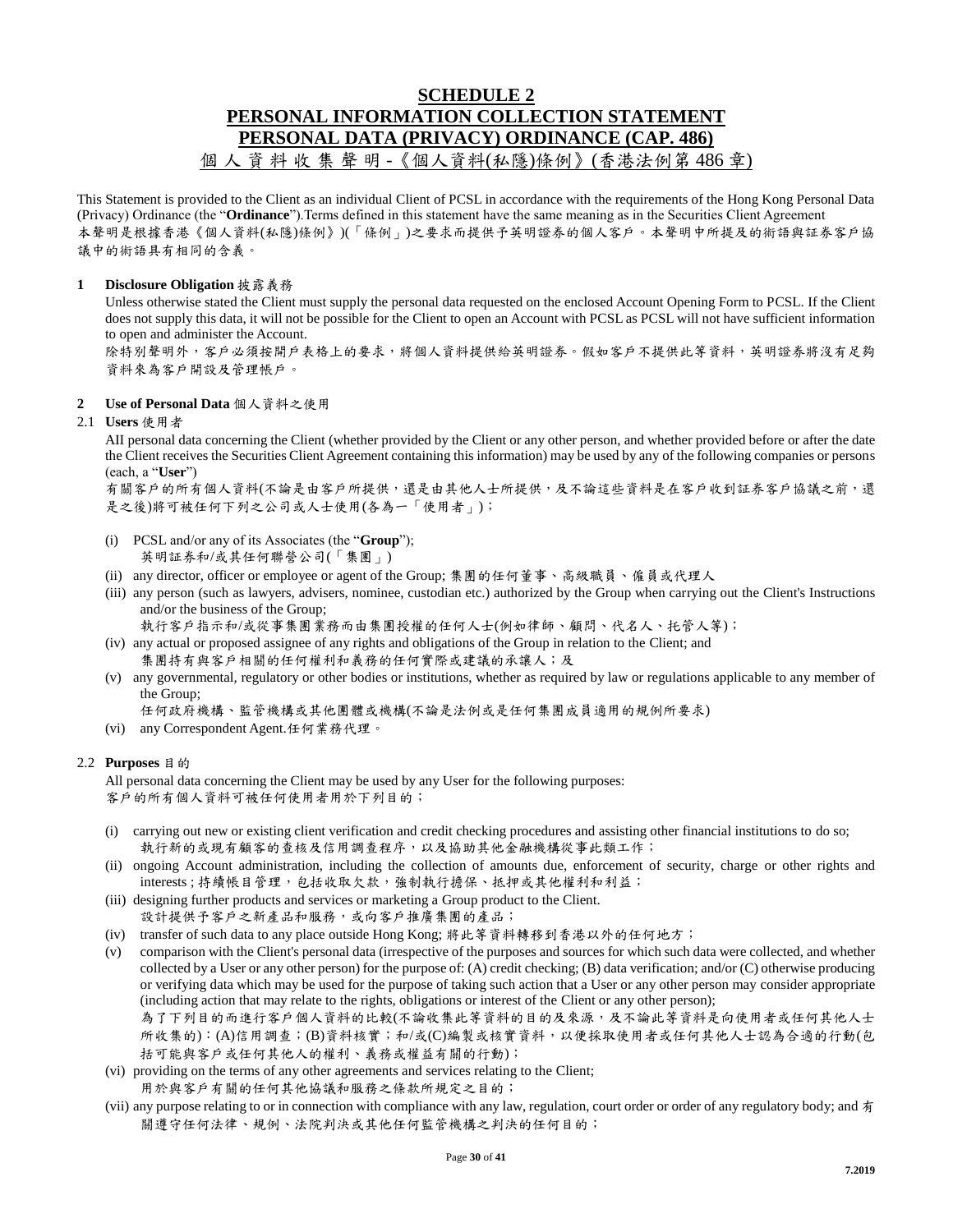# SCHEDULE 2

# PERSONAL INFORMATION COLLECTION STATEMENT

# PERSONAL DATA (PRIVACY) ORDINANCE (CAP. 486)

# 個人資料收集聲明 -《個人資料(私隱)條例》(香港法例第 486 章)

This Statement is provided to the Client as an individual Client of PCSL in accordance with the requirements of the Hong Kong Personal Data (Privacy) Ordinance (the "**Ordinance**").Terms defined in this statement have the same meaning as in the Securities Client Agreement
本聲明是根據香港《個人資料(私隱)條例》)(「條例」)之要求而提供予英明證券的個人客戶。本聲明中所提及的術語與証券客戶協議中的術語具有相同的含義。

**1 Disclosure Obligation** 披露義務

Unless otherwise stated the Client must supply the personal data requested on the enclosed Account Opening Form to PCSL. If the Client does not supply this data, it will not be possible for the Client to open an Account with PCSL as PCSL will not have sufficient information to open and administer the Account.
除特別聲明外，客户必須按開戶表格上的要求，將個人資料提供給英明證券。假如客戶不提供此等資料，英明證券將沒有足夠資料來為客戶開設及管理帳戶。

**2 Use of Personal Data** 個人資料之使用

2.1 **Users** 使用者

AII personal data concerning the Client (whether provided by the Client or any other person, and whether provided before or after the date the Client receives the Securities Client Agreement containing this information) may be used by any of the following companies or persons (each, a "**User**")
有關客戶的所有個人資料(不論是由客戶所提供，還是由其他人士所提供，及不論這些資料是在客戶收到証券客戶協議之前，還是之後)將可被任何下列之公司或人士使用(各為一「使用者」)；

(i) PCSL and/or any of its Associates (the "**Group**");
英明証券和/或其任何聯營公司(「集團」)
(ii) any director, officer or employee or agent of the Group; 集團的任何董事、高級職員、僱員或代理人
(iii) any person (such as lawyers, advisers, nominee, custodian etc.) authorized by the Group when carrying out the Client's Instructions and/or the business of the Group;
執行客戶指示和/或從事集團業務而由集團授權的任何人士(例如律師、顧問、代名人、托管人等)；
(iv) any actual or proposed assignee of any rights and obligations of the Group in relation to the Client; and
集團持有與客戶相關的任何權利和義務的任何實際或建議的承讓人；及
(v) any governmental, regulatory or other bodies or institutions, whether as required by law or regulations applicable to any member of the Group;
任何政府機構、監管機構或其他團體或機構(不論是法例或是任何集團成員適用的規例所要求)
(vi) any Correspondent Agent.任何業務代理。

2.2 **Purposes** 目的

All personal data concerning the Client may be used by any User for the following purposes:
客戶的所有個人資料可被任何使用者用於下列目的；

(i) carrying out new or existing client verification and credit checking procedures and assisting other financial institutions to do so;
執行新的或現有顧客的查核及信用調查程序，以及協助其他金融機構從事此類工作；
(ii) ongoing Account administration, including the collection of amounts due, enforcement of security, charge or other rights and interests ; 持續帳目管理，包括收取欠款，強制執行擔保、抵押或其他權利和利益；
(iii) designing further products and services or marketing a Group product to the Client.
設計提供予客户之新產品和服務，或向客戶推廣集團的產品；
(iv) transfer of such data to any place outside Hong Kong; 將此等資料轉移到香港以外的任何地方；
(v) comparison with the Client's personal data (irrespective of the purposes and sources for which such data were collected, and whether collected by a User or any other person) for the purpose of: (A) credit checking; (B) data verification; and/or (C) otherwise producing or verifying data which may be used for the purpose of taking such action that a User or any other person may consider appropriate (including action that may relate to the rights, obligations or interest of the Client or any other person);
為了下列目的而進行客戶個人資料的比較(不論收集此等資料的目的及來源，及不論此等資料是向使用者或任何其他人士所收集的)：(A)信用調查；(B)資料核實；和/或(C)編製或核實資料，以便採取使用者或任何其他人士認為合適的行動(包括可能與客戶或任何其他人的權利、義務或權益有關的行動)；
(vi) providing on the terms of any other agreements and services relating to the Client;
用於與客戶有關的任何其他協議和服務之條款所規定之目的；
(vii) any purpose relating to or in connection with compliance with any law, regulation, court order or order of any regulatory body; and 有關遵守任何法律、規例、法院判決或其他任何監管機構之判決的任何目的；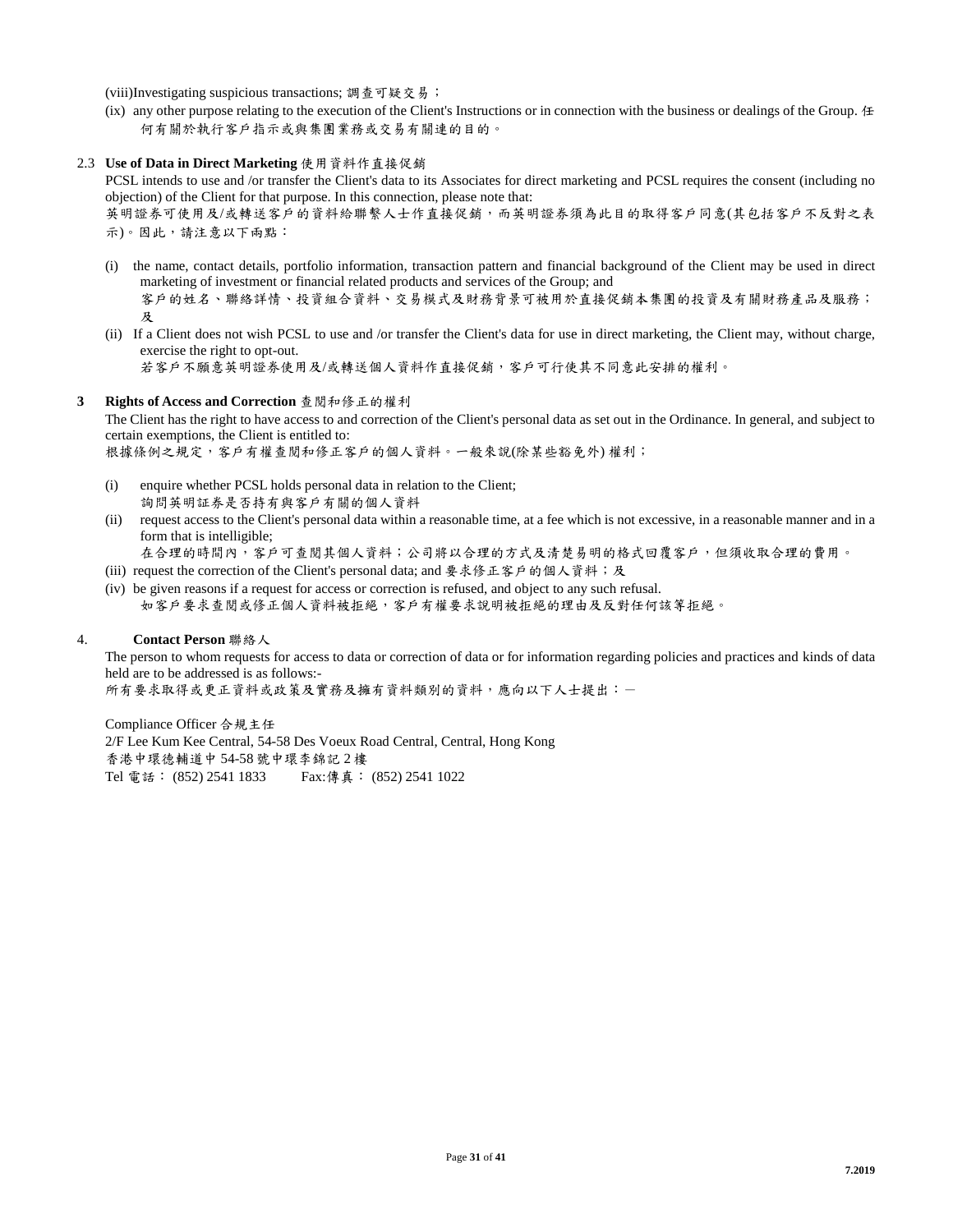(viii)Investigating suspicious transactions; 調查可疑交易；

(ix) any other purpose relating to the execution of the Client's Instructions or in connection with the business or dealings of the Group. 任何有關於執行客戶指示或與集團業務或交易有關連的目的。

2.3 **Use of Data in Direct Marketing** 使用資料作直接促銷

PCSL intends to use and /or transfer the Client's data to its Associates for direct marketing and PCSL requires the consent (including no objection) of the Client for that purpose. In this connection, please note that:
英明證券可使用及/或轉送客戶的資料給聯繫人士作直接促銷，而英明證券須為此目的取得客戶同意(其包括客戶不反對之表示)。因此，請注意以下兩點：

(i) the name, contact details, portfolio information, transaction pattern and financial background of the Client may be used in direct marketing of investment or financial related products and services of the Group; and
客戶的姓名、聯絡詳情、投資組合資料、交易模式及財務背景可被用於直接促銷本集團的投資及有關財務產品及服務；及

(ii) If a Client does not wish PCSL to use and /or transfer the Client's data for use in direct marketing, the Client may, without charge, exercise the right to opt-out.
若客戶不願意英明證券使用及/或轉送個人資料作直接促銷，客戶可行使其不同意此安排的權利。

**3 Rights of Access and Correction** 查閱和修正的權利

The Client has the right to have access to and correction of the Client's personal data as set out in the Ordinance. In general, and subject to certain exemptions, the Client is entitled to:
根據條例之規定，客戶有權查閱和修正客戶的個人資料。一般來說(除某些豁免外) 權利；

(i) enquire whether PCSL holds personal data in relation to the Client;
詢問英明証券是否持有與客戶有關的個人資料

(ii) request access to the Client's personal data within a reasonable time, at a fee which is not excessive, in a reasonable manner and in a form that is intelligible;
在合理的時間內，客戶可查閱其個人資料；公司將以合理的方式及清楚易明的格式回覆客戶，但須收取合理的費用。

(iii) request the correction of the Client's personal data; and 要求修正客戶的個人資料；及

(iv) be given reasons if a request for access or correction is refused, and object to any such refusal.
如客戶要求查閱或修正個人資料被拒絕，客戶有權要求說明被拒絕的理由及反對任何該等拒絕。

4. **Contact Person** 聯絡人

The person to whom requests for access to data or correction of data or for information regarding policies and practices and kinds of data held are to be addressed is as follows:-
所有要求取得或更正資料或政策及實務及擁有資料類別的資料，應向以下人士提出：－

Compliance Officer 合規主任
2/F Lee Kum Kee Central, 54-58 Des Voeux Road Central, Central, Hong Kong
香港中環德輔道中 54-58 號中環李錦記 2 樓
Tel 電話： (852) 2541 1833 Fax:傳真： (852) 2541 1022

7.2019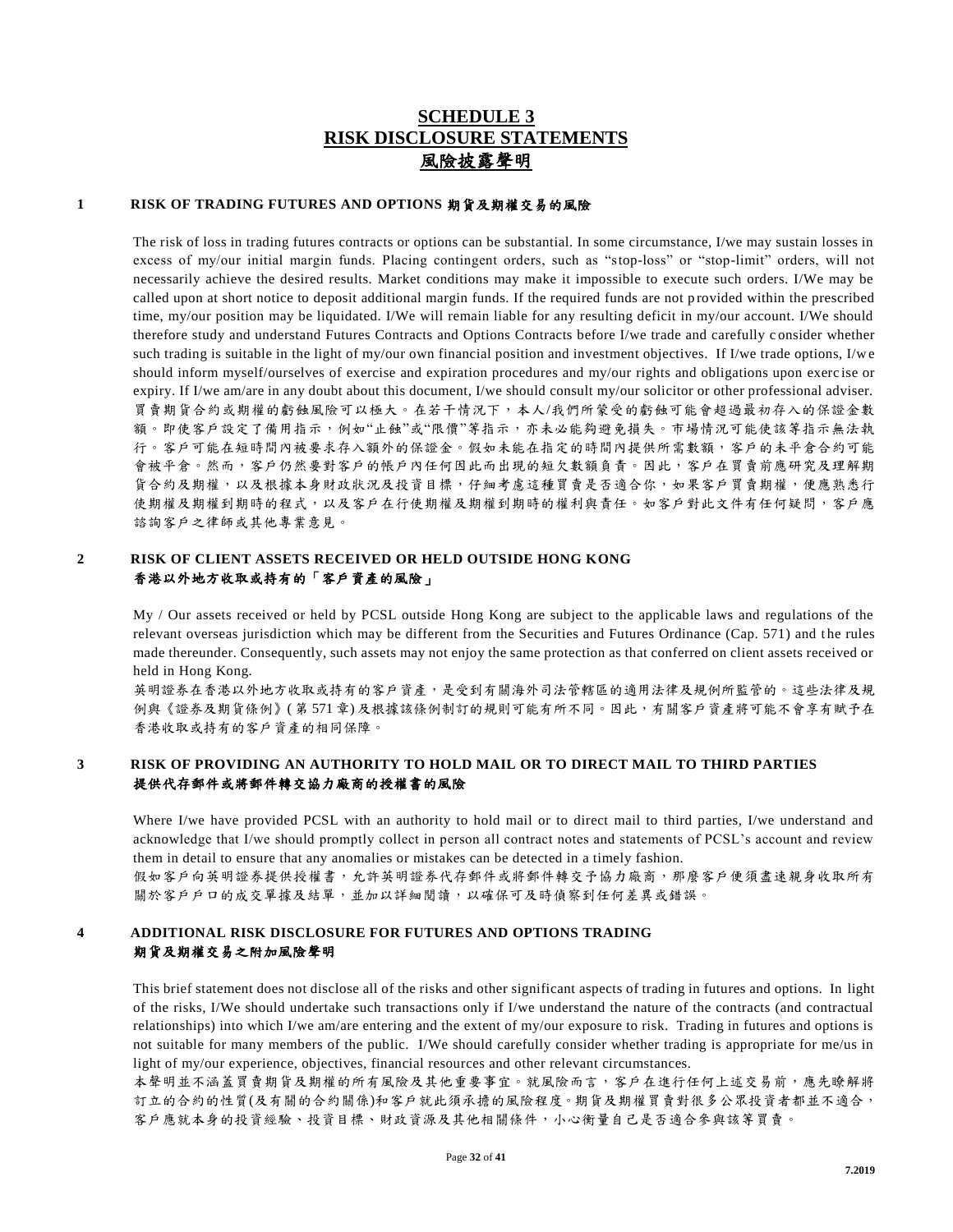# SCHEDULE 3
# RISK DISCLOSURE STATEMENTS
# 風險披露聲明

## 1 RISK OF TRADING FUTURES AND OPTIONS 期貨及期權交易的風險

The risk of loss in trading futures contracts or options can be substantial. In some circumstance, I/we may sustain losses in excess of my/our initial margin funds. Placing contingent orders, such as "stop-loss" or "stop-limit" orders, will not necessarily achieve the desired results. Market conditions may make it impossible to execute such orders. I/We may be called upon at short notice to deposit additional margin funds. If the required funds are not provided within the prescribed time, my/our position may be liquidated. I/We will remain liable for any resulting deficit in my/our account. I/We should therefore study and understand Futures Contracts and Options Contracts before I/we trade and carefully consider whether such trading is suitable in the light of my/our own financial position and investment objectives. If I/we trade options, I/we should inform myself/ourselves of exercise and expiration procedures and my/our rights and obligations upon exercise or expiry. If I/we am/are in any doubt about this document, I/we should consult my/our solicitor or other professional adviser.

買賣期貨合約或期權的虧蝕風險可以極大。在若干情況下，本人/我們所蒙受的虧蝕可能會超過最初存入的保證金數額。即使客戶設定了備用指示，例如"止蝕"或"限價"等指示，亦未必能夠避免損失。市場情況可能使該等指示無法執行。客戶可能在短時間內被要求存入額外的保證金。假如未能在指定的時間內提供所需數額，客戶的未平倉合約可能會被平倉。然而，客戶仍然要對客戶的帳戶內任何因此而出現的短欠數額負責。因此，客戶在買賣前應研究及理解期貨合約及期權，以及根據本身財政狀況及投資目標，仔細考慮這種買賣是否適合你，如果客戶買賣期權，便應熟悉行使期權及期權到期時的程式，以及客戶在行使期權及期權到期時的權利與責任。如客戶對此文件有任何疑問，客戶應諮詢客戶之律師或其他專業意見。

## 2 RISK OF CLIENT ASSETS RECEIVED OR HELD OUTSIDE HONG KONG 香港以外地方收取或持有的「客戶資產的風險」

My / Our assets received or held by PCSL outside Hong Kong are subject to the applicable laws and regulations of the relevant overseas jurisdiction which may be different from the Securities and Futures Ordinance (Cap. 571) and the rules made thereunder. Consequently, such assets may not enjoy the same protection as that conferred on client assets received or held in Hong Kong.

英明證券在香港以外地方收取或持有的客戶資產，是受到有關海外司法管轄區的適用法律及規例所監管的。這些法律及規例與《證券及期貨條例》(第 571 章) 及根據該條例制訂的規則可能有所不同。因此，有關客戶資產將可能不會享有賦予在香港收取或持有的客戶資產的相同保障。

## 3 RISK OF PROVIDING AN AUTHORITY TO HOLD MAIL OR TO DIRECT MAIL TO THIRD PARTIES 提供代存郵件或將郵件轉交協力廠商的授權書的風險

Where I/we have provided PCSL with an authority to hold mail or to direct mail to third parties, I/we understand and acknowledge that I/we should promptly collect in person all contract notes and statements of PCSL's account and review them in detail to ensure that any anomalies or mistakes can be detected in a timely fashion.

假如客戶向英明證券提供授權書，允許英明證券代存郵件或將郵件轉交予協力廠商，那麼客戶便須盡速親身收取所有關於客戶戶口的成交單據及結單，並加以詳細閱讀，以確保可及時偵察到任何差異或錯誤。

## 4 ADDITIONAL RISK DISCLOSURE FOR FUTURES AND OPTIONS TRADING 期貨及期權交易之附加風險聲明

This brief statement does not disclose all of the risks and other significant aspects of trading in futures and options. In light of the risks, I/We should undertake such transactions only if I/we understand the nature of the contracts (and contractual relationships) into which I/we am/are entering and the extent of my/our exposure to risk. Trading in futures and options is not suitable for many members of the public. I/We should carefully consider whether trading is appropriate for me/us in light of my/our experience, objectives, financial resources and other relevant circumstances.

本聲明並不涵蓋買賣期貨及期權的所有風險及其他重要事宜。就風險而言，客戶在進行任何上述交易前，應先瞭解將訂立的合約的性質(及有關的合約關係)和客戶就此須承擔的風險程度。期貨及期權買賣對很多公眾投資者都並不適合，客戶應就本身的投資經驗、投資目標、財政資源及其他相關條件，小心衡量自己是否適合參與該等買賣。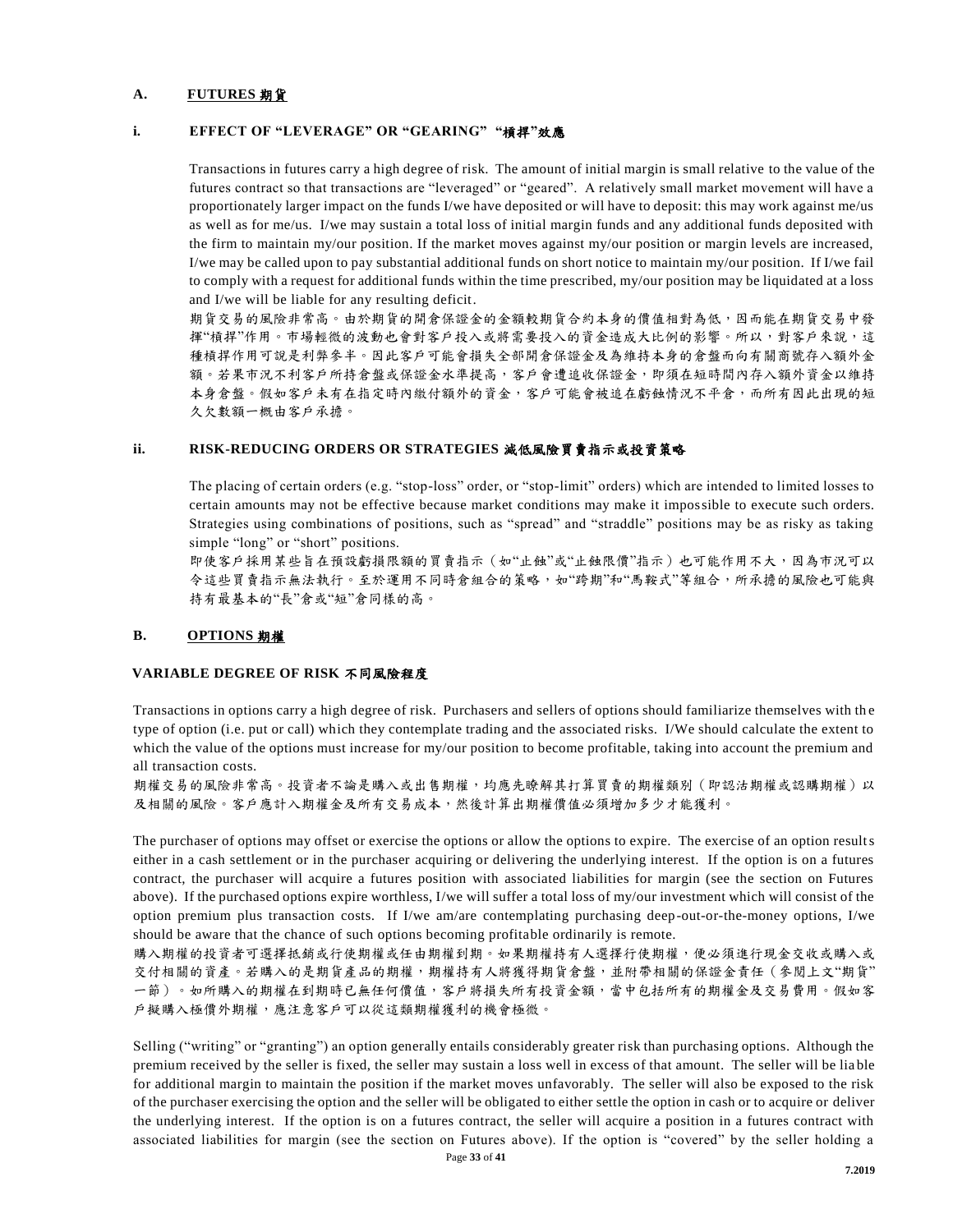## A. FUTURES 期貨

### i. EFFECT OF "LEVERAGE" OR "GEARING" "槓桿"效應

Transactions in futures carry a high degree of risk. The amount of initial margin is small relative to the value of the futures contract so that transactions are "leveraged" or "geared". A relatively small market movement will have a proportionately larger impact on the funds I/we have deposited or will have to deposit: this may work against me/us as well as for me/us. I/we may sustain a total loss of initial margin funds and any additional funds deposited with the firm to maintain my/our position. If the market moves against my/our position or margin levels are increased, I/we may be called upon to pay substantial additional funds on short notice to maintain my/our position. If I/we fail to comply with a request for additional funds within the time prescribed, my/our position may be liquidated at a loss and I/we will be liable for any resulting deficit.

期貨交易的風險非常高。由於期貨的開倉保證金的金額較期貨合約本身的價值相對為低，因而能在期貨交易中發揮"槓桿"作用。市場輕微的波動也會對客戶投入或將需要投入的資金造成大比例的影響。所以，對客戶來說，這種槓桿作用可說是利弊參半。因此客戶可能會損失全部開倉保證金及為維持本身的倉盤而向有關商號存入額外金額。若果市況不利客戶所持倉盤或保證金水準提高，客戶會遭追收保證金，即須在短時間內存入額外資金以維持本身倉盤。假如客戶未有在指定時內繳付額外的資金，客戶可能會被迫在虧蝕情況下平倉，而所有因此出現的短欠數額一概由客戶承擔。

### ii. RISK-REDUCING ORDERS OR STRATEGIES 減低風險買賣指示或投資策略

The placing of certain orders (e.g. "stop-loss" order, or "stop-limit" orders) which are intended to limited losses to certain amounts may not be effective because market conditions may make it impossible to execute such orders. Strategies using combinations of positions, such as "spread" and "straddle" positions may be as risky as taking simple "long" or "short" positions.

即使客戶採用某些旨在預設虧損限額的買賣指示（如"止蝕"或"止蝕限價"指示）也可能作用不大，因為市況可以令這些買賣指示無法執行。至於運用不同時倉組合的策略，如"跨期"和"馬鞍式"等組合，所承擔的風險也可能與持有最基本的"長"倉或"短"倉同樣的高。

## B. OPTIONS 期權

### VARIABLE DEGREE OF RISK 不同風險程度

Transactions in options carry a high degree of risk. Purchasers and sellers of options should familiarize themselves with the type of option (i.e. put or call) which they contemplate trading and the associated risks. I/We should calculate the extent to which the value of the options must increase for my/our position to become profitable, taking into account the premium and all transaction costs.

期權交易的風險非常高。投資者不論是購入或出售期權，均應先瞭解其打算買賣的期權類別（即認沽期權或認購期權）以及相關的風險。客戶應計入期權金及所有交易成本，然後計算出期權價值必須增加多少才能獲利。

The purchaser of options may offset or exercise the options or allow the options to expire. The exercise of an option results either in a cash settlement or in the purchaser acquiring or delivering the underlying interest. If the option is on a futures contract, the purchaser will acquire a futures position with associated liabilities for margin (see the section on Futures above). If the purchased options expire worthless, I/we will suffer a total loss of my/our investment which will consist of the option premium plus transaction costs. If I/we am/are contemplating purchasing deep-out-or-the-money options, I/we should be aware that the chance of such options becoming profitable ordinarily is remote.

購入期權的投資者可選擇抵銷或行使期權或任由期權到期。如果期權持有人選擇行使期權，便必須進行現金交收或購入或交付相關的資產。若購入的是期貨產品的期權，期權持有人將獲得期貨倉盤，並附帶相關的保證金責任（參閱上文"期貨"一節）。如所購入的期權在到期時已無任何價值，客戶將損失所有投資金額，當中包括所有的期權金及交易費用。假如客戶擬購入極價外期權，應注意客戶可以從這類期權獲利的機會極微。

Selling ("writing" or "granting") an option generally entails considerably greater risk than purchasing options. Although the premium received by the seller is fixed, the seller may sustain a loss well in excess of that amount. The seller will be liable for additional margin to maintain the position if the market moves unfavorably. The seller will also be exposed to the risk of the purchaser exercising the option and the seller will be obligated to either settle the option in cash or to acquire or deliver the underlying interest. If the option is on a futures contract, the seller will acquire a position in a futures contract with associated liabilities for margin (see the section on Futures above). If the option is "covered" by the seller holding a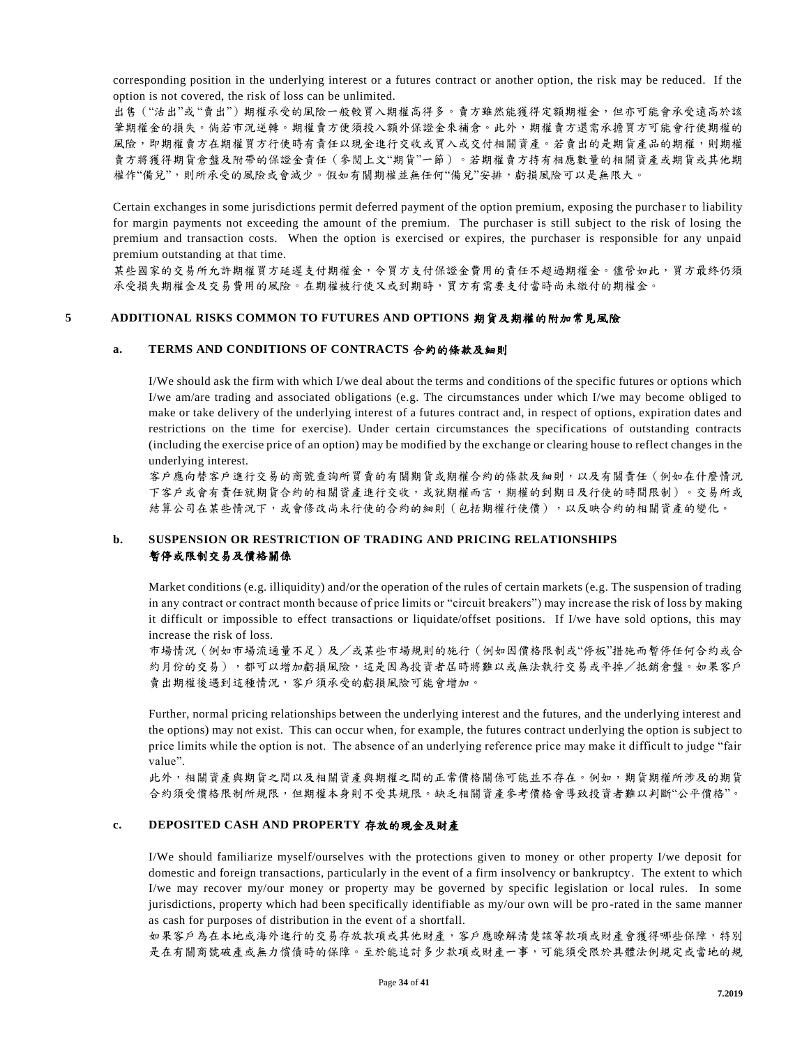corresponding position in the underlying interest or a futures contract or another option, the risk may be reduced. If the option is not covered, the risk of loss can be unlimited.

出售（"沽出"或"賣出"）期權承受的風險一般較買入期權高得多。賣方雖然能獲得定額期權金，但亦可能會承受遠高於該筆期權金的損失。倘若市況逆轉。期權賣方便須投入額外保證金來補倉。此外，期權賣方還需承擔買方可能會行使期權的風險，即期權賣方在期權買方行使時有責任以現金進行交收或買入或交付相關資產。若賣出的是期貨產品的期權，則期權賣方將獲得期貨倉盤及附帶的保證金責任（參閱上文"期貨"一節）。若期權賣方持有相應數量的相關資產或期貨或其他期權作"備兌"，則所承受的風險或會減少。假如有關期權並無任何"備兌"安排，虧損風險可以是無限大。

Certain exchanges in some jurisdictions permit deferred payment of the option premium, exposing the purchaser to liability for margin payments not exceeding the amount of the premium. The purchaser is still subject to the risk of losing the premium and transaction costs. When the option is exercised or expires, the purchaser is responsible for any unpaid premium outstanding at that time.

某些國家的交易所允許期權買方延遲支付期權金，令買方支付保證金費用的責任不超過期權金。儘管如此，買方最終仍須承受損失期權金及交易費用的風險。在期權被行使又或到期時，買方有需要支付當時尚未繳付的期權金。

## 5 ADDITIONAL RISKS COMMON TO FUTURES AND OPTIONS 期貨及期權的附加常見風險

### a. TERMS AND CONDITIONS OF CONTRACTS 合約的條款及細則

I/We should ask the firm with which I/we deal about the terms and conditions of the specific futures or options which I/we am/are trading and associated obligations (e.g. The circumstances under which I/we may become obliged to make or take delivery of the underlying interest of a futures contract and, in respect of options, expiration dates and restrictions on the time for exercise). Under certain circumstances the specifications of outstanding contracts (including the exercise price of an option) may be modified by the exchange or clearing house to reflect changes in the underlying interest.

客戶應向替客戶進行交易的商號查詢所買賣的有關期貨或期權合約的條款及細則，以及有關責任（例如在什麼情況下客戶或會有責任就期貨合約的相關資產進行交收，或就期權而言，期權的到期日及行使的時間限制）。交易所或結算公司在某些情況下，或會修改尚未行使的合約的細則（包括期權行使價），以反映合約的相關資產的變化。

### b. SUSPENSION OR RESTRICTION OF TRADING AND PRICING RELATIONSHIPS 暫停或限制交易及價格關係

Market conditions (e.g. illiquidity) and/or the operation of the rules of certain markets (e.g. The suspension of trading in any contract or contract month because of price limits or "circuit breakers") may increase the risk of loss by making it difficult or impossible to effect transactions or liquidate/offset positions. If I/we have sold options, this may increase the risk of loss.

市場情況（例如市場流通量不足）及／或某些市場規則的施行（例如因價格限制或"停板"措施而暫停任何合約或合約月份的交易），都可以增加虧損風險，這是因為投資者屆時將難以或無法執行交易或平掉／抵銷倉盤。如果客戶賣出期權後遇到這種情況，客戶須承受的虧損風險可能會增加。

Further, normal pricing relationships between the underlying interest and the futures, and the underlying interest and the options) may not exist. This can occur when, for example, the futures contract underlying the option is subject to price limits while the option is not. The absence of an underlying reference price may make it difficult to judge "fair value".

此外，相關資產與期貨之間以及相關資產與期權之間的正常價格關係可能並不存在。例如，期貨期權所涉及的期貨合約須受價格限制所規限，但期權本身則不受其規限。缺乏相關資產參考價格會導致投資者難以判斷"公平價格"。

### c. DEPOSITED CASH AND PROPERTY 存放的現金及財產

I/We should familiarize myself/ourselves with the protections given to money or other property I/we deposit for domestic and foreign transactions, particularly in the event of a firm insolvency or bankruptcy. The extent to which I/we may recover my/our money or property may be governed by specific legislation or local rules. In some jurisdictions, property which had been specifically identifiable as my/our own will be pro-rated in the same manner as cash for purposes of distribution in the event of a shortfall.

如果客戶為在本地或海外進行的交易存放款項或其他財產，客戶應瞭解清楚該等款項或財產會獲得哪些保障，特別是在有關商號破產或無力償債時的保障。至於能追討多少款項或財產一事，可能須受限於具體法例規定或當地的規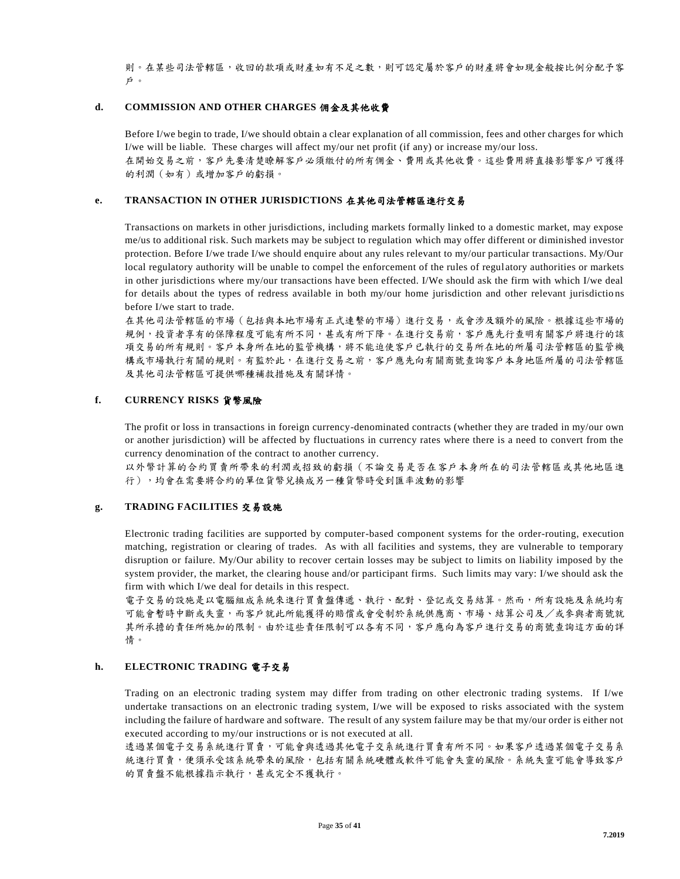則。在某些司法管轄區，收回的款項或財產如有不足之數，則可認定屬於客戶的財產將會如現金般按比例分配予客戶。

**d. COMMISSION AND OTHER CHARGES 佣金及其他收費**

Before I/we begin to trade, I/we should obtain a clear explanation of all commission, fees and other charges for which I/we will be liable. These charges will affect my/our net profit (if any) or increase my/our loss.
在開始交易之前，客戶先要清楚瞭解客戶必須繳付的所有佣金、費用或其他收費。這些費用將直接影響客戶可獲得的利潤（如有）或增加客戶的虧損。

**e. TRANSACTION IN OTHER JURISDICTIONS 在其他司法管轄區進行交易**

Transactions on markets in other jurisdictions, including markets formally linked to a domestic market, may expose me/us to additional risk. Such markets may be subject to regulation which may offer different or diminished investor protection. Before I/we trade I/we should enquire about any rules relevant to my/our particular transactions. My/Our local regulatory authority will be unable to compel the enforcement of the rules of regulatory authorities or markets in other jurisdictions where my/our transactions have been effected. I/We should ask the firm with which I/we deal for details about the types of redress available in both my/our home jurisdiction and other relevant jurisdictions before I/we start to trade.
在其他司法管轄區的市場（包括與本地市場有正式連繫的市場）進行交易，或會涉及額外的風險。根據這些市場的規例，投資者享有的保障程度可能有所不同，甚或有所下降。在進行交易前，客戶應先行查明有關客戶將進行的該項交易的所有規則。客戶本身所在地的監管機構，將不能迫使客戶已執行的交易所在地的所屬司法管轄區的監管機構或市場執行有關的規則。有鑑於此，在進行交易之前，客戶應先向有關商號查詢客戶本身地區所屬的司法管轄區及其他司法管轄區可提供哪種補救措施及有關詳情。

**f. CURRENCY RISKS 貨幣風險**

The profit or loss in transactions in foreign currency-denominated contracts (whether they are traded in my/our own or another jurisdiction) will be affected by fluctuations in currency rates where there is a need to convert from the currency denomination of the contract to another currency.
以外幣計算的合約買賣所帶來的利潤或招致的虧損（不論交易是否在客戶本身所在的司法管轄區或其他地區進行），均會在需要將合約的單位貨幣兌換成另一種貨幣時受到匯率波動的影響

**g. TRADING FACILITIES 交易設施**

Electronic trading facilities are supported by computer-based component systems for the order-routing, execution matching, registration or clearing of trades. As with all facilities and systems, they are vulnerable to temporary disruption or failure. My/Our ability to recover certain losses may be subject to limits on liability imposed by the system provider, the market, the clearing house and/or participant firms. Such limits may vary: I/we should ask the firm with which I/we deal for details in this respect.
電子交易的設施是以電腦組成系統來進行買賣盤傳遞、執行、配對、登記或交易結算。然而，所有設施及系統均有可能會暫時中斷或失靈，而客戶就此所能獲得的賠償或會受制於系統供應商、市場、結算公司及／或參與者商號就其所承擔的責任所施加的限制。由於這些責任限制可以各有不同，客戶應向為客戶進行交易的商號查詢這方面的詳情。

**h. ELECTRONIC TRADING 電子交易**

Trading on an electronic trading system may differ from trading on other electronic trading systems. If I/we undertake transactions on an electronic trading system, I/we will be exposed to risks associated with the system including the failure of hardware and software. The result of any system failure may be that my/our order is either not executed according to my/our instructions or is not executed at all.
透過某個電子交易系統進行買賣，可能會與透過其他電子交系統進行買賣有所不同。如果客戶透過某個電子交易系統進行買賣，便須承受該系統帶來的風險，包括有關系統硬體或軟件可能會失靈的風險。系統失靈可能會導致客戶的買賣盤不能根據指示執行，甚或完全不獲執行。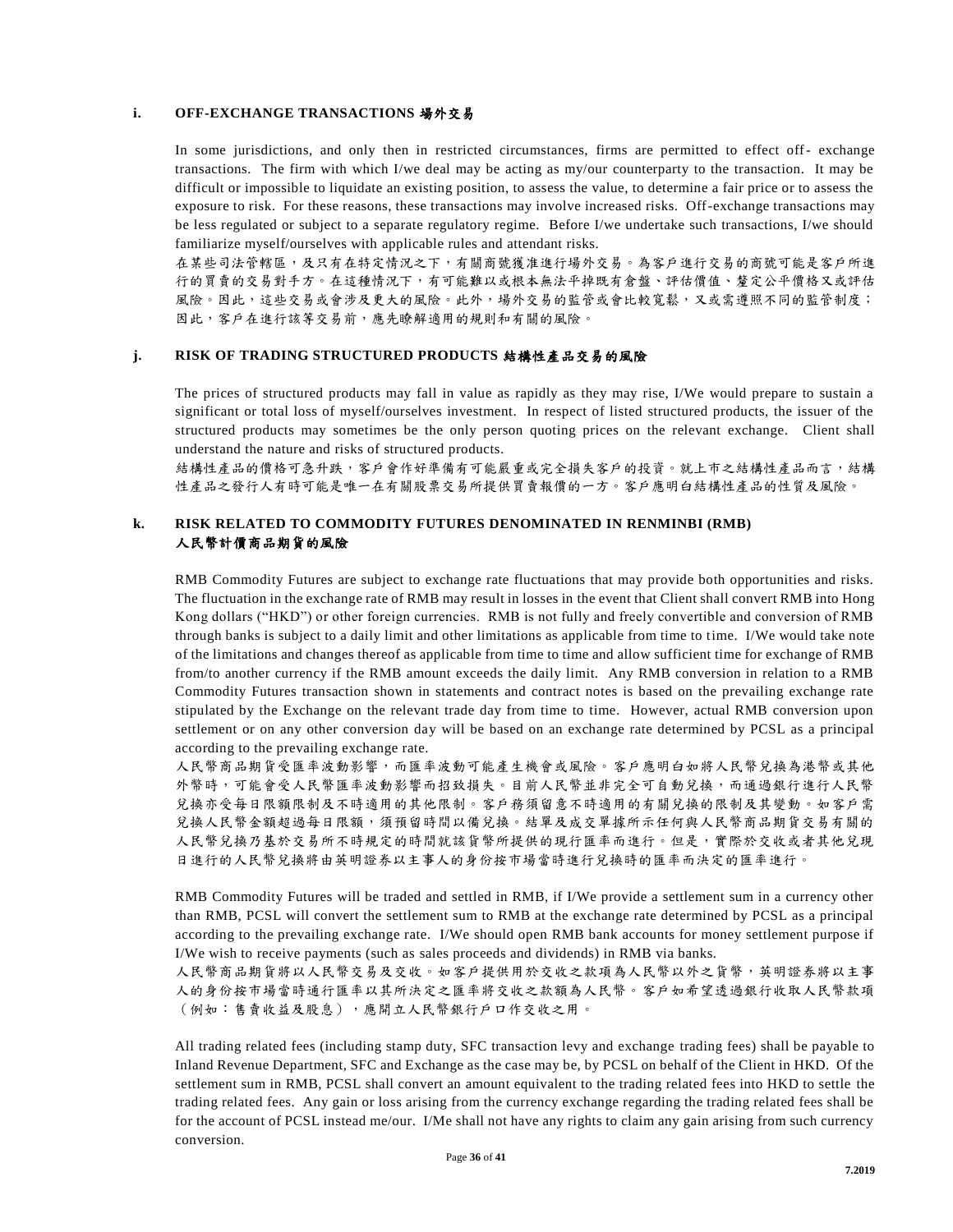**i. OFF-EXCHANGE TRANSACTIONS 場外交易**

In some jurisdictions, and only then in restricted circumstances, firms are permitted to effect off- exchange transactions. The firm with which I/we deal may be acting as my/our counterparty to the transaction. It may be difficult or impossible to liquidate an existing position, to assess the value, to determine a fair price or to assess the exposure to risk. For these reasons, these transactions may involve increased risks. Off-exchange transactions may be less regulated or subject to a separate regulatory regime. Before I/we undertake such transactions, I/we should familiarize myself/ourselves with applicable rules and attendant risks.

在某些司法管轄區，及只有在特定情況之下，有關商號獲准進行場外交易。為客戶進行交易的商號可能是客戶所進行的買賣的交易對手方。在這種情況下，有可能難以或根本無法平掉既有倉盤、評估價值、釐定公平價格又或評估風險。因此，這些交易或會涉及更大的風險。此外，場外交易的監管或會比較寬鬆，又或需遵照不同的監管制度；因此，客戶在進行該等交易前，應先瞭解適用的規則和有關的風險。

**j. RISK OF TRADING STRUCTURED PRODUCTS 結構性產品交易的風險**

The prices of structured products may fall in value as rapidly as they may rise, I/We would prepare to sustain a significant or total loss of myself/ourselves investment. In respect of listed structured products, the issuer of the structured products may sometimes be the only person quoting prices on the relevant exchange. Client shall understand the nature and risks of structured products.

結構性產品的價格可急升跌，客戶會作好準備有可能嚴重或完全損失客戶的投資。就上市之結構性產品而言，結構性產品之發行人有時可能是唯一在有關股票交易所提供買賣報價的一方。客戶應明白結構性產品的性質及風險。

**k. RISK RELATED TO COMMODITY FUTURES DENOMINATED IN RENMINBI (RMB) 人民幣計價商品期貨的風險**

RMB Commodity Futures are subject to exchange rate fluctuations that may provide both opportunities and risks. The fluctuation in the exchange rate of RMB may result in losses in the event that Client shall convert RMB into Hong Kong dollars ("HKD") or other foreign currencies. RMB is not fully and freely convertible and conversion of RMB through banks is subject to a daily limit and other limitations as applicable from time to time. I/We would take note of the limitations and changes thereof as applicable from time to time and allow sufficient time for exchange of RMB from/to another currency if the RMB amount exceeds the daily limit. Any RMB conversion in relation to a RMB Commodity Futures transaction shown in statements and contract notes is based on the prevailing exchange rate stipulated by the Exchange on the relevant trade day from time to time. However, actual RMB conversion upon settlement or on any other conversion day will be based on an exchange rate determined by PCSL as a principal according to the prevailing exchange rate.

人民幣商品期貨受匯率波動影響，而匯率波動可能產生機會或風險。客戶應明白如將人民幣兌換為港幣或其他外幣時，可能會受人民幣匯率波動影響而招致損失。目前人民幣並非完全可自動兌換，而通過銀行進行人民幣兌換亦受每日限額限制及不時適用的其他限制。客戶務須留意不時適用的有關兌換的限制及其變動。如客戶需兌換人民幣金額超過每日限額，須預留時間以備兌換。結單及成交單據所示任何與人民幣商品期貨交易有關的人民幣兌換乃基於交易所不時規定的時間就該貨幣所提供的現行匯率而進行。但是，實際於交收或者其他兌現日進行的人民幣兌換將由英明證券以主事人的身份按市場當時進行兌換時的匯率而決定的匯率進行。

RMB Commodity Futures will be traded and settled in RMB, if I/We provide a settlement sum in a currency other than RMB, PCSL will convert the settlement sum to RMB at the exchange rate determined by PCSL as a principal according to the prevailing exchange rate. I/We should open RMB bank accounts for money settlement purpose if I/We wish to receive payments (such as sales proceeds and dividends) in RMB via banks.

人民幣商品期貨將以人民幣交易及交收。如客戶提供用於交收之款項為人民幣以外之貨幣，英明證券將以主事人的身份按市場當時通行匯率以其所決定之匯率將交收之款額為人民幣。客戶如希望透過銀行收取人民幣款項（例如：售賣收益及股息），應開立人民幣銀行戶口作交收之用。

All trading related fees (including stamp duty, SFC transaction levy and exchange trading fees) shall be payable to Inland Revenue Department, SFC and Exchange as the case may be, by PCSL on behalf of the Client in HKD. Of the settlement sum in RMB, PCSL shall convert an amount equivalent to the trading related fees into HKD to settle the trading related fees. Any gain or loss arising from the currency exchange regarding the trading related fees shall be for the account of PCSL instead me/our. I/Me shall not have any rights to claim any gain arising from such currency conversion.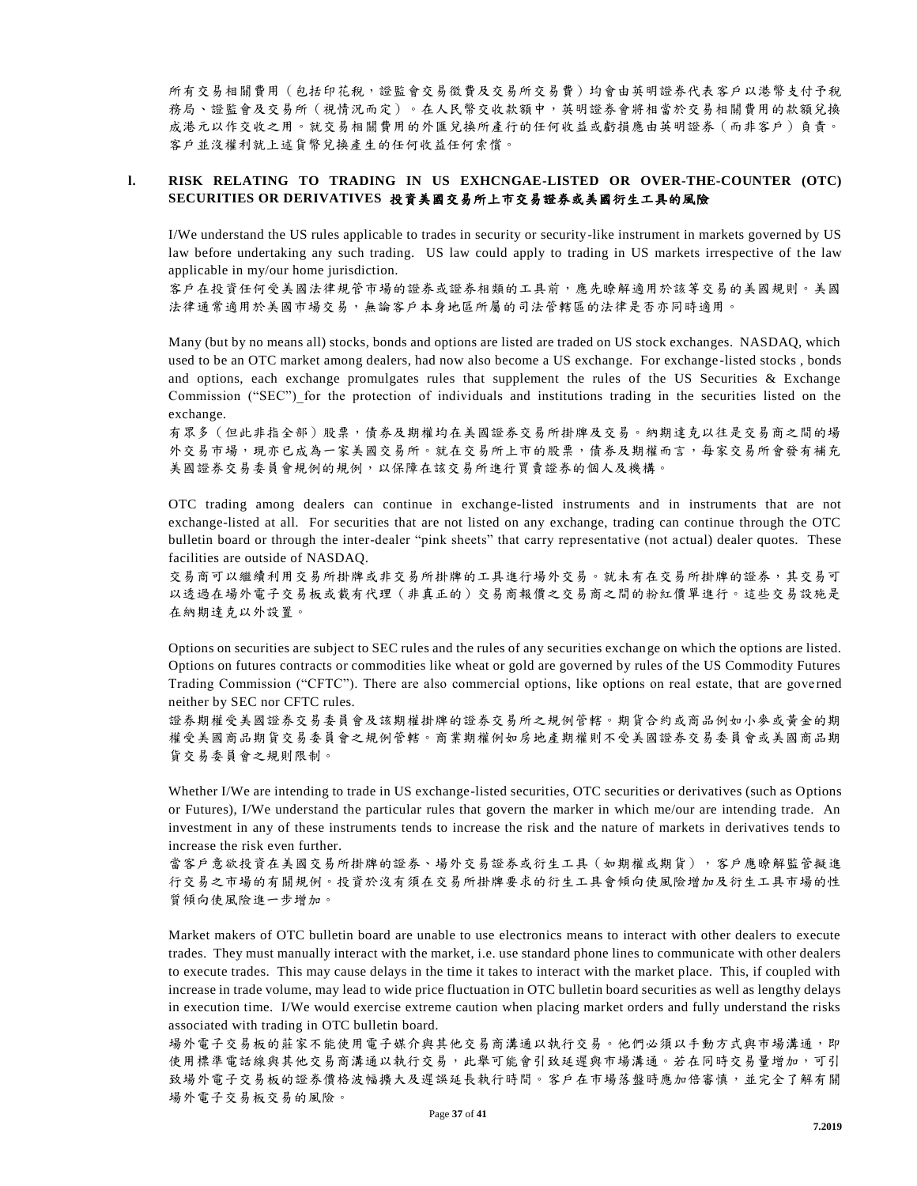所有交易相關費用（包括印花稅，證監會交易徵費及交易所交易費）均會由英明證券代表客戶以港幣支付予稅務局、證監會及交易所（視情況而定）。在人民幣交收款額中，英明證券會將相當於交易相關費用的款額兌換成港元以作交收之用。就交易相關費用的外匯兌換所產行的任何收益或虧損應由英明證券（而非客戶）負責。客戶並沒權利就上述貨幣兌換產生的任何收益任何索償。

## l. RISK RELATING TO TRADING IN US EXHCNGAE-LISTED OR OVER-THE-COUNTER (OTC) SECURITIES OR DERIVATIVES 投資美國交易所上市交易證券或美國衍生工具的風險

I/We understand the US rules applicable to trades in security or security-like instrument in markets governed by US law before undertaking any such trading. US law could apply to trading in US markets irrespective of the law applicable in my/our home jurisdiction.

客戶在投資任何受美國法律規管市場的證券或證券相類的工具前，應先瞭解適用於該等交易的美國規則。美國法律通常適用於美國市場交易，無論客戶本身地區所屬的司法管轄區的法律是否亦同時適用。

Many (but by no means all) stocks, bonds and options are listed are traded on US stock exchanges. NASDAQ, which used to be an OTC market among dealers, had now also become a US exchange. For exchange-listed stocks , bonds and options, each exchange promulgates rules that supplement the rules of the US Securities & Exchange Commission ("SEC")_for the protection of individuals and institutions trading in the securities listed on the exchange.

有眾多（但此非指全部）股票，債券及期權均在美國證券交易所掛牌及交易。納期達克以往是交易商之間的場外交易市場，現亦已成為一家美國交易所。就在交易所上市的股票，債券及期權而言，每家交易所會發有補充美國證券交易委員會規例的規例，以保障在該交易所進行買賣證券的個人及機構。

OTC trading among dealers can continue in exchange-listed instruments and in instruments that are not exchange-listed at all. For securities that are not listed on any exchange, trading can continue through the OTC bulletin board or through the inter-dealer "pink sheets" that carry representative (not actual) dealer quotes. These facilities are outside of NASDAQ.

交易商可以繼續利用交易所掛牌或非交易所掛牌的工具進行場外交易。就未有在交易所掛牌的證券，其交易可以透過在場外電子交易板或載有代理（非真正的）交易商報價之交易商之間的粉紅價單進行。這些交易設施是在納期達克以外設置。

Options on securities are subject to SEC rules and the rules of any securities exchange on which the options are listed. Options on futures contracts or commodities like wheat or gold are governed by rules of the US Commodity Futures Trading Commission ("CFTC"). There are also commercial options, like options on real estate, that are governed neither by SEC nor CFTC rules.

證券期權受美國證券交易委員會及該期權掛牌的證券交易所之規例管轄。期貨合約或商品例如小麥或黃金的期權受美國商品期貨交易委員會之規例管轄。商業期權例如房地產期權則不受美國證券交易委員會或美國商品期貨交易委員會之規則限制。

Whether I/We are intending to trade in US exchange-listed securities, OTC securities or derivatives (such as Options or Futures), I/We understand the particular rules that govern the marker in which me/our are intending trade. An investment in any of these instruments tends to increase the risk and the nature of markets in derivatives tends to increase the risk even further.

當客戶意欲投資在美國交易所掛牌的證券、場外交易證券或衍生工具（如期權或期貨），客戶應瞭解監管擬進行交易之市場的有關規例。投資於沒有須在交易所掛牌要求的衍生工具會傾向使風險增加及衍生工具市場的性質傾向使風險進一步增加。

Market makers of OTC bulletin board are unable to use electronics means to interact with other dealers to execute trades. They must manually interact with the market, i.e. use standard phone lines to communicate with other dealers to execute trades. This may cause delays in the time it takes to interact with the market place. This, if coupled with increase in trade volume, may lead to wide price fluctuation in OTC bulletin board securities as well as lengthy delays in execution time. I/We would exercise extreme caution when placing market orders and fully understand the risks associated with trading in OTC bulletin board.

場外電子交易板的莊家不能使用電子媒介與其他交易商溝通以執行交易。他們必須以手動方式與市場溝通，即使用標準電話線與其他交易商溝通以執行交易，此舉可能會引致延遲與市場溝通。若在同時交易量增加，可引致場外電子交易板的證券價格波幅擴大及遲誤延長執行時間。客戶在市場落盤時應加倍審慎，並完全了解有關場外電子交易板交易的風險。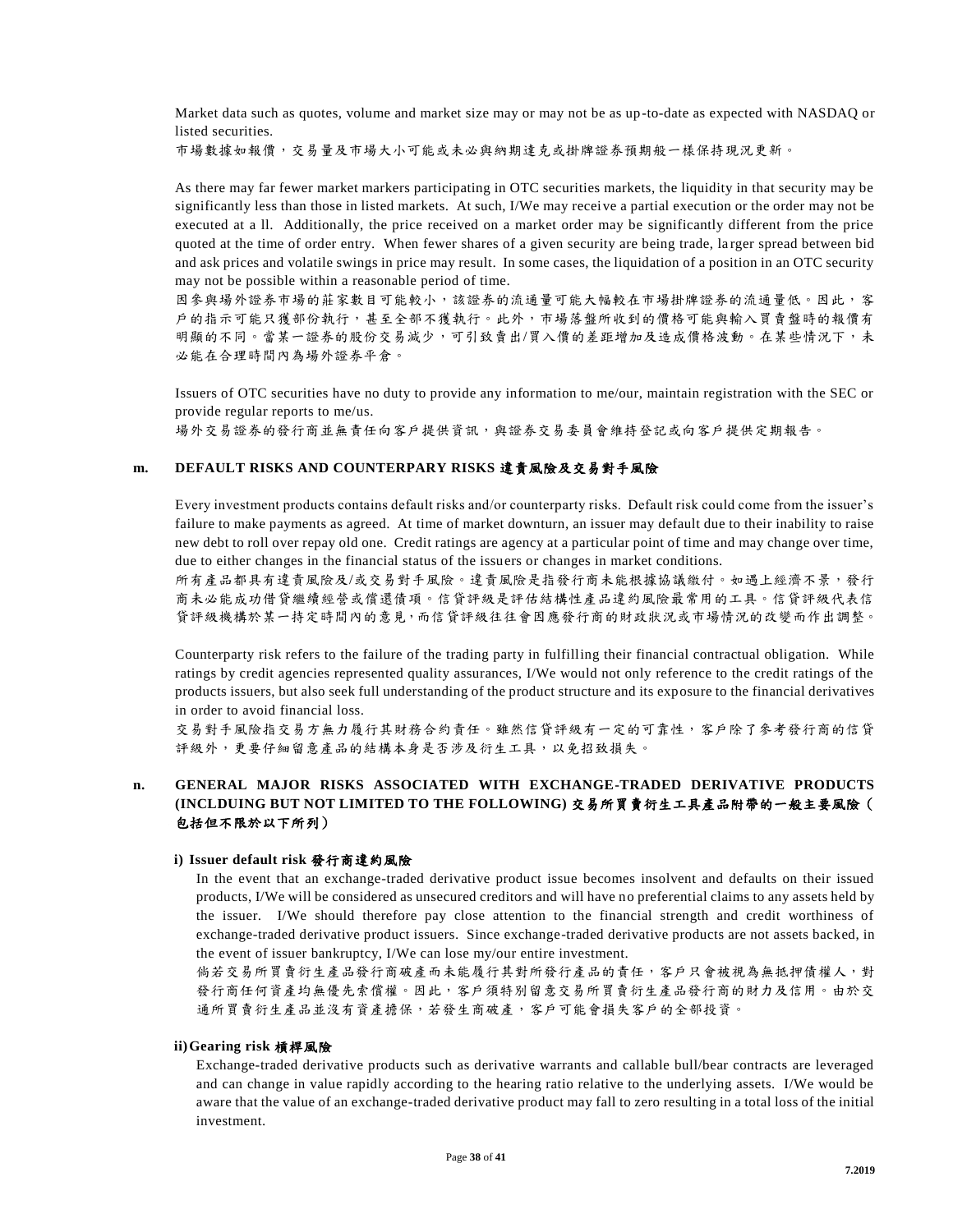Market data such as quotes, volume and market size may or may not be as up-to-date as expected with NASDAQ or listed securities.
市場數據如報價，交易量及市場大小可能或未必與納期達克或掛牌證券預期般一樣保持現況更新。

As there may far fewer market markers participating in OTC securities markets, the liquidity in that security may be significantly less than those in listed markets. At such, I/We may receive a partial execution or the order may not be executed at a ll. Additionally, the price received on a market order may be significantly different from the price quoted at the time of order entry. When fewer shares of a given security are being trade, larger spread between bid and ask prices and volatile swings in price may result. In some cases, the liquidation of a position in an OTC security may not be possible within a reasonable period of time.
因參與場外證券市場的莊家數目可能較小，該證券的流通量可能大幅較在市場掛牌證券的流通量低。因此，客戶的指示可能只獲部份執行，甚至全部不獲執行。此外，市場落盤所收到的價格可能與輸入買賣盤時的報價有明顯的不同。當某一證券的股份交易減少，可引致賣出/買入價的差距增加及造成價格波動。在某些情況下，未必能在合理時間內為場外證券平倉。

Issuers of OTC securities have no duty to provide any information to me/our, maintain registration with the SEC or provide regular reports to me/us.
場外交易證券的發行商並無責任向客戶提供資訊，與證券交易委員會維持登記或向客戶提供定期報告。

### m. DEFAULT RISKS AND COUNTERPARY RISKS 違責風險及交易對手風險

Every investment products contains default risks and/or counterparty risks. Default risk could come from the issuer's failure to make payments as agreed. At time of market downturn, an issuer may default due to their inability to raise new debt to roll over repay old one. Credit ratings are agency at a particular point of time and may change over time, due to either changes in the financial status of the issuers or changes in market conditions.
所有產品都具有違責風險及/或交易對手風險。違責風險是指發行商未能根據協議繳付。如遇上經濟不景，發行商未必能成功借貸繼續經營或償還債項。信貸評級是評估結構性產品違約風險最常用的工具。信貸評級代表信貸評級機構於某一持定時間內的意見，而信貸評級往往會因應發行商的財政狀況或市場情況的改變而作出調整。

Counterparty risk refers to the failure of the trading party in fulfilling their financial contractual obligation. While ratings by credit agencies represented quality assurances, I/We would not only reference to the credit ratings of the products issuers, but also seek full understanding of the product structure and its exposure to the financial derivatives in order to avoid financial loss.
交易對手風險指交易方無力履行其財務合約責任。雖然信貸評級有一定的可靠性，客戶除了參考發行商的信貸評級外，更要仔細留意產品的結構本身是否涉及衍生工具，以免招致損失。

### n. GENERAL MAJOR RISKS ASSOCIATED WITH EXCHANGE-TRADED DERIVATIVE PRODUCTS (INCLDUING BUT NOT LIMITED TO THE FOLLOWING) 交易所買賣衍生工具產品附帶的一般主要風險（包括但不限於以下所列）

#### i) Issuer default risk 發行商違約風險

In the event that an exchange-traded derivative product issue becomes insolvent and defaults on their issued products, I/We will be considered as unsecured creditors and will have no preferential claims to any assets held by the issuer. I/We should therefore pay close attention to the financial strength and credit worthiness of exchange-traded derivative product issuers. Since exchange-traded derivative products are not assets backed, in the event of issuer bankruptcy, I/We can lose my/our entire investment.
倘若交易所買賣衍生產品發行商破產而未能履行其對所發行產品的責任，客戶只會被視為無抵押債權人，對發行商任何資產均無優先索償權。因此，客戶須特別留意交易所買賣衍生產品發行商的財力及信用。由於交通所買賣衍生產品並沒有資產擔保，若發生商破產，客戶可能會損失客戶的全部投資。

#### ii) Gearing risk 槓桿風險

Exchange-traded derivative products such as derivative warrants and callable bull/bear contracts are leveraged and can change in value rapidly according to the hearing ratio relative to the underlying assets. I/We would be aware that the value of an exchange-traded derivative product may fall to zero resulting in a total loss of the initial investment.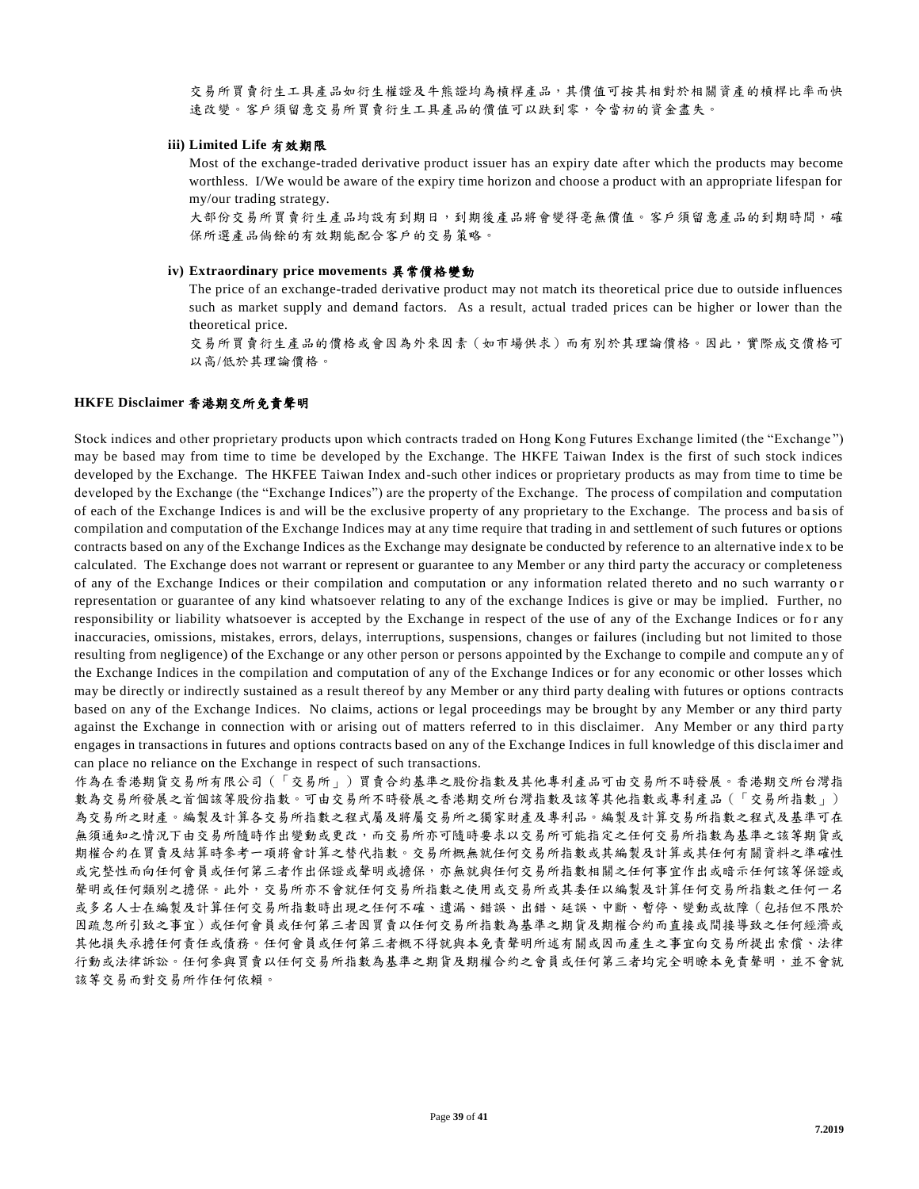交易所買賣衍生工具產品如衍生權證及牛熊證均為槓桿產品，其價值可按其相對於相關資產的槓桿比率而快速改變。客戶須留意交易所買賣衍生工具產品的價值可以跌到零，令當初的資金盡失。

#### iii) Limited Life 有效期限

Most of the exchange-traded derivative product issuer has an expiry date after which the products may become worthless. I/We would be aware of the expiry time horizon and choose a product with an appropriate lifespan for my/our trading strategy.

大部份交易所買賣衍生產品均設有到期日，到期後產品將會變得毫無價值。客戶須留意產品的到期時間，確保所選產品尚餘的有效期能配合客戶的交易策略。

#### iv) Extraordinary price movements 異常價格變動

The price of an exchange-traded derivative product may not match its theoretical price due to outside influences such as market supply and demand factors. As a result, actual traded prices can be higher or lower than the theoretical price.

交易所買賣衍生產品的價格或會因為外來因素（如市場供求）而有別於其理論價格。因此，實際成交價格可以高/低於其理論價格。

### HKFE Disclaimer 香港期交所免責聲明

Stock indices and other proprietary products upon which contracts traded on Hong Kong Futures Exchange limited (the "Exchange") may be based may from time to time be developed by the Exchange. The HKFE Taiwan Index is the first of such stock indices developed by the Exchange. The HKFEE Taiwan Index and-such other indices or proprietary products as may from time to time be developed by the Exchange (the "Exchange Indices") are the property of the Exchange. The process of compilation and computation of each of the Exchange Indices is and will be the exclusive property of any proprietary to the Exchange. The process and basis of compilation and computation of the Exchange Indices may at any time require that trading in and settlement of such futures or options contracts based on any of the Exchange Indices as the Exchange may designate be conducted by reference to an alternative index to be calculated. The Exchange does not warrant or represent or guarantee to any Member or any third party the accuracy or completeness of any of the Exchange Indices or their compilation and computation or any information related thereto and no such warranty or representation or guarantee of any kind whatsoever relating to any of the exchange Indices is give or may be implied. Further, no responsibility or liability whatsoever is accepted by the Exchange in respect of the use of any of the Exchange Indices or for any inaccuracies, omissions, mistakes, errors, delays, interruptions, suspensions, changes or failures (including but not limited to those resulting from negligence) of the Exchange or any other person or persons appointed by the Exchange to compile and compute any of the Exchange Indices in the compilation and computation of any of the Exchange Indices or for any economic or other losses which may be directly or indirectly sustained as a result thereof by any Member or any third party dealing with futures or options contracts based on any of the Exchange Indices. No claims, actions or legal proceedings may be brought by any Member or any third party against the Exchange in connection with or arising out of matters referred to in this disclaimer. Any Member or any third party engages in transactions in futures and options contracts based on any of the Exchange Indices in full knowledge of this disclaimer and can place no reliance on the Exchange in respect of such transactions.

作為在香港期貨交易所有限公司（「交易所」）買賣合約基準之股份指數及其他專利產品可由交易所不時發展。香港期交所台灣指數為交易所發展之首個該等股份指數。可由交易所不時發展之香港期交所台灣指數及該等其他指數或專利產品（「交易所指數」）為交易所之財產。編製及計算各交易所指數之程式屬及將屬交易所之獨家財產及專利品。編製及計算交易所指數之程式及基準可在無須通知之情況下由交易所隨時作出變動或更改，而交易所亦可隨時要求以交易所可能指定之任何交易所指數為基準之該等期貨或期權合約在買賣及結算時參考一項將會計算之替代指數。交易所概無就任何交易所指數或其編製及計算或其任何有關資料之準確性或完整性而向任何會員或任何第三者作出保證或聲明或擔保，亦無就與任何交易所指數相關之任何事宜作出或暗示任何該等保證或聲明或任何類別之擔保。此外，交易所亦不會就任何交易所指數之使用或交易所或其委任以編製及計算任何交易所指數之任何一名或多名人士在編製及計算任何交易所指數時出現之任何不確、遺漏、錯誤、出錯、延誤、中斷、暫停、變動或故障（包括但不限於因疏忽所引致之事宜）或任何會員或任何第三者因買賣以任何交易所指數為基準之期貨及期權合約而直接或間接導致之任何經濟或其他損失承擔任何責任或債務。任何會員或任何第三者概不得就與本免責聲明所述有關或因而產生之事宜向交易所提出索償、法律行動或法律訴訟。任何參與買賣以任何交易所指數為基準之期貨及期權合約之會員或任何第三者均完全明瞭本免責聲明，並不會就該等交易而對交易所作任何依賴。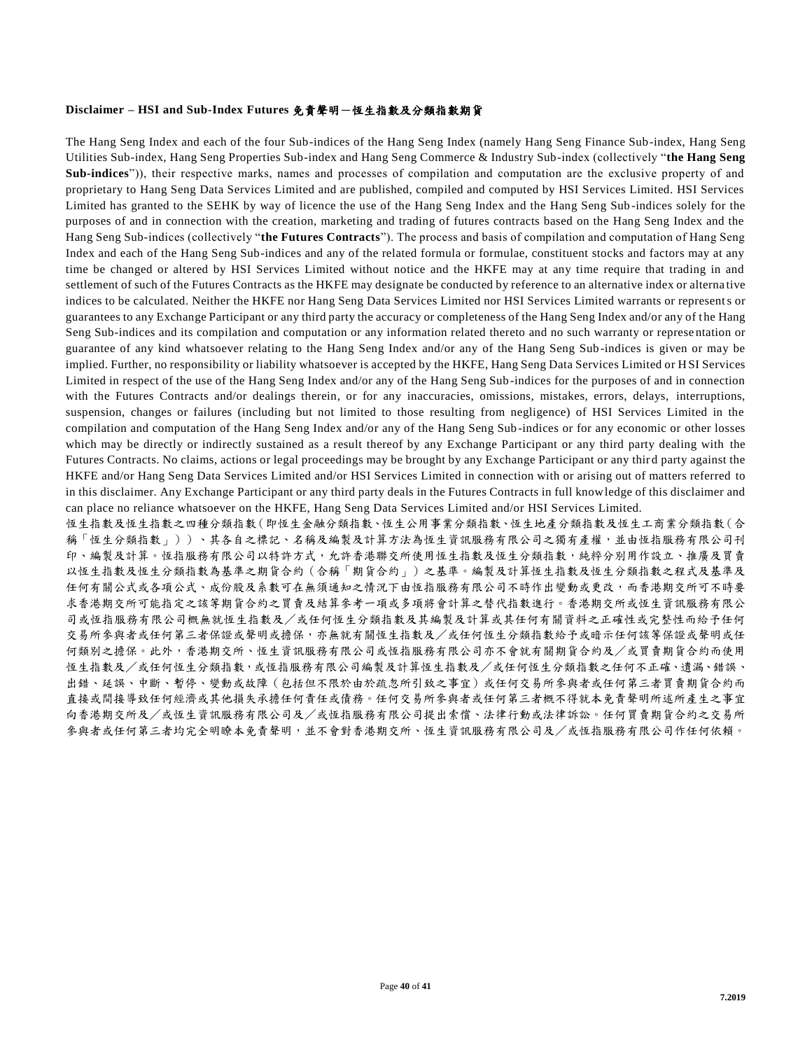**Disclaimer – HSI and Sub-Index Futures 免責聲明－恆生指數及分類指數期貨**

The Hang Seng Index and each of the four Sub-indices of the Hang Seng Index (namely Hang Seng Finance Sub-index, Hang Seng Utilities Sub-index, Hang Seng Properties Sub-index and Hang Seng Commerce & Industry Sub-index (collectively "**the Hang Seng Sub-indices**")), their respective marks, names and processes of compilation and computation are the exclusive property of and proprietary to Hang Seng Data Services Limited and are published, compiled and computed by HSI Services Limited. HSI Services Limited has granted to the SEHK by way of licence the use of the Hang Seng Index and the Hang Seng Sub-indices solely for the purposes of and in connection with the creation, marketing and trading of futures contracts based on the Hang Seng Index and the Hang Seng Sub-indices (collectively "**the Futures Contracts**"). The process and basis of compilation and computation of Hang Seng Index and each of the Hang Seng Sub-indices and any of the related formula or formulae, constituent stocks and factors may at any time be changed or altered by HSI Services Limited without notice and the HKFE may at any time require that trading in and settlement of such of the Futures Contracts as the HKFE may designate be conducted by reference to an alternative index or alternative indices to be calculated. Neither the HKFE nor Hang Seng Data Services Limited nor HSI Services Limited warrants or represents or guarantees to any Exchange Participant or any third party the accuracy or completeness of the Hang Seng Index and/or any of the Hang Seng Sub-indices and its compilation and computation or any information related thereto and no such warranty or representation or guarantee of any kind whatsoever relating to the Hang Seng Index and/or any of the Hang Seng Sub-indices is given or may be implied. Further, no responsibility or liability whatsoever is accepted by the HKFE, Hang Seng Data Services Limited or HSI Services Limited in respect of the use of the Hang Seng Index and/or any of the Hang Seng Sub-indices for the purposes of and in connection with the Futures Contracts and/or dealings therein, or for any inaccuracies, omissions, mistakes, errors, delays, interruptions, suspension, changes or failures (including but not limited to those resulting from negligence) of HSI Services Limited in the compilation and computation of the Hang Seng Index and/or any of the Hang Seng Sub-indices or for any economic or other losses which may be directly or indirectly sustained as a result thereof by any Exchange Participant or any third party dealing with the Futures Contracts. No claims, actions or legal proceedings may be brought by any Exchange Participant or any third party against the HKFE and/or Hang Seng Data Services Limited and/or HSI Services Limited in connection with or arising out of matters referred to in this disclaimer. Any Exchange Participant or any third party deals in the Futures Contracts in full knowledge of this disclaimer and can place no reliance whatsoever on the HKFE, Hang Seng Data Services Limited and/or HSI Services Limited.

恆生指數及恆生指數之四種分類指數（即恆生金融分類指數、恆生公用事業分類指數、恆生地產分類指數及恆生工商業分類指數（合稱「恆生分類指數」））、其各自之標記、名稱及編製及計算方法為恆生資訊服務有限公司之獨有產權，並由恆指服務有限公司刊印、編製及計算。恆指服務有限公司以特許方式，允許香港聯交所使用恆生指數及恆生分類指數，純粹分別用作設立、推廣及買賣以恆生指數及恆生分類指數為基準之期貨合約（合稱「期貨合約」）之基準。編製及計算恆生指數及恆生分類指數之程式及基準及任何有關公式或各項公式、成份股及系數可在無須通知之情況下由恆指服務有限公司不時作出變動或更改，而香港期交所可不時要求香港期交所可能指定之該等期貨合約之買賣及結算參考一項或多項將會計算之替代指數進行。香港期交所或恆生資訊服務有限公司或恆指服務有限公司概無就恆生指數及／或任何恆生分類指數及其編製及計算或其任何有關資料之正確性或完整性而給予任何交易所參與者或任何第三者保證或聲明或擔保，亦無就有關恆生指數及／或任何恆生分類指數給予或暗示任何該等保證或聲明或任何類別之擔保。此外，香港期交所、恆生資訊服務有限公司或恆指服務有限公司亦不會就有關期貨合約及／或買賣期貨合約而使用恆生指數及／或任何恆生分類指數，或恆指服務有限公司編製及計算恆生指數及／或任何恆生分類指數之任何不正確、遺漏、錯誤、出錯、延誤、中斷、暫停、變動或故障（包括但不限於由於疏忽所引致之事宜）或任何交易所參與者或任何第三者買賣期貨合約而直接或間接導致任何經濟或其他損失承擔任何責任或債務。任何交易所參與者或任何第三者概不得就本免責聲明所述所產生之事宜向香港期交所及／或恆生資訊服務有限公司及／或恆指服務有限公司提出索償、法律行動或法律訴訟。任何買賣期貨合約之交易所參與者或任何第三者均完全明瞭本免責聲明，並不會對香港期交所、恆生資訊服務有限公司及／或恆指服務有限公司作任何依賴。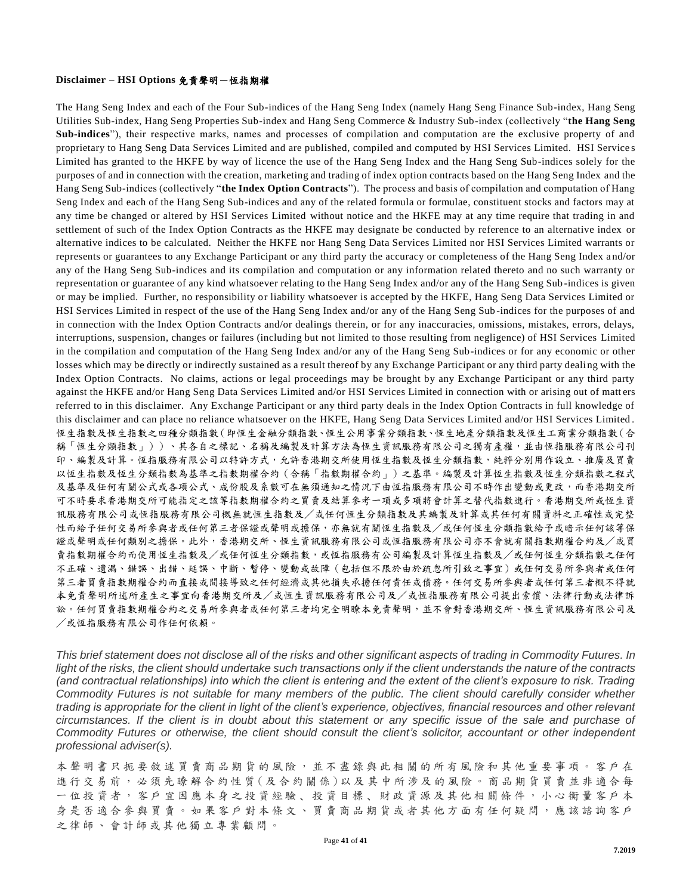**Disclaimer – HSI Options 免責聲明－恒指期權**

The Hang Seng Index and each of the Four Sub-indices of the Hang Seng Index (namely Hang Seng Finance Sub-index, Hang Seng Utilities Sub-index, Hang Seng Properties Sub-index and Hang Seng Commerce & Industry Sub-index (collectively "**the Hang Seng Sub-indices**"), their respective marks, names and processes of compilation and computation are the exclusive property of and proprietary to Hang Seng Data Services Limited and are published, compiled and computed by HSI Services Limited. HSI Services Limited has granted to the HKFE by way of licence the use of the Hang Seng Index and the Hang Seng Sub-indices solely for the purposes of and in connection with the creation, marketing and trading of index option contracts based on the Hang Seng Index and the Hang Seng Sub-indices (collectively "**the Index Option Contracts**"). The process and basis of compilation and computation of Hang Seng Index and each of the Hang Seng Sub-indices and any of the related formula or formulae, constituent stocks and factors may at any time be changed or altered by HSI Services Limited without notice and the HKFE may at any time require that trading in and settlement of such of the Index Option Contracts as the HKFE may designate be conducted by reference to an alternative index or alternative indices to be calculated. Neither the HKFE nor Hang Seng Data Services Limited nor HSI Services Limited warrants or represents or guarantees to any Exchange Participant or any third party the accuracy or completeness of the Hang Seng Index and/or any of the Hang Seng Sub-indices and its compilation and computation or any information related thereto and no such warranty or representation or guarantee of any kind whatsoever relating to the Hang Seng Index and/or any of the Hang Seng Sub-indices is given or may be implied. Further, no responsibility or liability whatsoever is accepted by the HKFE, Hang Seng Data Services Limited or HSI Services Limited in respect of the use of the Hang Seng Index and/or any of the Hang Seng Sub-indices for the purposes of and in connection with the Index Option Contracts and/or dealings therein, or for any inaccuracies, omissions, mistakes, errors, delays, interruptions, suspension, changes or failures (including but not limited to those resulting from negligence) of HSI Services Limited in the compilation and computation of the Hang Seng Index and/or any of the Hang Seng Sub-indices or for any economic or other losses which may be directly or indirectly sustained as a result thereof by any Exchange Participant or any third party dealing with the Index Option Contracts. No claims, actions or legal proceedings may be brought by any Exchange Participant or any third party against the HKFE and/or Hang Seng Data Services Limited and/or HSI Services Limited in connection with or arising out of matters referred to in this disclaimer. Any Exchange Participant or any third party deals in the Index Option Contracts in full knowledge of this disclaimer and can place no reliance whatsoever on the HKFE, Hang Seng Data Services Limited and/or HSI Services Limited.
恒生指數及恒生指數之四種分類指數（即恒生金融分類指數、恒生公用事業分類指數、恒生地產分類指數及恒生工商業分類指數（合稱「恒生分類指數」））、其各自之標記、名稱及編製及計算方法為恒生資訊服務有限公司之獨有產權，並由恒指服務有限公司刊印、編製及計算。恒指服務有限公司以特許方式，允許香港期交所使用恒生指數及恒生分類指數，純粹分別用作設立、推廣及買賣以恒生指數及恒生分類指數為基準之指數期權合約（合稱「指數期權合約」）之基準。編製及計算恒生指數及恒生分類指數之程式及基準及任何有關公式或各項公式、成份股及系數可在無須通知之情況下由恒指服務有限公司不時作出變動或更改，而香港期交所可不時要求香港期交所可能指定之該等指數期權合約之買賣及結算參考一項或多項將會計算之替代指數進行。香港期交所或恒生資訊服務有限公司或恒指服務有限公司概無就恒生指數及／或任何恒生分類指數及其編製及計算或其任何有關資料之正確性或完整性而給予任何交易所參與者或任何第三者保證或聲明或擔保，亦無就有關恒生指數及／或任何恒生分類指數給予或暗示任何該等保證或聲明或任何類別之擔保。此外，香港期交所、恒生資訊服務有限公司或恒指服務有限公司亦不會就有關指數期權合約及／或買賣指數期權合約而使用恒生指數及／或任何恒生分類指數，或恒指服務有公司編製及計算恒生指數及／或任何恒生分類指數之任何不正確、遺漏、錯誤、出錯、延誤、中斷、暫停、變動或故障（包括但不限於由於疏忽所引致之事宜）或任何交易所參與者或任何第三者買賣指數期權合約而直接或間接導致之任何經濟或其他損失承擔任何責任或債務。任何交易所參與者或任何第三者概不得就本免責聲明所述所產生之事宜向香港期交所及／或恒生資訊服務有限公司及／或恒指服務有限公司提出索償、法律行動或法律訴訟。任何買賣指數期權合約之交易所參與者或任何第三者均完全明瞭本免責聲明，並不會對香港期交所、恒生資訊服務有限公司及／或恒指服務有限公司作任何依賴。

*This brief statement does not disclose all of the risks and other significant aspects of trading in Commodity Futures. In light of the risks, the client should undertake such transactions only if the client understands the nature of the contracts (and contractual relationships) into which the client is entering and the extent of the client's exposure to risk. Trading Commodity Futures is not suitable for many members of the public. The client should carefully consider whether trading is appropriate for the client in light of the client's experience, objectives, financial resources and other relevant circumstances. If the client is in doubt about this statement or any specific issue of the sale and purchase of Commodity Futures or otherwise, the client should consult the client's solicitor, accountant or other independent professional adviser(s).*

本聲明書只扼要敘述買賣商品期貨的風險，並不盡錄與此相關的所有風險和其他重要事項。客戶在進行交易前，必須先瞭解合約性質（及合約關係）以及其中所涉及的風險。商品期貨買賣並非適合每一位投資者，客戶宜因應本身之投資經驗、投資目標、財政資源及其他相關條件，小心衡量客戶本身是否適合參與買賣。如果客戶對本條文、買賣商品期貨或者其他方面有任何疑問，應該諮詢客戶之律師、會計師或其他獨立專業顧問。

7.2019